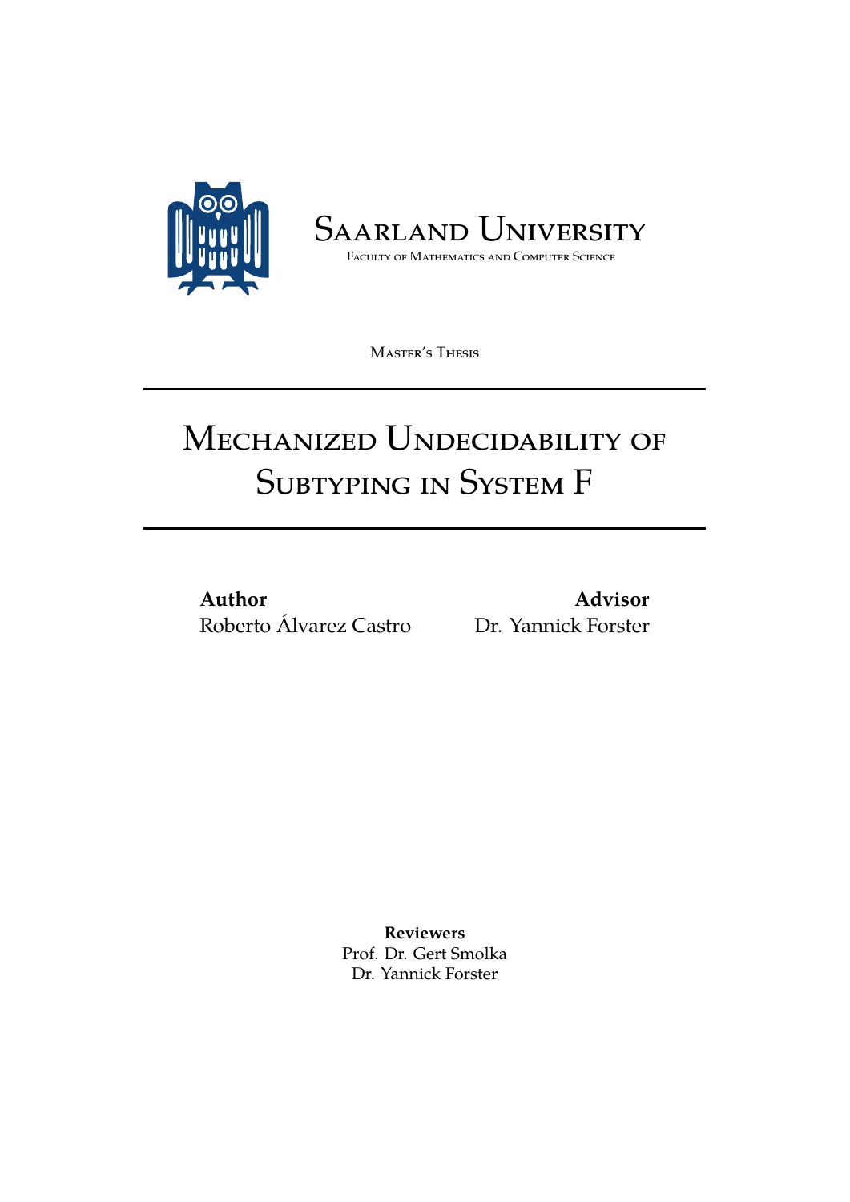Saarland University

Faculty of Mathematics and Computer Science

Master's Thesis

# Mechanized Undecidability of Subtyping in System F

**Author**
Roberto Álvarez Castro

**Advisor**
Dr. Yannick Forster

**Reviewers**
Prof. Dr. Gert Smolka
Dr. Yannick Forster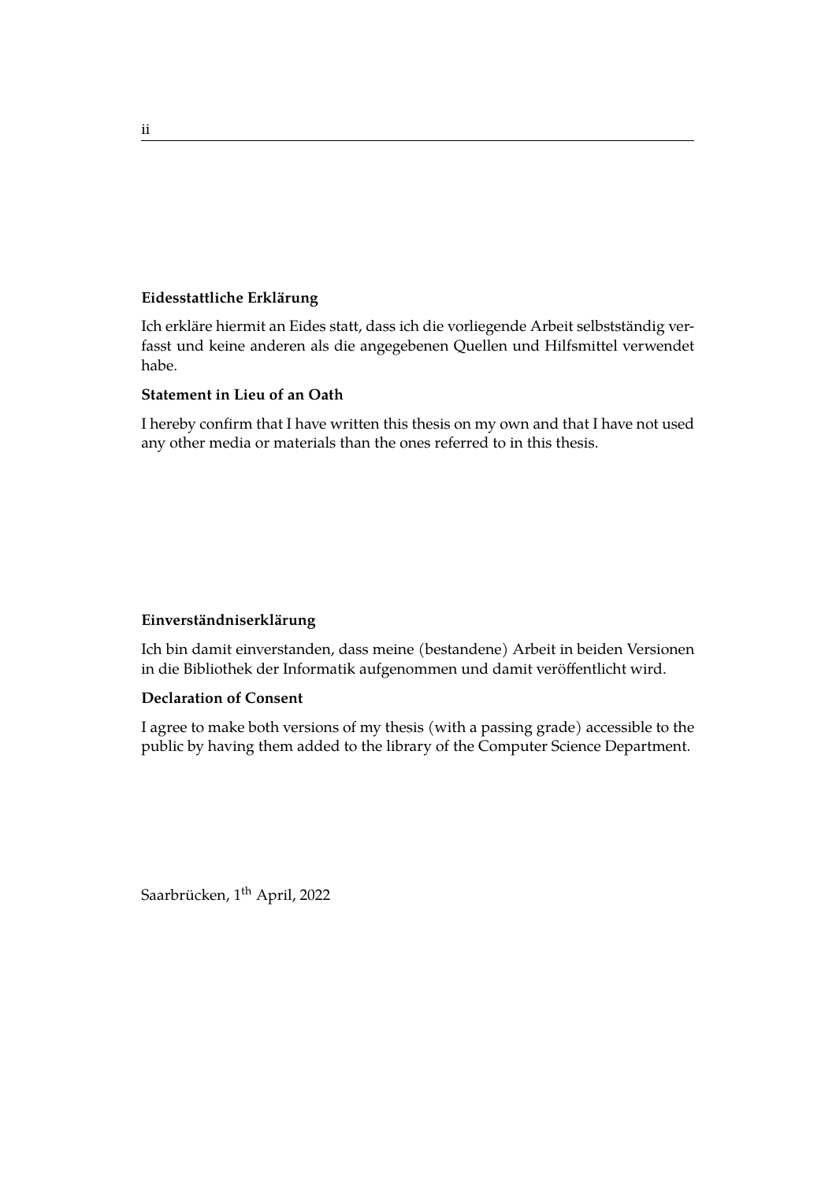**Eidesstattliche Erklärung**

Ich erkläre hiermit an Eides statt, dass ich die vorliegende Arbeit selbstständig verfasst und keine anderen als die angegebenen Quellen und Hilfsmittel verwendet habe.

**Statement in Lieu of an Oath**

I hereby confirm that I have written this thesis on my own and that I have not used any other media or materials than the ones referred to in this thesis.

**Einverständniserklärung**

Ich bin damit einverstanden, dass meine (bestandene) Arbeit in beiden Versionen in die Bibliothek der Informatik aufgenommen und damit veröffentlicht wird.

**Declaration of Consent**

I agree to make both versions of my thesis (with a passing grade) accessible to the public by having them added to the library of the Computer Science Department.

Saarbrücken, 1th April, 2022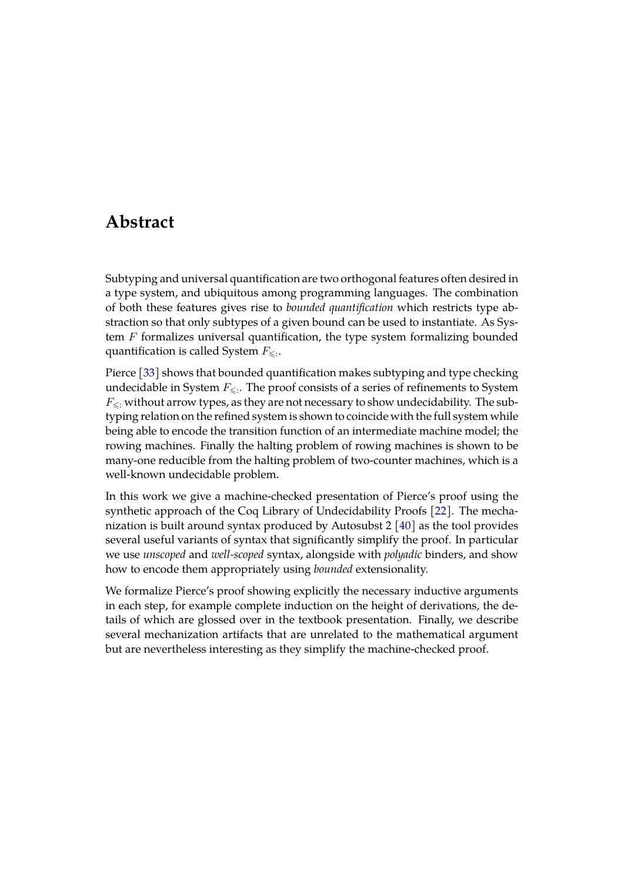# Abstract

Subtyping and universal quantification are two orthogonal features often desired in a type system, and ubiquitous among programming languages. The combination of both these features gives rise to *bounded quantification* which restricts type abstraction so that only subtypes of a given bound can be used to instantiate. As System $F$ formalizes universal quantification, the type system formalizing bounded quantification is called System $F_{\leqslant:}$.

Pierce [33] shows that bounded quantification makes subtyping and type checking undecidable in System $F_{\leqslant:}$. The proof consists of a series of refinements to System $F_{\leqslant:}$ without arrow types, as they are not necessary to show undecidability. The subtyping relation on the refined system is shown to coincide with the full system while being able to encode the transition function of an intermediate machine model; the rowing machines. Finally the halting problem of rowing machines is shown to be many-one reducible from the halting problem of two-counter machines, which is a well-known undecidable problem.

In this work we give a machine-checked presentation of Pierce's proof using the synthetic approach of the Coq Library of Undecidability Proofs [22]. The mechanization is built around syntax produced by Autosubst 2 [40] as the tool provides several useful variants of syntax that significantly simplify the proof. In particular we use *unscoped* and *well-scoped* syntax, alongside with *polyadic* binders, and show how to encode them appropriately using *bounded* extensionality.

We formalize Pierce's proof showing explicitly the necessary inductive arguments in each step, for example complete induction on the height of derivations, the details of which are glossed over in the textbook presentation. Finally, we describe several mechanization artifacts that are unrelated to the mathematical argument but are nevertheless interesting as they simplify the machine-checked proof.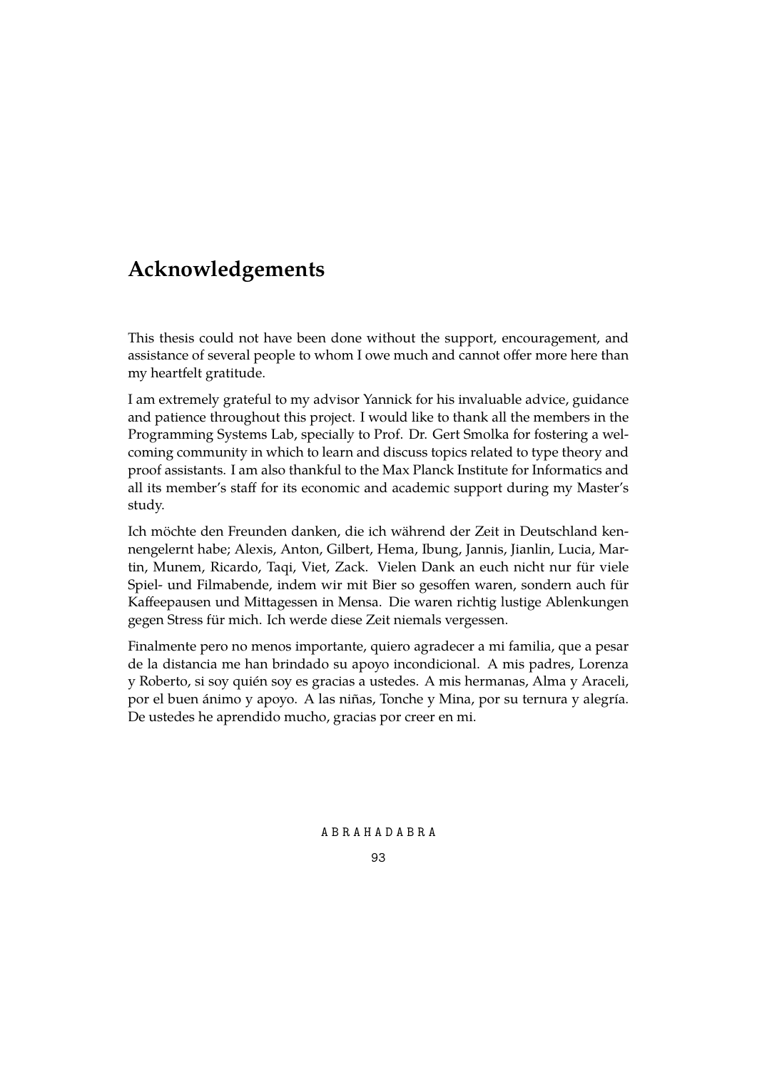# Acknowledgements

This thesis could not have been done without the support, encouragement, and assistance of several people to whom I owe much and cannot offer more here than my heartfelt gratitude.

I am extremely grateful to my advisor Yannick for his invaluable advice, guidance and patience throughout this project. I would like to thank all the members in the Programming Systems Lab, specially to Prof. Dr. Gert Smolka for fostering a welcoming community in which to learn and discuss topics related to type theory and proof assistants. I am also thankful to the Max Planck Institute for Informatics and all its member's staff for its economic and academic support during my Master's study.

Ich möchte den Freunden danken, die ich während der Zeit in Deutschland kennengelernt habe; Alexis, Anton, Gilbert, Hema, Ibung, Jannis, Jianlin, Lucia, Martin, Munem, Ricardo, Taqi, Viet, Zack. Vielen Dank an euch nicht nur für viele Spiel- und Filmabende, indem wir mit Bier so gesoffen waren, sondern auch für Kaffeepausen und Mittagessen in Mensa. Die waren richtig lustige Ablenkungen gegen Stress für mich. Ich werde diese Zeit niemals vergessen.

Finalmente pero no menos importante, quiero agradecer a mi familia, que a pesar de la distancia me han brindado su apoyo incondicional. A mis padres, Lorenza y Roberto, si soy quién soy es gracias a ustedes. A mis hermanas, Alma y Araceli, por el buen ánimo y apoyo. A las niñas, Tonche y Mina, por su ternura y alegría. De ustedes he aprendido mucho, gracias por creer en mi.

A B R A H A D A B R A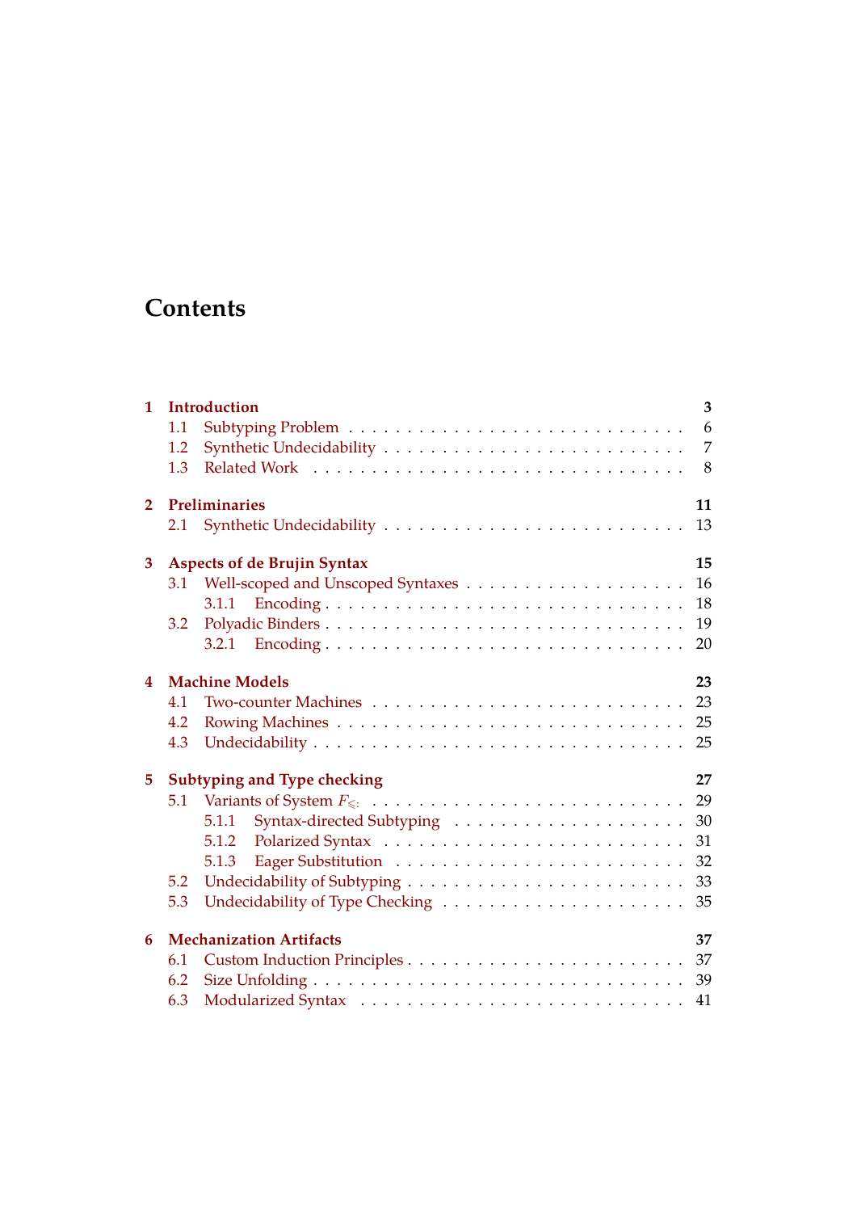# Contents

| | | |
|---|---|---|
| **1** | **Introduction** | **3** |
| 1.1 | Subtyping Problem | 6 |
| 1.2 | Synthetic Undecidability | 7 |
| 1.3 | Related Work | 8 |
| **2** | **Preliminaries** | **11** |
| 2.1 | Synthetic Undecidability | 13 |
| **3** | **Aspects of de Brujin Syntax** | **15** |
| 3.1 | Well-scoped and Unscoped Syntaxes | 16 |
| 3.1.1 | Encoding | 18 |
| 3.2 | Polyadic Binders | 19 |
| 3.2.1 | Encoding | 20 |
| **4** | **Machine Models** | **23** |
| 4.1 | Two-counter Machines | 23 |
| 4.2 | Rowing Machines | 25 |
| 4.3 | Undecidability | 25 |
| **5** | **Subtyping and Type checking** | **27** |
| 5.1 | Variants of System $F_{\leqslant:}$ | 29 |
| 5.1.1 | Syntax-directed Subtyping | 30 |
| 5.1.2 | Polarized Syntax | 31 |
| 5.1.3 | Eager Substitution | 32 |
| 5.2 | Undecidability of Subtyping | 33 |
| 5.3 | Undecidability of Type Checking | 35 |
| **6** | **Mechanization Artifacts** | **37** |
| 6.1 | Custom Induction Principles | 37 |
| 6.2 | Size Unfolding | 39 |
| 6.3 | Modularized Syntax | 41 |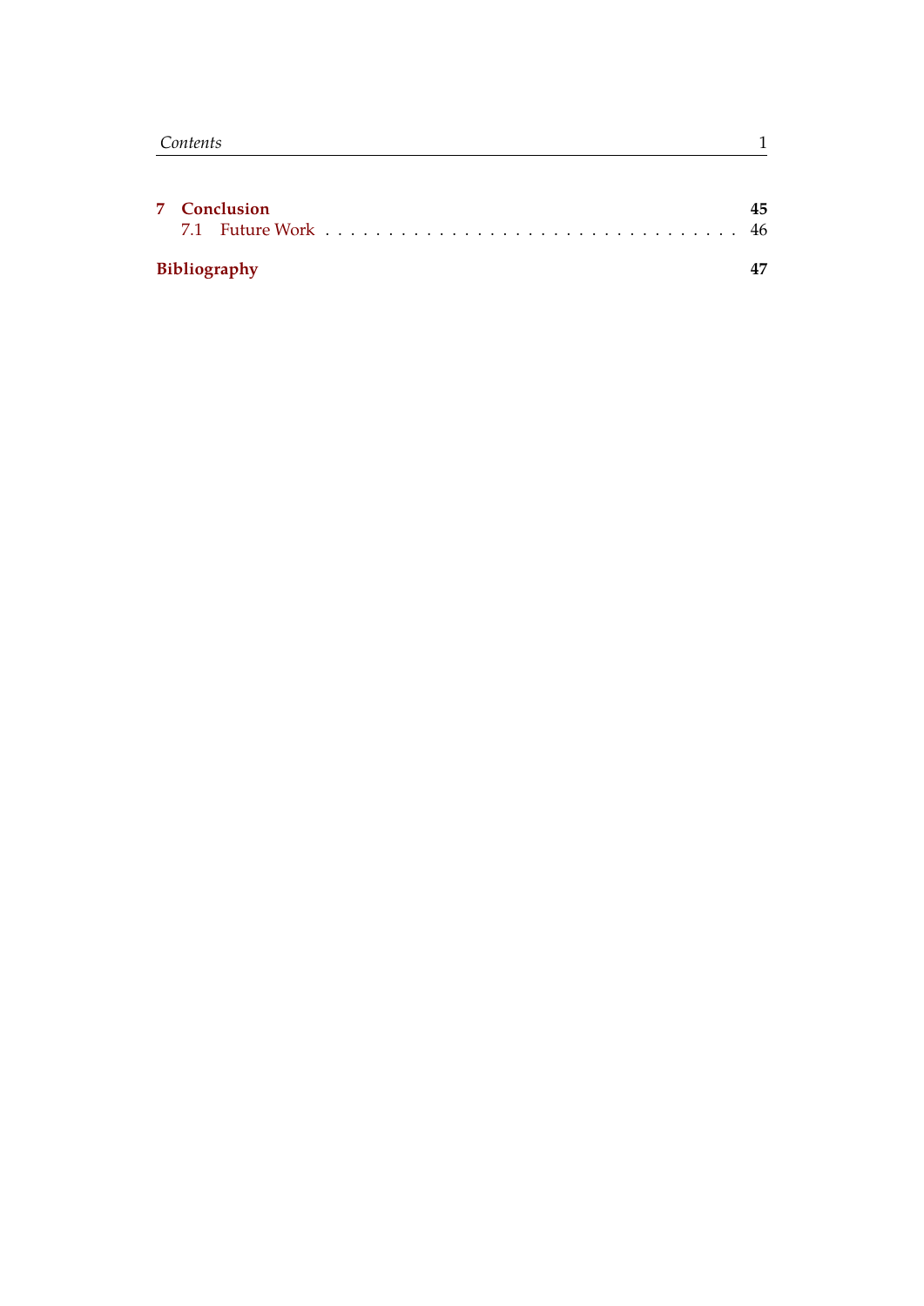**7 Conclusion** **45**

7.1 Future Work . . . . . . . . . . . . . . . . . . . . . . . . . . . . . . . 46

**Bibliography** **47**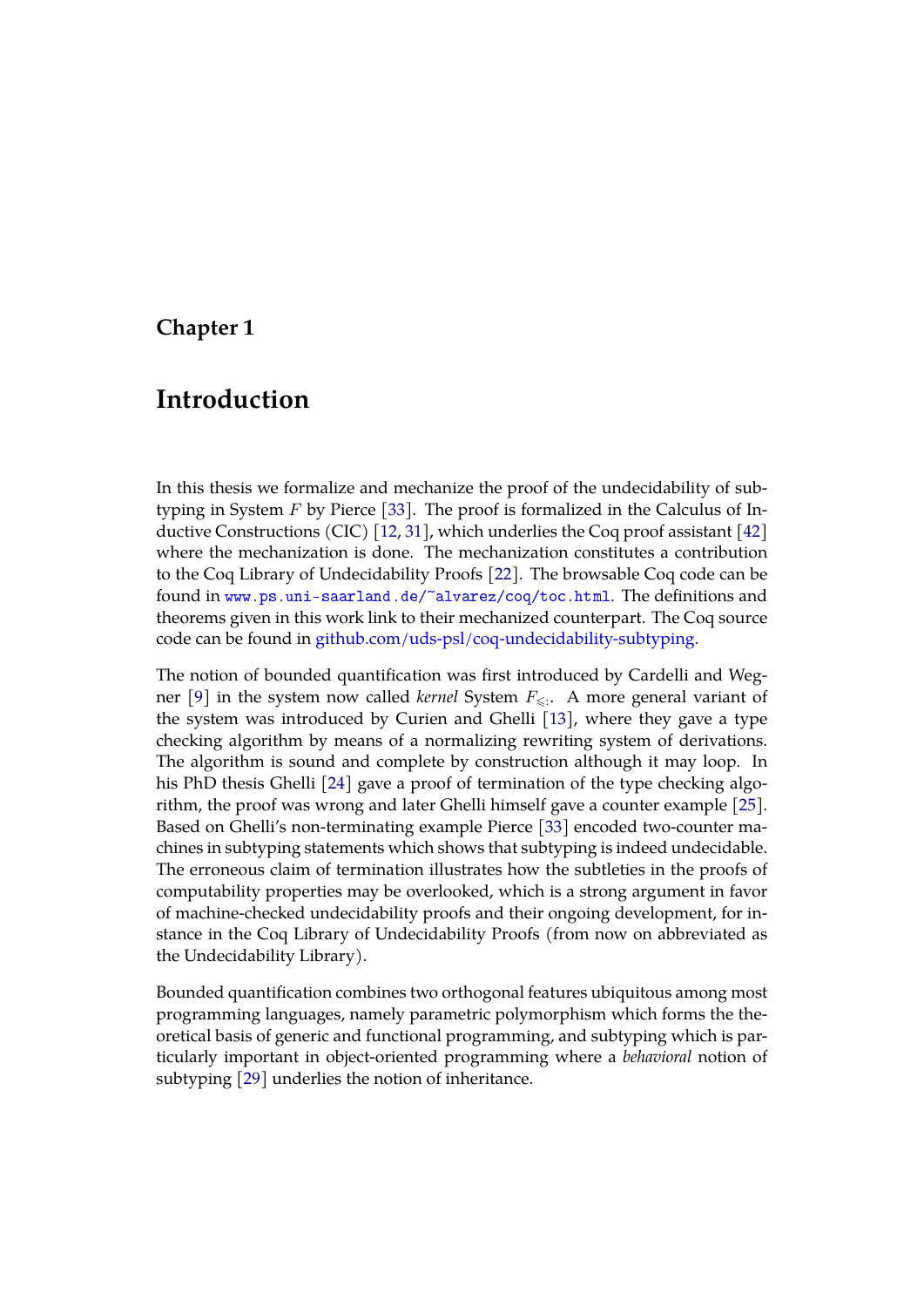# Chapter 1

# Introduction

In this thesis we formalize and mechanize the proof of the undecidability of subtyping in System $F$ by Pierce [33]. The proof is formalized in the Calculus of Inductive Constructions (CIC) [12, 31], which underlies the Coq proof assistant [42] where the mechanization is done. The mechanization constitutes a contribution to the Coq Library of Undecidability Proofs [22]. The browsable Coq code can be found in `www.ps.uni-saarland.de/~alvarez/coq/toc.html`. The definitions and theorems given in this work link to their mechanized counterpart. The Coq source code can be found in github.com/uds-psl/coq-undecidability-subtyping.

The notion of bounded quantification was first introduced by Cardelli and Wegner [9] in the system now called *kernel* System $F_{\leqslant:}$. A more general variant of the system was introduced by Curien and Ghelli [13], where they gave a type checking algorithm by means of a normalizing rewriting system of derivations. The algorithm is sound and complete by construction although it may loop. In his PhD thesis Ghelli [24] gave a proof of termination of the type checking algorithm, the proof was wrong and later Ghelli himself gave a counter example [25]. Based on Ghelli's non-terminating example Pierce [33] encoded two-counter machines in subtyping statements which shows that subtyping is indeed undecidable. The erroneous claim of termination illustrates how the subtleties in the proofs of computability properties may be overlooked, which is a strong argument in favor of machine-checked undecidability proofs and their ongoing development, for instance in the Coq Library of Undecidability Proofs (from now on abbreviated as the Undecidability Library).

Bounded quantification combines two orthogonal features ubiquitous among most programming languages, namely parametric polymorphism which forms the theoretical basis of generic and functional programming, and subtyping which is particularly important in object-oriented programming where a *behavioral* notion of subtyping [29] underlies the notion of inheritance.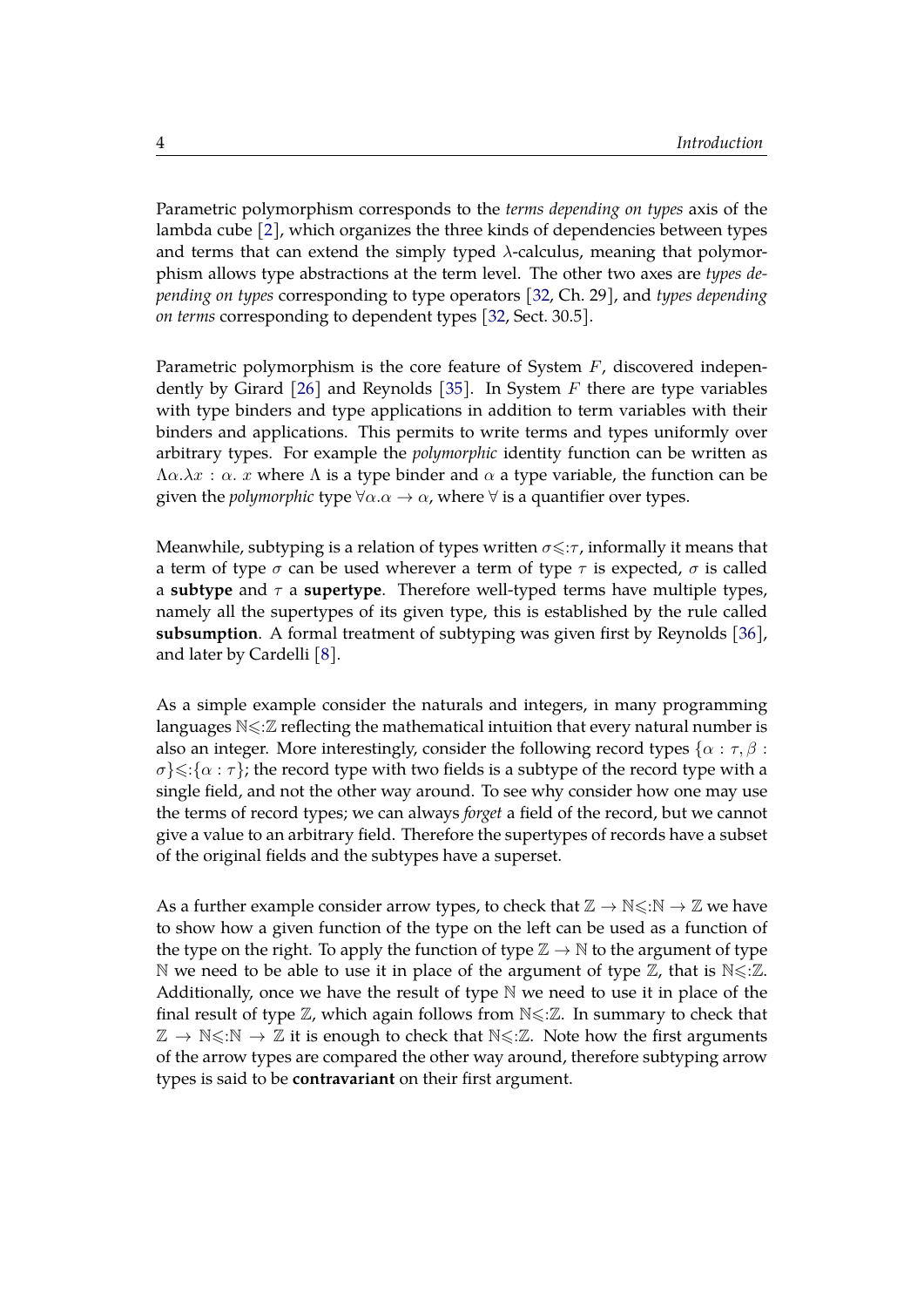Parametric polymorphism corresponds to the *terms depending on types* axis of the lambda cube [2], which organizes the three kinds of dependencies between types and terms that can extend the simply typed $\lambda$-calculus, meaning that polymorphism allows type abstractions at the term level. The other two axes are *types depending on types* corresponding to type operators [32, Ch. 29], and *types depending on terms* corresponding to dependent types [32, Sect. 30.5].

Parametric polymorphism is the core feature of System $F$, discovered independently by Girard [26] and Reynolds [35]. In System $F$ there are type variables with type binders and type applications in addition to term variables with their binders and applications. This permits to write terms and types uniformly over arbitrary types. For example the *polymorphic* identity function can be written as $\Lambda\alpha.\lambda x : \alpha.\ x$ where $\Lambda$ is a type binder and $\alpha$ a type variable, the function can be given the *polymorphic* type $\forall\alpha.\alpha \to \alpha$, where $\forall$ is a quantifier over types.

Meanwhile, subtyping is a relation of types written $\sigma \leqslant: \tau$, informally it means that a term of type $\sigma$ can be used wherever a term of type $\tau$ is expected, $\sigma$ is called a **subtype** and $\tau$ a **supertype**. Therefore well-typed terms have multiple types, namely all the supertypes of its given type, this is established by the rule called **subsumption**. A formal treatment of subtyping was given first by Reynolds [36], and later by Cardelli [8].

As a simple example consider the naturals and integers, in many programming languages $\mathbb{N} \leqslant: \mathbb{Z}$ reflecting the mathematical intuition that every natural number is also an integer. More interestingly, consider the following record types $\{\alpha : \tau, \beta : \sigma\} \leqslant: \{\alpha : \tau\}$; the record type with two fields is a subtype of the record type with a single field, and not the other way around. To see why consider how one may use the terms of record types; we can always *forget* a field of the record, but we cannot give a value to an arbitrary field. Therefore the supertypes of records have a subset of the original fields and the subtypes have a superset.

As a further example consider arrow types, to check that $\mathbb{Z} \to \mathbb{N} \leqslant: \mathbb{N} \to \mathbb{Z}$ we have to show how a given function of the type on the left can be used as a function of the type on the right. To apply the function of type $\mathbb{Z} \to \mathbb{N}$ to the argument of type $\mathbb{N}$ we need to be able to use it in place of the argument of type $\mathbb{Z}$, that is $\mathbb{N} \leqslant: \mathbb{Z}$. Additionally, once we have the result of type $\mathbb{N}$ we need to use it in place of the final result of type $\mathbb{Z}$, which again follows from $\mathbb{N} \leqslant: \mathbb{Z}$. In summary to check that $\mathbb{Z} \to \mathbb{N} \leqslant: \mathbb{N} \to \mathbb{Z}$ it is enough to check that $\mathbb{N} \leqslant: \mathbb{Z}$. Note how the first arguments of the arrow types are compared the other way around, therefore subtyping arrow types is said to be **contravariant** on their first argument.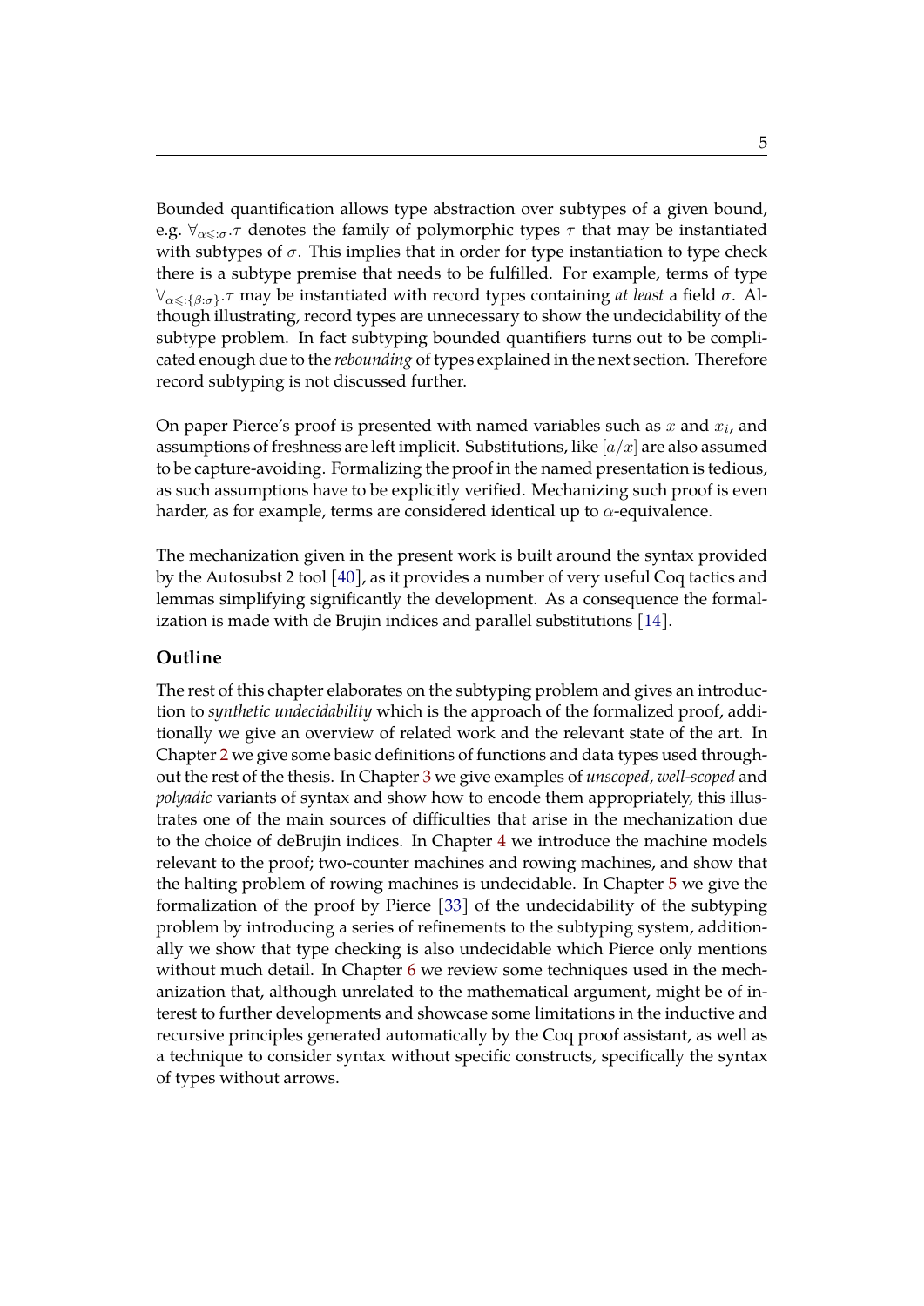Bounded quantification allows type abstraction over subtypes of a given bound, e.g. $\forall_{\alpha \leqslant : \sigma}.\tau$ denotes the family of polymorphic types $\tau$ that may be instantiated with subtypes of $\sigma$. This implies that in order for type instantiation to type check there is a subtype premise that needs to be fulfilled. For example, terms of type $\forall_{\alpha \leqslant : \{\beta : \sigma\}}.\tau$ may be instantiated with record types containing *at least* a field $\sigma$. Although illustrating, record types are unnecessary to show the undecidability of the subtype problem. In fact subtyping bounded quantifiers turns out to be complicated enough due to the *rebounding* of types explained in the next section. Therefore record subtyping is not discussed further.

On paper Pierce's proof is presented with named variables such as $x$ and $x_i$, and assumptions of freshness are left implicit. Substitutions, like $[a/x]$ are also assumed to be capture-avoiding. Formalizing the proof in the named presentation is tedious, as such assumptions have to be explicitly verified. Mechanizing such proof is even harder, as for example, terms are considered identical up to $\alpha$-equivalence.

The mechanization given in the present work is built around the syntax provided by the Autosubst 2 tool [40], as it provides a number of very useful Coq tactics and lemmas simplifying significantly the development. As a consequence the formalization is made with de Brujin indices and parallel substitutions [14].

### Outline

The rest of this chapter elaborates on the subtyping problem and gives an introduction to *synthetic undecidability* which is the approach of the formalized proof, additionally we give an overview of related work and the relevant state of the art. In Chapter 2 we give some basic definitions of functions and data types used throughout the rest of the thesis. In Chapter 3 we give examples of *unscoped*, *well-scoped* and *polyadic* variants of syntax and show how to encode them appropriately, this illustrates one of the main sources of difficulties that arise in the mechanization due to the choice of deBrujin indices. In Chapter 4 we introduce the machine models relevant to the proof; two-counter machines and rowing machines, and show that the halting problem of rowing machines is undecidable. In Chapter 5 we give the formalization of the proof by Pierce [33] of the undecidability of the subtyping problem by introducing a series of refinements to the subtyping system, additionally we show that type checking is also undecidable which Pierce only mentions without much detail. In Chapter 6 we review some techniques used in the mechanization that, although unrelated to the mathematical argument, might be of interest to further developments and showcase some limitations in the inductive and recursive principles generated automatically by the Coq proof assistant, as well as a technique to consider syntax without specific constructs, specifically the syntax of types without arrows.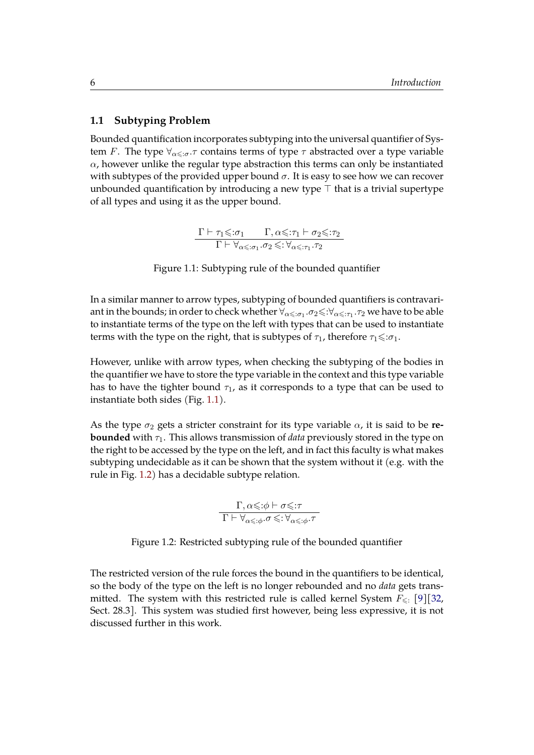## 1.1 Subtyping Problem

Bounded quantification incorporates subtyping into the universal quantifier of System $F$. The type $\forall_{\alpha \leqslant: \sigma}.\tau$ contains terms of type $\tau$ abstracted over a type variable $\alpha$, however unlike the regular type abstraction this terms can only be instantiated with subtypes of the provided upper bound $\sigma$. It is easy to see how we can recover unbounded quantification by introducing a new type $\top$ that is a trivial supertype of all types and using it as the upper bound.

$$\frac{\Gamma \vdash \tau_1 \leqslant: \sigma_1 \qquad \Gamma, \alpha \leqslant: \tau_1 \vdash \sigma_2 \leqslant: \tau_2}{\Gamma \vdash \forall_{\alpha \leqslant: \sigma_1}.\sigma_2 \leqslant: \forall_{\alpha \leqslant: \tau_1}.\tau_2}$$

Figure 1.1: Subtyping rule of the bounded quantifier

In a similar manner to arrow types, subtyping of bounded quantifiers is contravariant in the bounds; in order to check whether $\forall_{\alpha \leqslant: \sigma_1}.\sigma_2 \leqslant: \forall_{\alpha \leqslant: \tau_1}.\tau_2$ we have to be able to instantiate terms of the type on the left with types that can be used to instantiate terms with the type on the right, that is subtypes of $\tau_1$, therefore $\tau_1 \leqslant: \sigma_1$.

However, unlike with arrow types, when checking the subtyping of the bodies in the quantifier we have to store the type variable in the context and this type variable has to have the tighter bound $\tau_1$, as it corresponds to a type that can be used to instantiate both sides (Fig. 1.1).

As the type $\sigma_2$ gets a stricter constraint for its type variable $\alpha$, it is said to be **rebounded** with $\tau_1$. This allows transmission of *data* previously stored in the type on the right to be accessed by the type on the left, and in fact this faculty is what makes subtyping undecidable as it can be shown that the system without it (e.g. with the rule in Fig. 1.2) has a decidable subtype relation.

$$\frac{\Gamma, \alpha \leqslant: \phi \vdash \sigma \leqslant: \tau}{\Gamma \vdash \forall_{\alpha \leqslant: \phi}.\sigma \leqslant: \forall_{\alpha \leqslant: \phi}.\tau}$$

Figure 1.2: Restricted subtyping rule of the bounded quantifier

The restricted version of the rule forces the bound in the quantifiers to be identical, so the body of the type on the left is no longer rebounded and no *data* gets transmitted. The system with this restricted rule is called kernel System $F_{\leqslant:}$ [9][32, Sect. 28.3]. This system was studied first however, being less expressive, it is not discussed further in this work.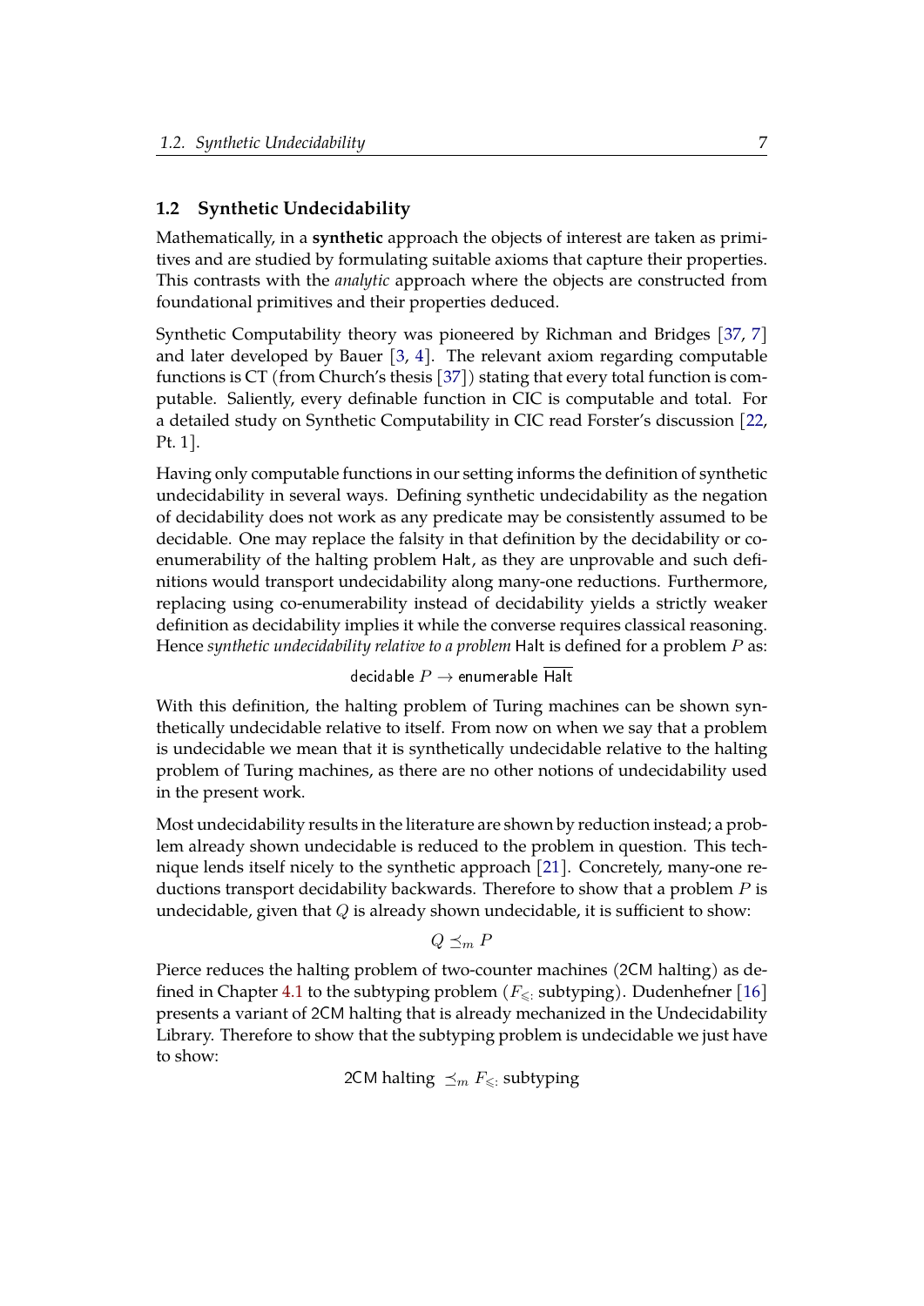## 1.2 Synthetic Undecidability

Mathematically, in a **synthetic** approach the objects of interest are taken as primitives and are studied by formulating suitable axioms that capture their properties. This contrasts with the *analytic* approach where the objects are constructed from foundational primitives and their properties deduced.

Synthetic Computability theory was pioneered by Richman and Bridges [37, 7] and later developed by Bauer [3, 4]. The relevant axiom regarding computable functions is CT (from Church's thesis [37]) stating that every total function is computable. Saliently, every definable function in CIC is computable and total. For a detailed study on Synthetic Computability in CIC read Forster's discussion [22, Pt. 1].

Having only computable functions in our setting informs the definition of synthetic undecidability in several ways. Defining synthetic undecidability as the negation of decidability does not work as any predicate may be consistently assumed to be decidable. One may replace the falsity in that definition by the decidability or co-enumerability of the halting problem Halt, as they are unprovable and such definitions would transport undecidability along many-one reductions. Furthermore, replacing using co-enumerability instead of decidability yields a strictly weaker definition as decidability implies it while the converse requires classical reasoning. Hence *synthetic undecidability relative to a problem* Halt is defined for a problem $P$ as:

$$\mathsf{decidable}\ P \to \mathsf{enumerable}\ \overline{\mathsf{Halt}}$$

With this definition, the halting problem of Turing machines can be shown synthetically undecidable relative to itself. From now on when we say that a problem is undecidable we mean that it is synthetically undecidable relative to the halting problem of Turing machines, as there are no other notions of undecidability used in the present work.

Most undecidability results in the literature are shown by reduction instead; a problem already shown undecidable is reduced to the problem in question. This technique lends itself nicely to the synthetic approach [21]. Concretely, many-one reductions transport decidability backwards. Therefore to show that a problem $P$ is undecidable, given that $Q$ is already shown undecidable, it is sufficient to show:

$$Q \preceq_m P$$

Pierce reduces the halting problem of two-counter machines (2CM halting) as defined in Chapter 4.1 to the subtyping problem ($F_{\leqslant:}$ subtyping). Dudenhefner [16] presents a variant of 2CM halting that is already mechanized in the Undecidability Library. Therefore to show that the subtyping problem is undecidable we just have to show:

$$\text{2CM halting} \preceq_m F_{\leqslant:}\ \text{subtyping}$$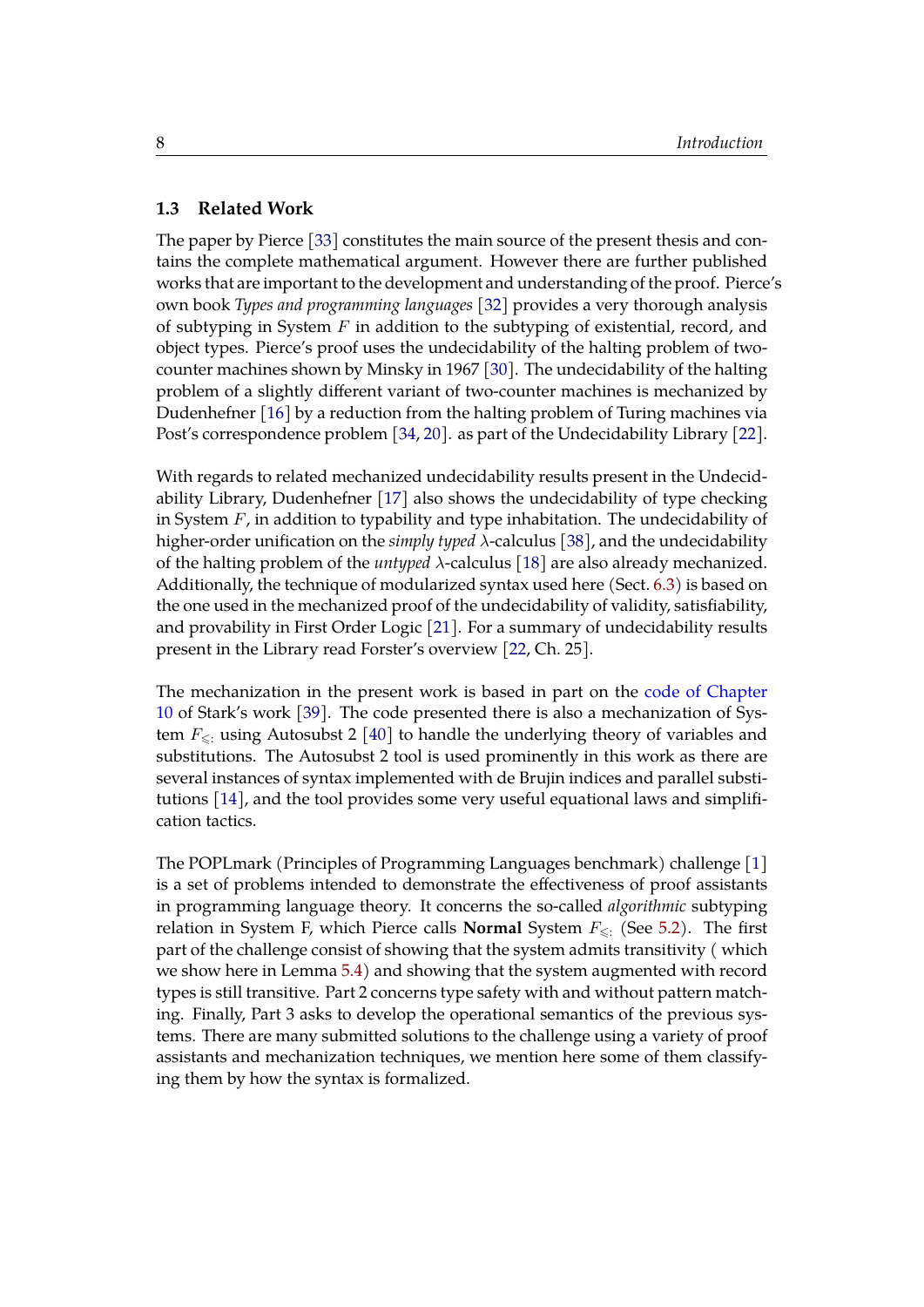### 1.3 Related Work

The paper by Pierce [33] constitutes the main source of the present thesis and contains the complete mathematical argument. However there are further published works that are important to the development and understanding of the proof. Pierce's own book *Types and programming languages* [32] provides a very thorough analysis of subtyping in System $F$ in addition to the subtyping of existential, record, and object types. Pierce's proof uses the undecidability of the halting problem of two-counter machines shown by Minsky in 1967 [30]. The undecidability of the halting problem of a slightly different variant of two-counter machines is mechanized by Dudenhefner [16] by a reduction from the halting problem of Turing machines via Post's correspondence problem [34, 20]. as part of the Undecidability Library [22].

With regards to related mechanized undecidability results present in the Undecidability Library, Dudenhefner [17] also shows the undecidability of type checking in System $F$, in addition to typability and type inhabitation. The undecidability of higher-order unification on the *simply typed* $\lambda$-calculus [38], and the undecidability of the halting problem of the *untyped* $\lambda$-calculus [18] are also already mechanized. Additionally, the technique of modularized syntax used here (Sect. 6.3) is based on the one used in the mechanized proof of the undecidability of validity, satisfiability, and provability in First Order Logic [21]. For a summary of undecidability results present in the Library read Forster's overview [22, Ch. 25].

The mechanization in the present work is based in part on the code of Chapter 10 of Stark's work [39]. The code presented there is also a mechanization of System $F_{\leqslant:}$ using Autosubst 2 [40] to handle the underlying theory of variables and substitutions. The Autosubst 2 tool is used prominently in this work as there are several instances of syntax implemented with de Brujin indices and parallel substitutions [14], and the tool provides some very useful equational laws and simplification tactics.

The POPLmark (Principles of Programming Languages benchmark) challenge [1] is a set of problems intended to demonstrate the effectiveness of proof assistants in programming language theory. It concerns the so-called *algorithmic* subtyping relation in System F, which Pierce calls **Normal** System $F_{\leqslant:}$ (See 5.2). The first part of the challenge consist of showing that the system admits transitivity ( which we show here in Lemma 5.4) and showing that the system augmented with record types is still transitive. Part 2 concerns type safety with and without pattern matching. Finally, Part 3 asks to develop the operational semantics of the previous systems. There are many submitted solutions to the challenge using a variety of proof assistants and mechanization techniques, we mention here some of them classifying them by how the syntax is formalized.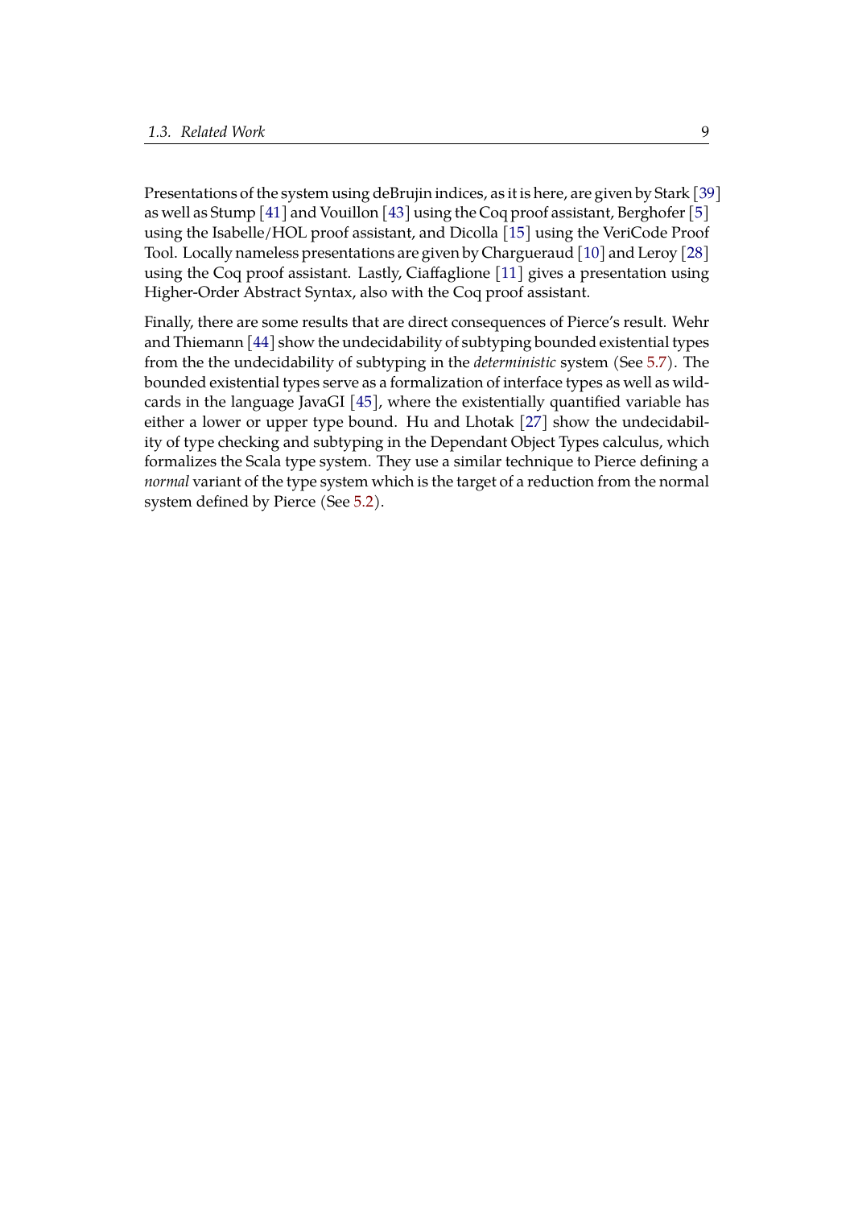Presentations of the system using deBrujin indices, as it is here, are given by Stark [39] as well as Stump [41] and Vouillon [43] using the Coq proof assistant, Berghofer [5] using the Isabelle/HOL proof assistant, and Dicolla [15] using the VeriCode Proof Tool. Locally nameless presentations are given by Chargueraud [10] and Leroy [28] using the Coq proof assistant. Lastly, Ciaffaglione [11] gives a presentation using Higher-Order Abstract Syntax, also with the Coq proof assistant.

Finally, there are some results that are direct consequences of Pierce's result. Wehr and Thiemann [44] show the undecidability of subtyping bounded existential types from the the undecidability of subtyping in the *deterministic* system (See 5.7). The bounded existential types serve as a formalization of interface types as well as wildcards in the language JavaGI [45], where the existentially quantified variable has either a lower or upper type bound. Hu and Lhotak [27] show the undecidability of type checking and subtyping in the Dependant Object Types calculus, which formalizes the Scala type system. They use a similar technique to Pierce defining a *normal* variant of the type system which is the target of a reduction from the normal system defined by Pierce (See 5.2).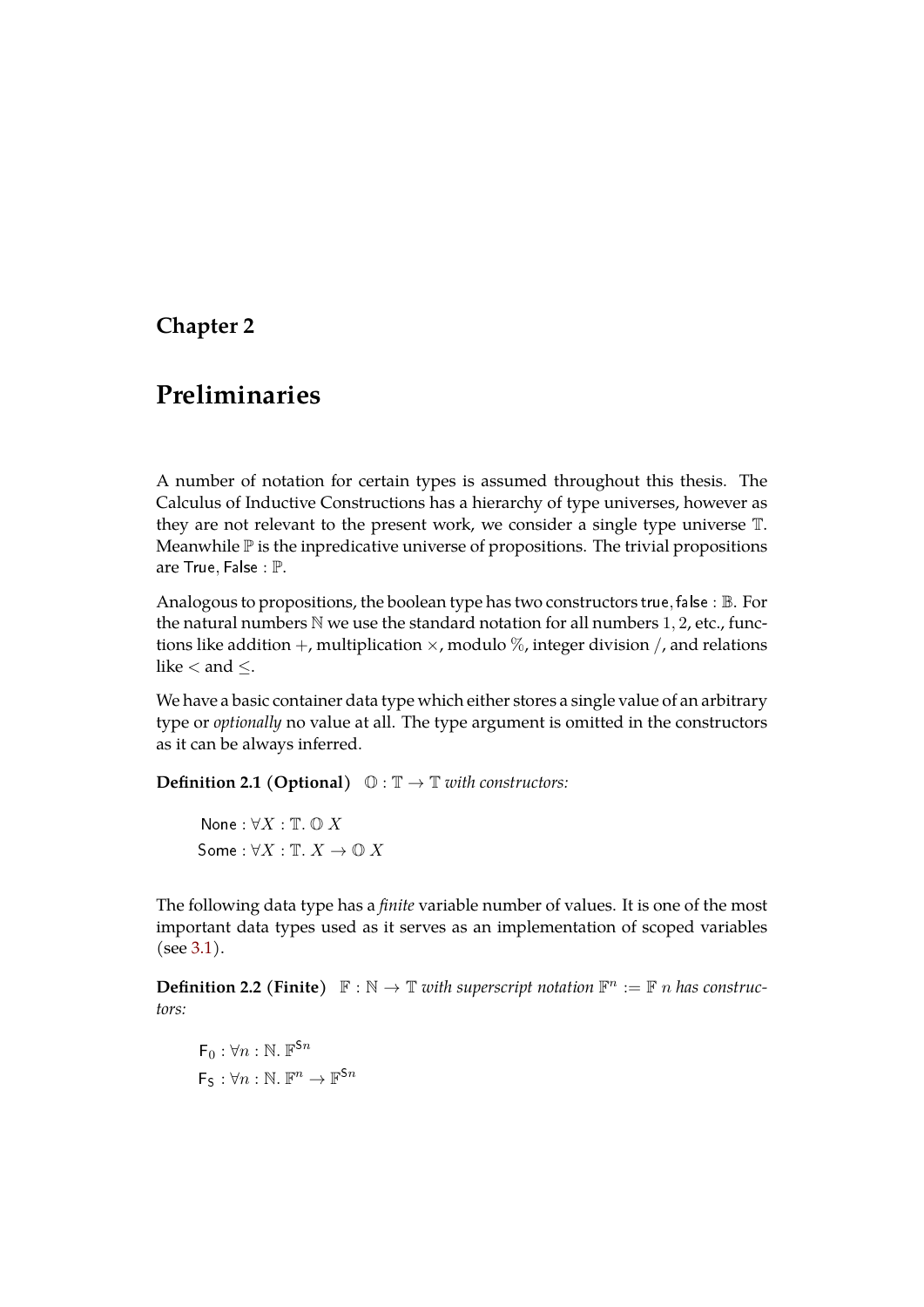## Chapter 2

# Preliminaries

A number of notation for certain types is assumed throughout this thesis. The Calculus of Inductive Constructions has a hierarchy of type universes, however as they are not relevant to the present work, we consider a single type universe $\mathbb{T}$. Meanwhile $\mathbb{P}$ is the inpredicative universe of propositions. The trivial propositions are $\mathsf{True}, \mathsf{False} : \mathbb{P}$.

Analogous to propositions, the boolean type has two constructors $\mathsf{true}, \mathsf{false} : \mathbb{B}$. For the natural numbers $\mathbb{N}$ we use the standard notation for all numbers $1, 2$, etc., functions like addition $+$, multiplication $\times$, modulo $\%$, integer division $/$, and relations like $<$ and $\leq$.

We have a basic container data type which either stores a single value of an arbitrary type or *optionally* no value at all. The type argument is omitted in the constructors as it can be always inferred.

**Definition 2.1 (Optional)** $\mathbb{O} : \mathbb{T} \to \mathbb{T}$ *with constructors:*

$$\mathsf{None} : \forall X : \mathbb{T}.\ \mathbb{O}\ X$$
$$\mathsf{Some} : \forall X : \mathbb{T}.\ X \to \mathbb{O}\ X$$

The following data type has a *finite* variable number of values. It is one of the most important data types used as it serves as an implementation of scoped variables (see 3.1).

**Definition 2.2 (Finite)** $\mathbb{F} : \mathbb{N} \to \mathbb{T}$ *with superscript notation* $\mathbb{F}^n := \mathbb{F}\ n$ *has constructors:*

$$\mathsf{F}_0 : \forall n : \mathbb{N}.\ \mathbb{F}^{\mathsf{S}n}$$
$$\mathsf{F}_\mathsf{S} : \forall n : \mathbb{N}.\ \mathbb{F}^n \to \mathbb{F}^{\mathsf{S}n}$$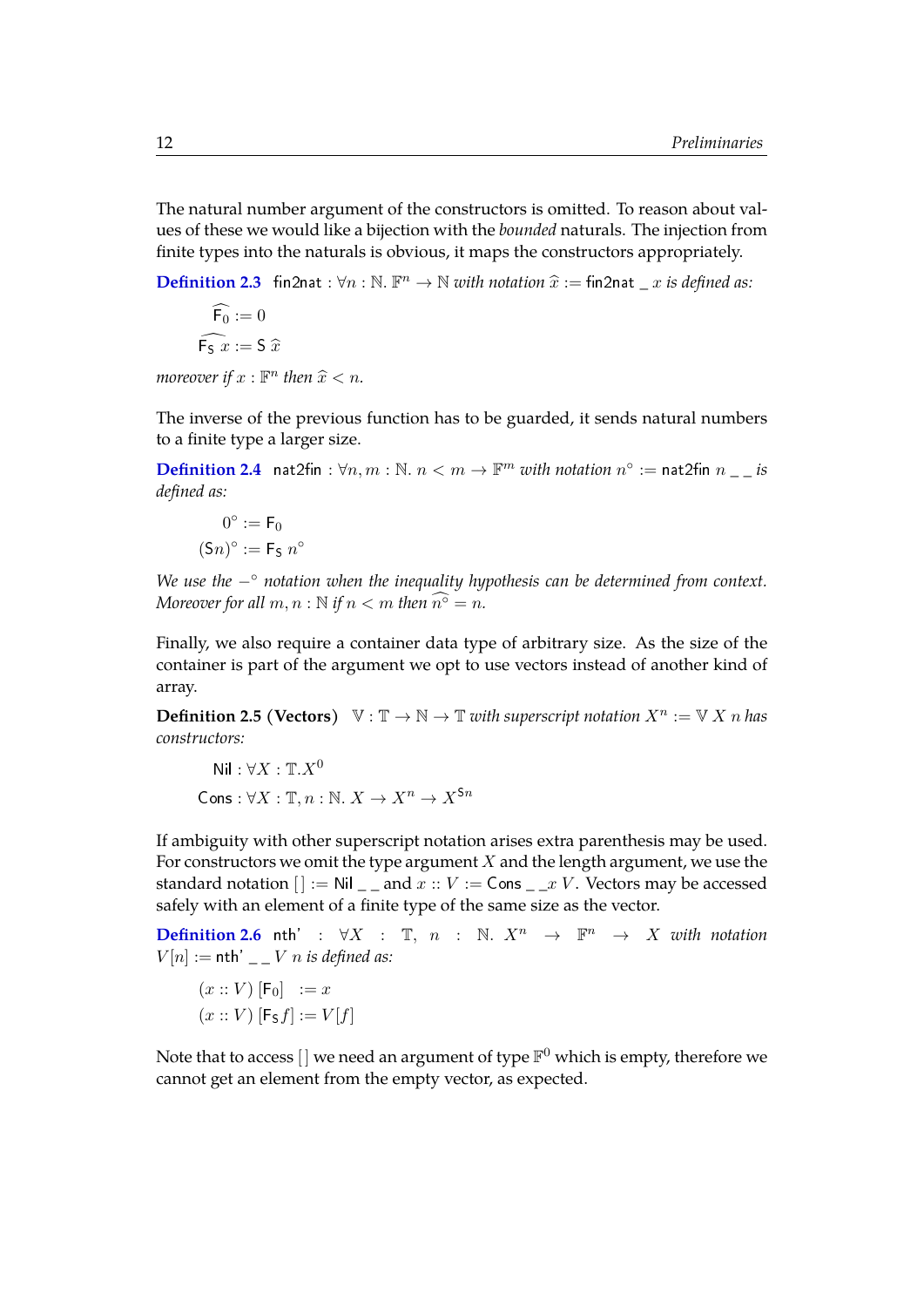The natural number argument of the constructors is omitted. To reason about values of these we would like a bijection with the *bounded* naturals. The injection from finite types into the naturals is obvious, it maps the constructors appropriately.

**Definition 2.3** fin2nat : $\forall n : \mathbb{N}.\ \mathbb{F}^n \to \mathbb{N}$ *with notation* $\widehat{x} :=$ fin2nat _ $x$ *is defined as:*

$$\widehat{\mathsf{F}_0} := 0$$
$$\widehat{\mathsf{F}_\mathsf{S}\ x} := \mathsf{S}\ \widehat{x}$$

*moreover if* $x : \mathbb{F}^n$ *then* $\widehat{x} < n$.

The inverse of the previous function has to be guarded, it sends natural numbers to a finite type a larger size.

**Definition 2.4** nat2fin : $\forall n, m : \mathbb{N}.\ n < m \to \mathbb{F}^m$ *with notation* $n^\circ :=$ nat2fin $n$ _ _ *is defined as:*

$$0^\circ := \mathsf{F}_0$$
$$(\mathsf{S}n)^\circ := \mathsf{F}_\mathsf{S}\ n^\circ$$

*We use the* $-^\circ$ *notation when the inequality hypothesis can be determined from context. Moreover for all* $m, n : \mathbb{N}$ *if* $n < m$ *then* $\widehat{n^\circ} = n$.

Finally, we also require a container data type of arbitrary size. As the size of the container is part of the argument we opt to use vectors instead of another kind of array.

**Definition 2.5 (Vectors)** $\mathbb{V} : \mathbb{T} \to \mathbb{N} \to \mathbb{T}$ *with superscript notation* $X^n := \mathbb{V}\ X\ n$ *has constructors:*

$$\mathsf{Nil} : \forall X : \mathbb{T}. X^0$$
$$\mathsf{Cons} : \forall X : \mathbb{T}, n : \mathbb{N}.\ X \to X^n \to X^{\mathsf{S}n}$$

If ambiguity with other superscript notation arises extra parenthesis may be used. For constructors we omit the type argument $X$ and the length argument, we use the standard notation $[\,] :=$ Nil _ _ and $x :: V :=$ Cons _ _ $x\ V$. Vectors may be accessed safely with an element of a finite type of the same size as the vector.

**Definition 2.6** nth' : $\forall X : \mathbb{T},\ n : \mathbb{N}.\ X^n \to \mathbb{F}^n \to X$ *with notation* $V[n] :=$ nth' _ _ $V\ n$ *is defined as:*

$$(x :: V)\ [\mathsf{F}_0] := x$$
$$(x :: V)\ [\mathsf{F}_\mathsf{S} f] := V[f]$$

Note that to access $[\,]$ we need an argument of type $\mathbb{F}^0$ which is empty, therefore we cannot get an element from the empty vector, as expected.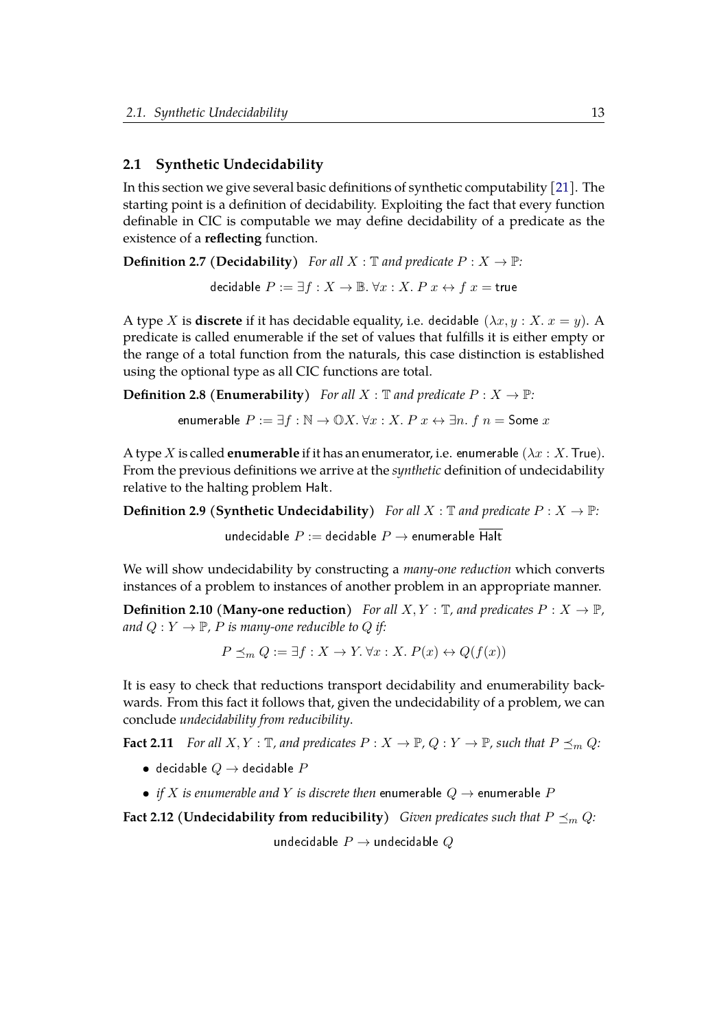## 2.1 Synthetic Undecidability

In this section we give several basic definitions of synthetic computability [21]. The starting point is a definition of decidability. Exploiting the fact that every function definable in CIC is computable we may define decidability of a predicate as the existence of a **reflecting** function.

**Definition 2.7 (Decidability)** *For all $X : \mathbb{T}$ and predicate $P : X \to \mathbb{P}$:*

$$\mathsf{decidable}\ P := \exists f : X \to \mathbb{B}.\ \forall x : X.\ P\ x \leftrightarrow f\ x = \mathsf{true}$$

A type $X$ is **discrete** if it has decidable equality, i.e. $\mathsf{decidable}\ (\lambda x, y : X.\ x = y)$. A predicate is called enumerable if the set of values that fulfills it is either empty or the range of a total function from the naturals, this case distinction is established using the optional type as all CIC functions are total.

**Definition 2.8 (Enumerability)** *For all $X : \mathbb{T}$ and predicate $P : X \to \mathbb{P}$:*

$$\mathsf{enumerable}\ P := \exists f : \mathbb{N} \to \mathbb{O}X.\ \forall x : X.\ P\ x \leftrightarrow \exists n.\ f\ n = \mathsf{Some}\ x$$

A type $X$ is called **enumerable** if it has an enumerator, i.e. $\mathsf{enumerable}\ (\lambda x : X.\ \mathsf{True})$. From the previous definitions we arrive at the *synthetic* definition of undecidability relative to the halting problem $\mathsf{Halt}$.

**Definition 2.9 (Synthetic Undecidability)** *For all $X : \mathbb{T}$ and predicate $P : X \to \mathbb{P}$:*

$$\mathsf{undecidable}\ P := \mathsf{decidable}\ P \to \mathsf{enumerable}\ \overline{\mathsf{Halt}}$$

We will show undecidability by constructing a *many-one reduction* which converts instances of a problem to instances of another problem in an appropriate manner.

**Definition 2.10 (Many-one reduction)** *For all $X, Y : \mathbb{T}$, and predicates $P : X \to \mathbb{P}$, and $Q : Y \to \mathbb{P}$, $P$ is many-one reducible to $Q$ if:*

$$P \preceq_m Q := \exists f : X \to Y.\ \forall x : X.\ P(x) \leftrightarrow Q(f(x))$$

It is easy to check that reductions transport decidability and enumerability backwards. From this fact it follows that, given the undecidability of a problem, we can conclude *undecidability from reducibility*.

**Fact 2.11** *For all $X, Y : \mathbb{T}$, and predicates $P : X \to \mathbb{P}$, $Q : Y \to \mathbb{P}$, such that $P \preceq_m Q$:*

- $\mathsf{decidable}\ Q \to \mathsf{decidable}\ P$
- *if $X$ is enumerable and $Y$ is discrete then* $\mathsf{enumerable}\ Q \to \mathsf{enumerable}\ P$

**Fact 2.12 (Undecidability from reducibility)** *Given predicates such that $P \preceq_m Q$:*

$$\mathsf{undecidable}\ P \to \mathsf{undecidable}\ Q$$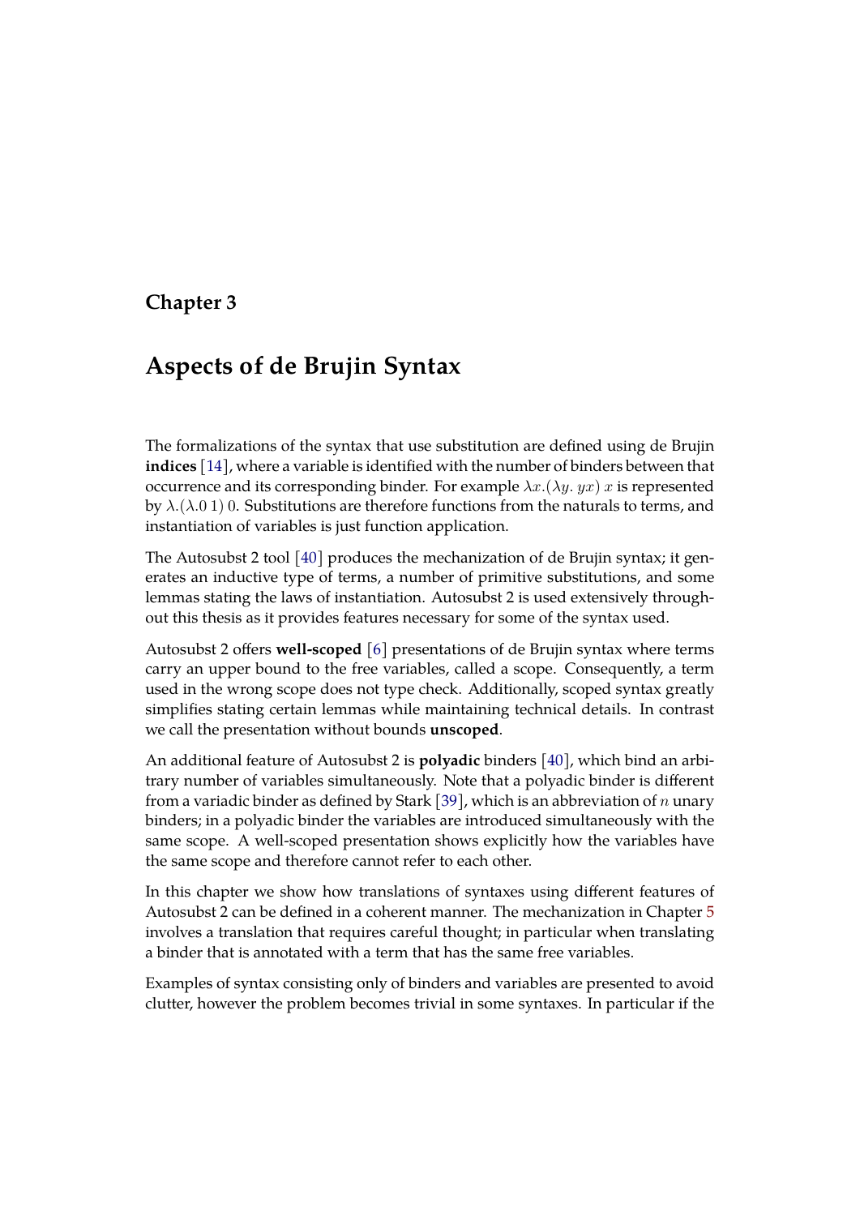# Chapter 3

# Aspects of de Brujin Syntax

The formalizations of the syntax that use substitution are defined using de Brujin **indices** [14], where a variable is identified with the number of binders between that occurrence and its corresponding binder. For example $\lambda x.(\lambda y.\, yx)\, x$ is represented by $\lambda.(\lambda.0\;1)\;0$. Substitutions are therefore functions from the naturals to terms, and instantiation of variables is just function application.

The Autosubst 2 tool [40] produces the mechanization of de Brujin syntax; it generates an inductive type of terms, a number of primitive substitutions, and some lemmas stating the laws of instantiation. Autosubst 2 is used extensively throughout this thesis as it provides features necessary for some of the syntax used.

Autosubst 2 offers **well-scoped** [6] presentations of de Brujin syntax where terms carry an upper bound to the free variables, called a scope. Consequently, a term used in the wrong scope does not type check. Additionally, scoped syntax greatly simplifies stating certain lemmas while maintaining technical details. In contrast we call the presentation without bounds **unscoped**.

An additional feature of Autosubst 2 is **polyadic** binders [40], which bind an arbitrary number of variables simultaneously. Note that a polyadic binder is different from a variadic binder as defined by Stark [39], which is an abbreviation of $n$ unary binders; in a polyadic binder the variables are introduced simultaneously with the same scope. A well-scoped presentation shows explicitly how the variables have the same scope and therefore cannot refer to each other.

In this chapter we show how translations of syntaxes using different features of Autosubst 2 can be defined in a coherent manner. The mechanization in Chapter 5 involves a translation that requires careful thought; in particular when translating a binder that is annotated with a term that has the same free variables.

Examples of syntax consisting only of binders and variables are presented to avoid clutter, however the problem becomes trivial in some syntaxes. In particular if the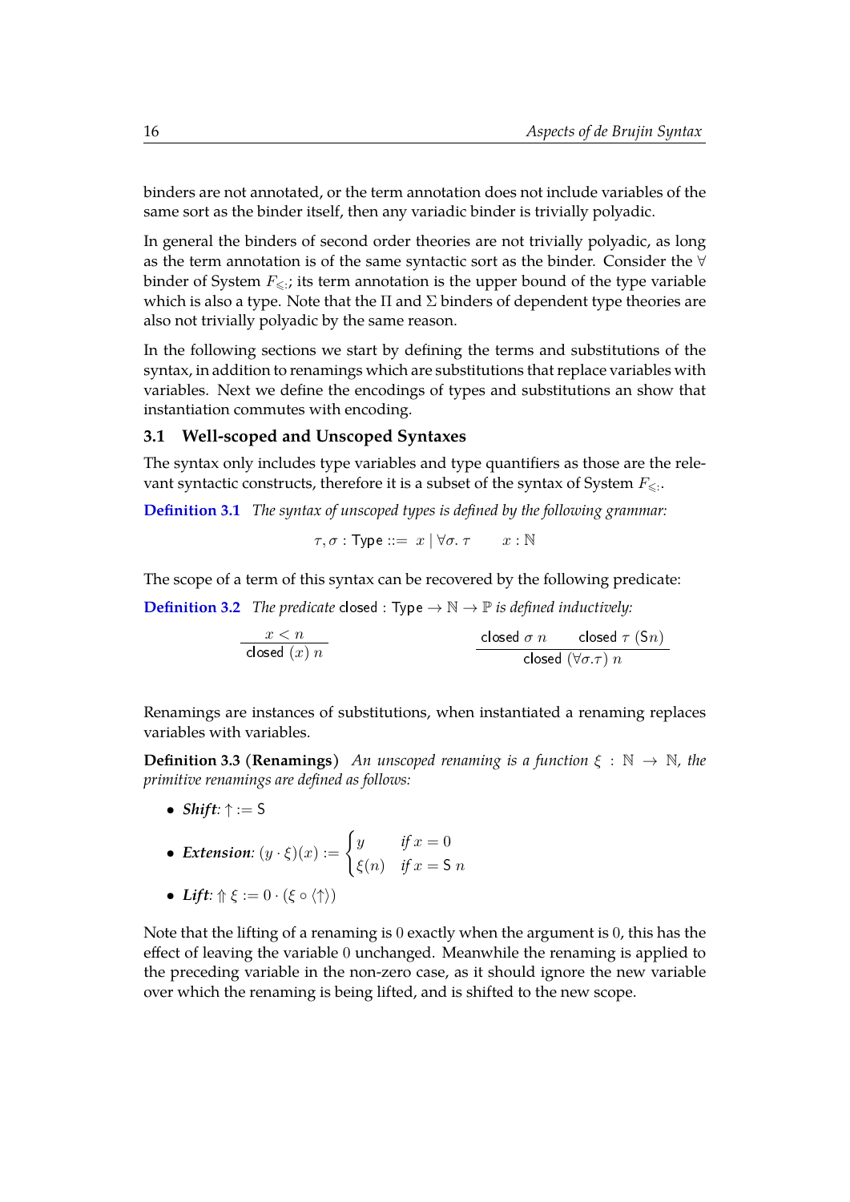binders are not annotated, or the term annotation does not include variables of the same sort as the binder itself, then any variadic binder is trivially polyadic.

In general the binders of second order theories are not trivially polyadic, as long as the term annotation is of the same syntactic sort as the binder. Consider the $\forall$ binder of System $F_{\leqslant:}$; its term annotation is the upper bound of the type variable which is also a type. Note that the $\Pi$ and $\Sigma$ binders of dependent type theories are also not trivially polyadic by the same reason.

In the following sections we start by defining the terms and substitutions of the syntax, in addition to renamings which are substitutions that replace variables with variables. Next we define the encodings of types and substitutions an show that instantiation commutes with encoding.

## 3.1 Well-scoped and Unscoped Syntaxes

The syntax only includes type variables and type quantifiers as those are the relevant syntactic constructs, therefore it is a subset of the syntax of System $F_{\leqslant:}$.

**Definition 3.1** *The syntax of unscoped types is defined by the following grammar:*

$$\tau, \sigma : \mathsf{Type} ::= \; x \mid \forall \sigma.\, \tau \qquad x : \mathbb{N}$$

The scope of a term of this syntax can be recovered by the following predicate:

**Definition 3.2** *The predicate* $\mathsf{closed} : \mathsf{Type} \to \mathbb{N} \to \mathbb{P}$ *is defined inductively:*

$$\frac{x < n}{\mathsf{closed}\ (x)\ n} \qquad\qquad \frac{\mathsf{closed}\ \sigma\ n \qquad \mathsf{closed}\ \tau\ (\mathsf{S}n)}{\mathsf{closed}\ (\forall \sigma.\tau)\ n}$$

Renamings are instances of substitutions, when instantiated a renaming replaces variables with variables.

**Definition 3.3 (Renamings)** *An unscoped renaming is a function* $\xi : \mathbb{N} \to \mathbb{N}$*, the primitive renamings are defined as follows:*

- ***Shift**:* $\uparrow := \mathsf{S}$
- ***Extension**:* $(y \cdot \xi)(x) := \begin{cases} y & \text{if } x = 0 \\ \xi(n) & \text{if } x = \mathsf{S}\ n \end{cases}$
- ***Lift**:* $\Uparrow \xi := 0 \cdot (\xi \circ \langle\uparrow\rangle)$

Note that the lifting of a renaming is $0$ exactly when the argument is $0$, this has the effect of leaving the variable $0$ unchanged. Meanwhile the renaming is applied to the preceding variable in the non-zero case, as it should ignore the new variable over which the renaming is being lifted, and is shifted to the new scope.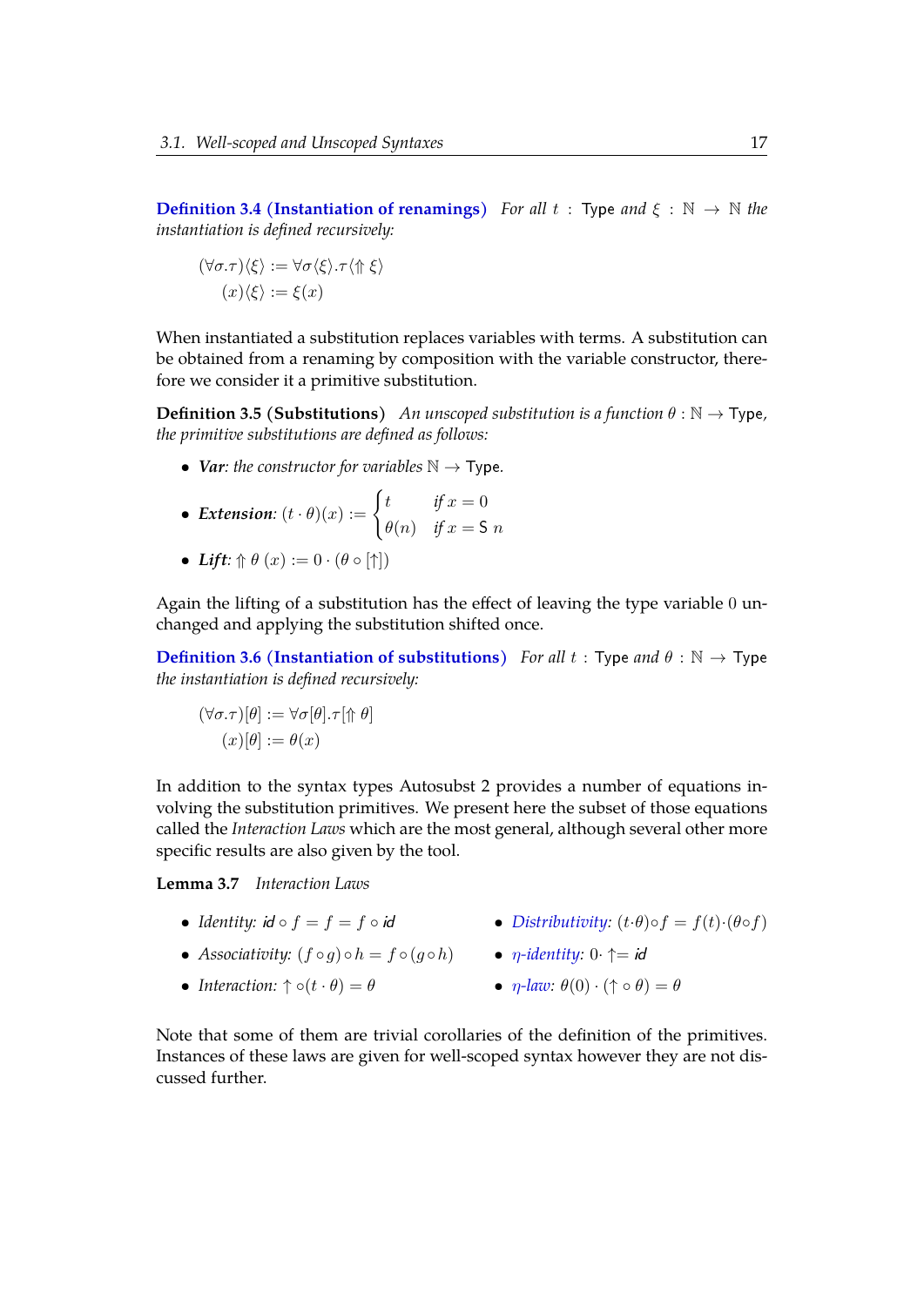**Definition 3.4 (Instantiation of renamings)** *For all $t$ : Type and $\xi : \mathbb{N} \to \mathbb{N}$ the instantiation is defined recursively:*

$$(\forall \sigma.\tau)\langle\xi\rangle := \forall \sigma\langle\xi\rangle.\tau\langle\Uparrow \xi\rangle$$
$$(x)\langle\xi\rangle := \xi(x)$$

When instantiated a substitution replaces variables with terms. A substitution can be obtained from a renaming by composition with the variable constructor, therefore we consider it a primitive substitution.

**Definition 3.5 (Substitutions)** *An unscoped substitution is a function $\theta : \mathbb{N} \to$ Type, the primitive substitutions are defined as follows:*

- ***Var**: the constructor for variables $\mathbb{N} \to$ Type.*
- ***Extension**: $(t \cdot \theta)(x) := \begin{cases} t & \text{if } x = 0 \\ \theta(n) & \text{if } x = \mathsf{S}\ n \end{cases}$*
- ***Lift**: $\Uparrow \theta\ (x) := 0 \cdot (\theta \circ [\uparrow])$*

Again the lifting of a substitution has the effect of leaving the type variable $0$ unchanged and applying the substitution shifted once.

**Definition 3.6 (Instantiation of substitutions)** *For all $t$ : Type and $\theta : \mathbb{N} \to$ Type the instantiation is defined recursively:*

$$(\forall \sigma.\tau)[\theta] := \forall \sigma[\theta].\tau[\Uparrow \theta]$$
$$(x)[\theta] := \theta(x)$$

In addition to the syntax types Autosubst 2 provides a number of equations involving the substitution primitives. We present here the subset of those equations called the *Interaction Laws* which are the most general, although several other more specific results are also given by the tool.

**Lemma 3.7** *Interaction Laws*

- *Identity:* $\mathit{id} \circ f = f = f \circ \mathit{id}$
- *Associativity:* $(f \circ g) \circ h = f \circ (g \circ h)$
- *Interaction:* $\uparrow \circ (t \cdot \theta) = \theta$
- *Distributivity:* $(t \cdot \theta) \circ f = f(t) \cdot (\theta \circ f)$
- *$\eta$-identity:* $0 \cdot \uparrow = \mathit{id}$
- *$\eta$-law:* $\theta(0) \cdot (\uparrow \circ \theta) = \theta$

Note that some of them are trivial corollaries of the definition of the primitives. Instances of these laws are given for well-scoped syntax however they are not discussed further.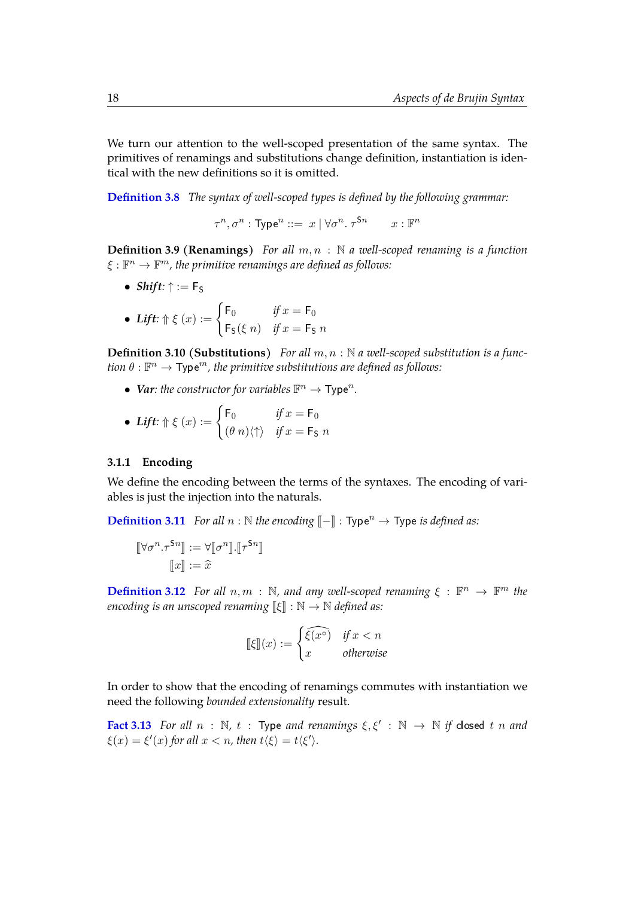We turn our attention to the well-scoped presentation of the same syntax. The primitives of renamings and substitutions change definition, instantiation is identical with the new definitions so it is omitted.

**Definition 3.8** *The syntax of well-scoped types is defined by the following grammar:*

$$\tau^n, \sigma^n : \mathsf{Type}^n ::= x \mid \forall \sigma^n.\, \tau^{\mathsf{S}n} \qquad x : \mathbb{F}^n$$

**Definition 3.9 (Renamings)** *For all $m, n : \mathbb{N}$ a well-scoped renaming is a function $\xi : \mathbb{F}^n \to \mathbb{F}^m$, the primitive renamings are defined as follows:*

- ***Shift**: $\uparrow := \mathsf{F_S}$*
- ***Lift**: $\Uparrow \xi\ (x) := \begin{cases} \mathsf{F}_0 & \text{if } x = \mathsf{F}_0 \\ \mathsf{F_S}(\xi\ n) & \text{if } x = \mathsf{F_S}\ n \end{cases}$*

**Definition 3.10 (Substitutions)** *For all $m, n : \mathbb{N}$ a well-scoped substitution is a function $\theta : \mathbb{F}^n \to \mathsf{Type}^m$, the primitive substitutions are defined as follows:*

- ***Var**: the constructor for variables $\mathbb{F}^n \to \mathsf{Type}^n$.*
- ***Lift**: $\Uparrow \xi\ (x) := \begin{cases} \mathsf{F}_0 & \text{if } x = \mathsf{F}_0 \\ (\theta\ n)\langle\uparrow\rangle & \text{if } x = \mathsf{F_S}\ n \end{cases}$*

### 3.1.1 Encoding

We define the encoding between the terms of the syntaxes. The encoding of variables is just the injection into the naturals.

**Definition 3.11** *For all $n : \mathbb{N}$ the encoding $[\![-]\!] : \mathsf{Type}^n \to \mathsf{Type}$ is defined as:*

$$\begin{aligned} [\![\forall \sigma^n.\tau^{\mathsf{S}n}]\!] &:= \forall [\![\sigma^n]\!].[\![\tau^{\mathsf{S}n}]\!] \\ [\![x]\!] &:= \widehat{x} \end{aligned}$$

**Definition 3.12** *For all $n, m : \mathbb{N}$, and any well-scoped renaming $\xi : \mathbb{F}^n \to \mathbb{F}^m$ the encoding is an unscoped renaming $[\![\xi]\!] : \mathbb{N} \to \mathbb{N}$ defined as:*

$$[\![\xi]\!](x) := \begin{cases} \widehat{\xi(x^\circ)} & \text{if } x < n \\ x & \text{otherwise} \end{cases}$$

In order to show that the encoding of renamings commutes with instantiation we need the following *bounded extensionality* result.

**Fact 3.13** *For all $n : \mathbb{N}$, $t : \mathsf{Type}$ and renamings $\xi, \xi' : \mathbb{N} \to \mathbb{N}$ if $\mathsf{closed}\ t\ n$ and $\xi(x) = \xi'(x)$ for all $x < n$, then $t\langle\xi\rangle = t\langle\xi'\rangle$.*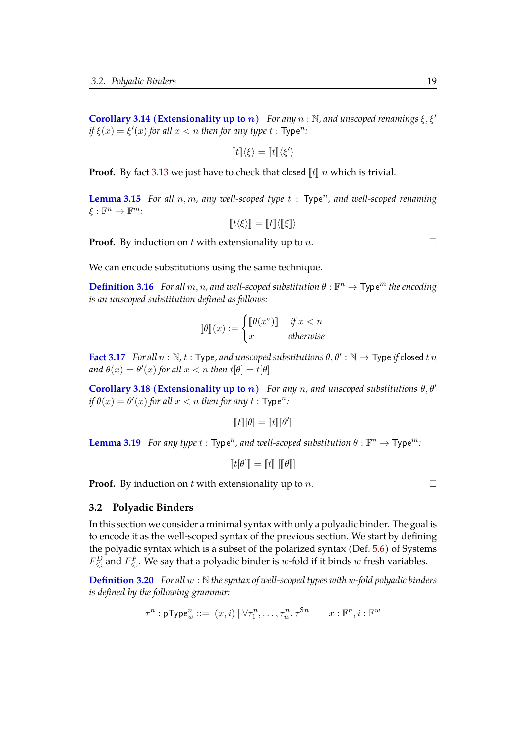**Corollary 3.14 (Extensionality up to $n$)** *For any $n : \mathbb{N}$, and unscoped renamings $\xi, \xi'$ if $\xi(x) = \xi'(x)$ for all $x < n$ then for any type $t : \mathsf{Type}^n$:*

$$[\![t]\!]\langle\xi\rangle = [\![t]\!]\langle\xi'\rangle$$

**Proof.** By fact 3.13 we just have to check that closed $[\![t]\!]$ $n$ which is trivial.

**Lemma 3.15** *For all $n, m$, any well-scoped type $t : \mathsf{Type}^n$, and well-scoped renaming $\xi : \mathbb{F}^n \to \mathbb{F}^m$:*

$$[\![t\langle\xi\rangle]\!] = [\![t]\!]\langle[\![\xi]\!]\rangle$$

**Proof.** By induction on $t$ with extensionality up to $n$. □

We can encode substitutions using the same technique.

**Definition 3.16** *For all $m, n$, and well-scoped substitution $\theta : \mathbb{F}^n \to \mathsf{Type}^m$ the encoding is an unscoped substitution defined as follows:*

$$[\![\theta]\!](x) := \begin{cases} [\![\theta(x^\circ)]\!] & \text{if } x < n \\ x & \text{otherwise} \end{cases}$$

**Fact 3.17** *For all $n : \mathbb{N}$, $t : \mathsf{Type}$, and unscoped substitutions $\theta, \theta' : \mathbb{N} \to \mathsf{Type}$ if closed $t$ $n$ and $\theta(x) = \theta'(x)$ for all $x < n$ then $t[\theta] = t[\theta]$*

**Corollary 3.18 (Extensionality up to $n$)** *For any $n$, and unscoped substitutions $\theta, \theta'$ if $\theta(x) = \theta'(x)$ for all $x < n$ then for any $t : \mathsf{Type}^n$:*

$$[\![t]\!][\theta] = [\![t]\!][\theta']$$

**Lemma 3.19** *For any type $t : \mathsf{Type}^n$, and well-scoped substitution $\theta : \mathbb{F}^n \to \mathsf{Type}^m$:*

$$[\![t[\theta]]\!] = [\![t]\!]\ [[\![\theta]\!]]$$

**Proof.** By induction on $t$ with extensionality up to $n$. □

## 3.2 Polyadic Binders

In this section we consider a minimal syntax with only a polyadic binder. The goal is to encode it as the well-scoped syntax of the previous section. We start by defining the polyadic syntax which is a subset of the polarized syntax (Def. 5.6) of Systems $F^D_{\leqslant:}$ and $F^F_{\leqslant:}$. We say that a polyadic binder is $w$-fold if it binds $w$ fresh variables.

**Definition 3.20** *For all $w : \mathbb{N}$ the syntax of well-scoped types with $w$-fold polyadic binders is defined by the following grammar:*

$$\tau^n : \mathsf{pType}^n_w ::= (x, i) \mid \forall \tau^n_1, \ldots, \tau^n_w.\ \tau^{\mathsf{S}n} \qquad x : \mathbb{F}^n, i : \mathbb{F}^w$$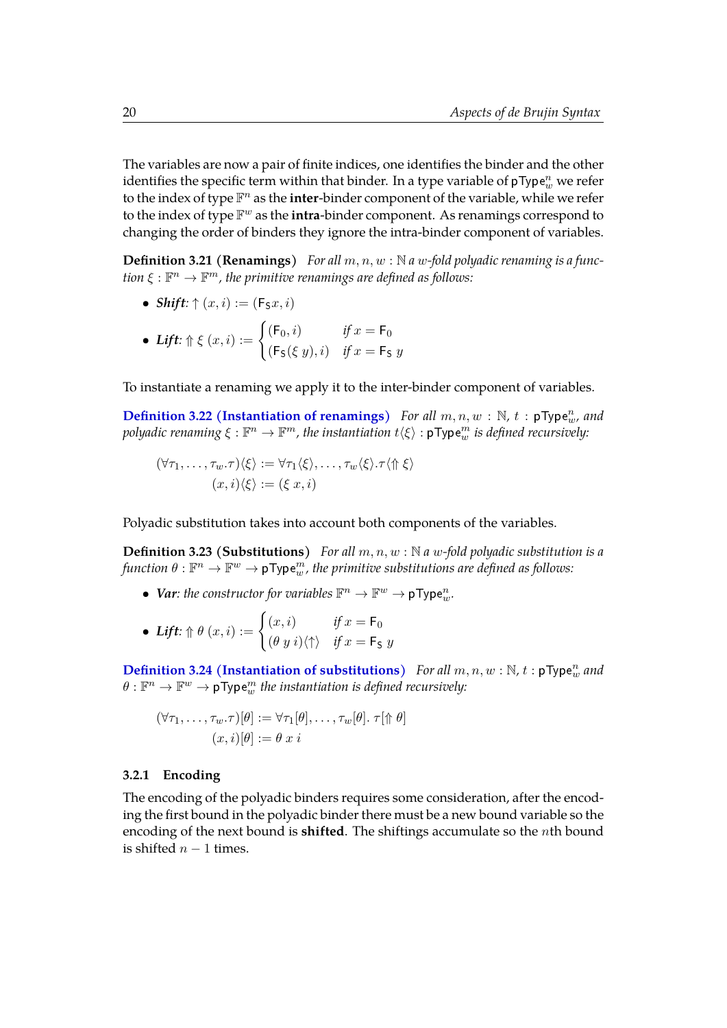The variables are now a pair of finite indices, one identifies the binder and the other identifies the specific term within that binder. In a type variable of $\mathsf{pType}^n_w$ we refer to the index of type $\mathbb{F}^n$ as the **inter**-binder component of the variable, while we refer to the index of type $\mathbb{F}^w$ as the **intra**-binder component. As renamings correspond to changing the order of binders they ignore the intra-binder component of variables.

**Definition 3.21 (Renamings)** *For all $m, n, w : \mathbb{N}$ a $w$-fold polyadic renaming is a function $\xi : \mathbb{F}^n \to \mathbb{F}^m$, the primitive renamings are defined as follows:*

- ***Shift**: $\uparrow (x, i) := (\mathsf{F_S} x, i)$*
- ***Lift**: $\Uparrow \xi\ (x, i) := \begin{cases} (\mathsf{F}_0, i) & \text{if } x = \mathsf{F}_0 \\ (\mathsf{F_S}(\xi\ y), i) & \text{if } x = \mathsf{F_S}\ y \end{cases}$*

To instantiate a renaming we apply it to the inter-binder component of variables.

**Definition 3.22 (Instantiation of renamings)** *For all $m, n, w : \mathbb{N}$, $t : \mathsf{pType}^n_w$, and polyadic renaming $\xi : \mathbb{F}^n \to \mathbb{F}^m$, the instantiation $t\langle\xi\rangle : \mathsf{pType}^m_w$ is defined recursively:*

$$
\begin{aligned}
(\forall \tau_1, \ldots, \tau_w.\tau)\langle\xi\rangle &:= \forall \tau_1\langle\xi\rangle, \ldots, \tau_w\langle\xi\rangle.\tau\langle\Uparrow \xi\rangle \\
(x, i)\langle\xi\rangle &:= (\xi\ x, i)
\end{aligned}
$$

Polyadic substitution takes into account both components of the variables.

**Definition 3.23 (Substitutions)** *For all $m, n, w : \mathbb{N}$ a $w$-fold polyadic substitution is a function $\theta : \mathbb{F}^n \to \mathbb{F}^w \to \mathsf{pType}^m_w$, the primitive substitutions are defined as follows:*

- ***Var**: the constructor for variables $\mathbb{F}^n \to \mathbb{F}^w \to \mathsf{pType}^n_w$.*
- ***Lift**: $\Uparrow \theta\ (x, i) := \begin{cases} (x, i) & \text{if } x = \mathsf{F}_0 \\ (\theta\ y\ i)\langle\uparrow\rangle & \text{if } x = \mathsf{F_S}\ y \end{cases}$*

**Definition 3.24 (Instantiation of substitutions)** *For all $m, n, w : \mathbb{N}$, $t : \mathsf{pType}^n_w$ and $\theta : \mathbb{F}^n \to \mathbb{F}^w \to \mathsf{pType}^m_w$ the instantiation is defined recursively:*

$$
\begin{aligned}
(\forall \tau_1, \ldots, \tau_w.\tau)[\theta] &:= \forall \tau_1[\theta], \ldots, \tau_w[\theta].\ \tau[\Uparrow \theta] \\
(x, i)[\theta] &:= \theta\ x\ i
\end{aligned}
$$

### 3.2.1 Encoding

The encoding of the polyadic binders requires some consideration, after the encoding the first bound in the polyadic binder there must be a new bound variable so the encoding of the next bound is **shifted**. The shiftings accumulate so the $n$th bound is shifted $n - 1$ times.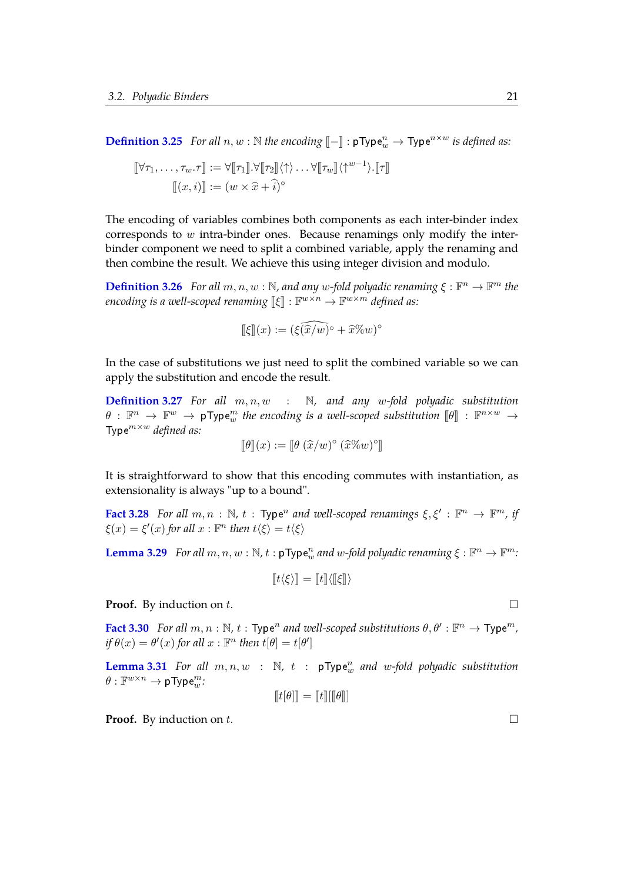**Definition 3.25** *For all $n, w : \mathbb{N}$ the encoding $[\![-]\!] : \mathsf{pType}^n_w \to \mathsf{Type}^{n \times w}$ is defined as:*

$$[\![\forall \tau_1, \ldots, \tau_w . \tau]\!] := \forall [\![\tau_1]\!] . \forall [\![\tau_2]\!] \langle \uparrow \rangle \ldots \forall [\![\tau_w]\!] \langle \uparrow^{w-1} \rangle . [\![\tau]\!]$$
$$[\![(x, i)]\!] := (w \times \widehat{x} + \widehat{i})^\circ$$

The encoding of variables combines both components as each inter-binder index corresponds to $w$ intra-binder ones. Because renamings only modify the inter-binder component we need to split a combined variable, apply the renaming and then combine the result. We achieve this using integer division and modulo.

**Definition 3.26** *For all $m, n, w : \mathbb{N}$, and any $w$-fold polyadic renaming $\xi : \mathbb{F}^n \to \mathbb{F}^m$ the encoding is a well-scoped renaming $[\![\xi]\!] : \mathbb{F}^{w \times n} \to \mathbb{F}^{w \times m}$ defined as:*

$$[\![\xi]\!](x) := (\widehat{\xi(\widehat{x}/w)^\circ} + \widehat{x}\%w)^\circ$$

In the case of substitutions we just need to split the combined variable so we can apply the substitution and encode the result.

**Definition 3.27** *For all $m, n, w : \mathbb{N}$, and any $w$-fold polyadic substitution $\theta : \mathbb{F}^n \to \mathbb{F}^w \to \mathsf{pType}^m_w$ the encoding is a well-scoped substitution $[\![\theta]\!] : \mathbb{F}^{n \times w} \to \mathsf{Type}^{m \times w}$ defined as:*

$$[\![\theta]\!](x) := [\![\theta \; (\widehat{x}/w)^\circ \; (\widehat{x}\%w)^\circ]\!]$$

It is straightforward to show that this encoding commutes with instantiation, as extensionality is always "up to a bound".

**Fact 3.28** *For all $m, n : \mathbb{N}$, $t : \mathsf{Type}^n$ and well-scoped renamings $\xi, \xi' : \mathbb{F}^n \to \mathbb{F}^m$, if $\xi(x) = \xi'(x)$ for all $x : \mathbb{F}^n$ then $t\langle \xi \rangle = t\langle \xi \rangle$*

**Lemma 3.29** *For all $m, n, w : \mathbb{N}$, $t : \mathsf{pType}^n_w$ and $w$-fold polyadic renaming $\xi : \mathbb{F}^n \to \mathbb{F}^m$:*

$$[\![t\langle \xi \rangle]\!] = [\![t]\!] \langle [\![\xi]\!] \rangle$$

**Proof.** By induction on $t$. □

**Fact 3.30** *For all $m, n : \mathbb{N}$, $t : \mathsf{Type}^n$ and well-scoped substitutions $\theta, \theta' : \mathbb{F}^n \to \mathsf{Type}^m$, if $\theta(x) = \theta'(x)$ for all $x : \mathbb{F}^n$ then $t[\theta] = t[\theta']$*

**Lemma 3.31** *For all $m, n, w : \mathbb{N}$, $t : \mathsf{pType}^n_w$ and $w$-fold polyadic substitution $\theta : \mathbb{F}^{w \times n} \to \mathsf{pType}^m_w$:*

$$[\![t[\theta]]\!] = [\![t]\!][[\![\theta]\!]]$$

**Proof.** By induction on $t$. □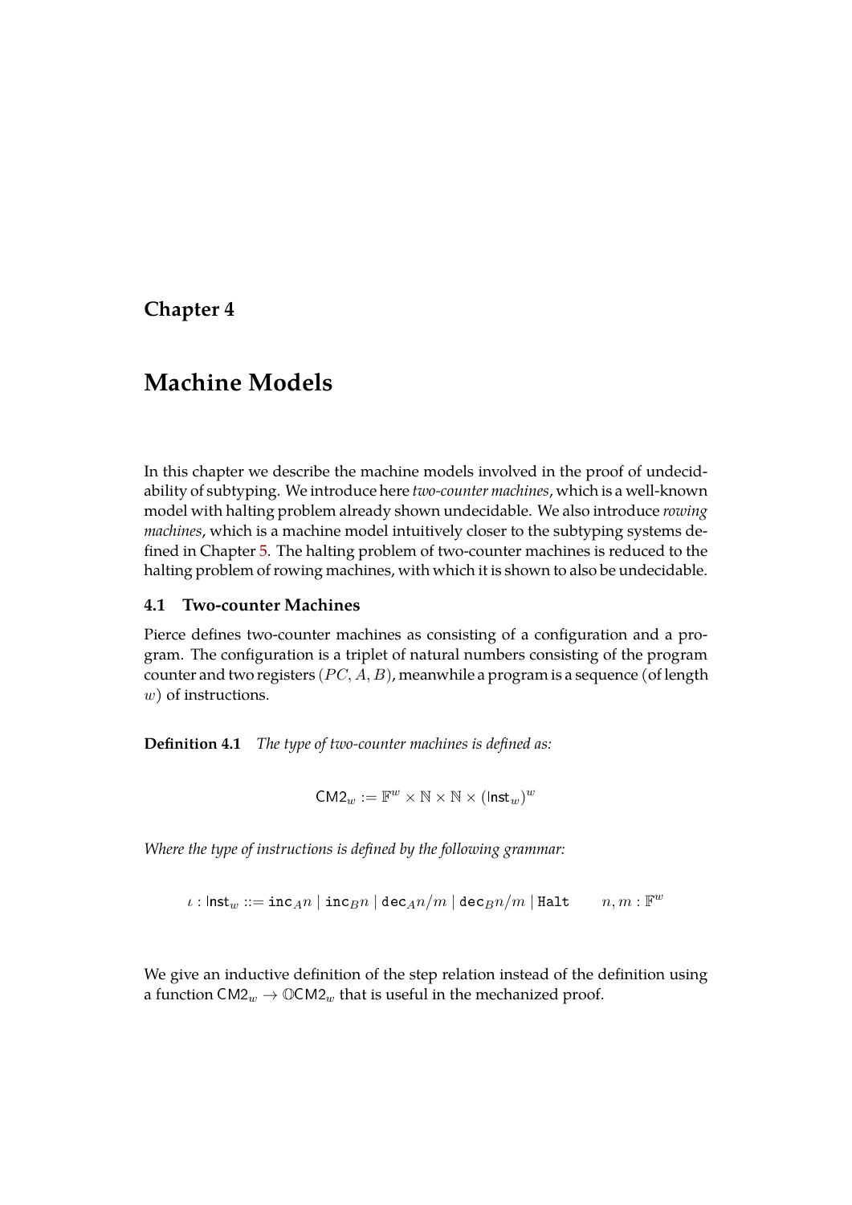# Chapter 4

# Machine Models

In this chapter we describe the machine models involved in the proof of undecidability of subtyping. We introduce here *two-counter machines*, which is a well-known model with halting problem already shown undecidable. We also introduce *rowing machines*, which is a machine model intuitively closer to the subtyping systems defined in Chapter 5. The halting problem of two-counter machines is reduced to the halting problem of rowing machines, with which it is shown to also be undecidable.

## 4.1 Two-counter Machines

Pierce defines two-counter machines as consisting of a configuration and a program. The configuration is a triplet of natural numbers consisting of the program counter and two registers $(PC, A, B)$, meanwhile a program is a sequence (of length $w$) of instructions.

**Definition 4.1** *The type of two-counter machines is defined as:*

$$\mathsf{CM2}_w := \mathbb{F}^w \times \mathbb{N} \times \mathbb{N} \times (\mathsf{Inst}_w)^w$$

*Where the type of instructions is defined by the following grammar:*

$$\iota : \mathsf{Inst}_w ::= \mathtt{inc}_A n \mid \mathtt{inc}_B n \mid \mathtt{dec}_A n/m \mid \mathtt{dec}_B n/m \mid \mathtt{Halt} \qquad n, m : \mathbb{F}^w$$

We give an inductive definition of the step relation instead of the definition using a function $\mathsf{CM2}_w \to \mathbb{O}\mathsf{CM2}_w$ that is useful in the mechanized proof.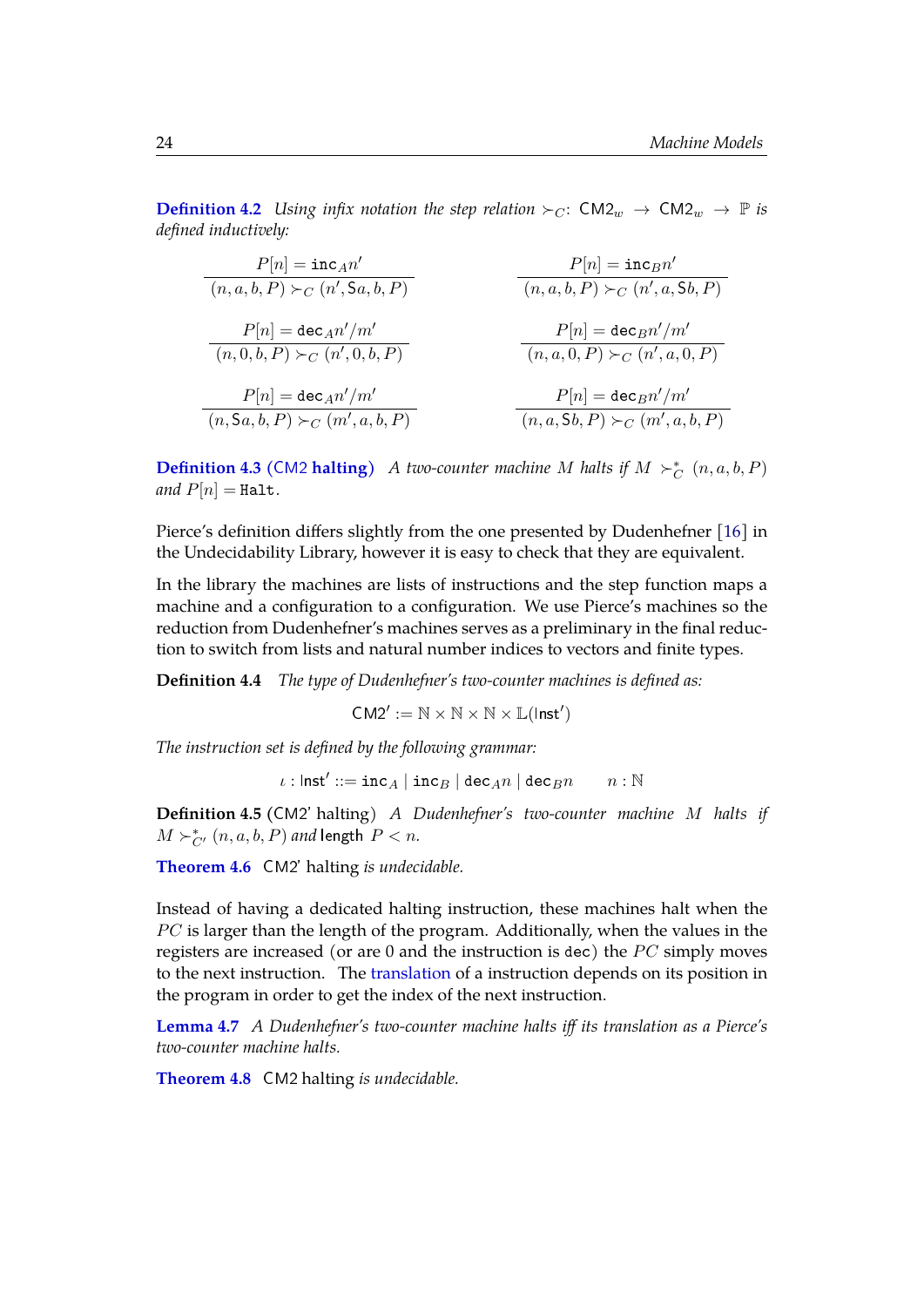**Definition 4.2** *Using infix notation the step relation* $\succ_C$: $\mathsf{CM2}_w \to \mathsf{CM2}_w \to \mathbb{P}$ *is defined inductively:*

$$\frac{P[n] = \mathtt{inc}_A n'}{(n, a, b, P) \succ_C (n', \mathsf{S}a, b, P)} \qquad \frac{P[n] = \mathtt{inc}_B n'}{(n, a, b, P) \succ_C (n', a, \mathsf{S}b, P)}$$

$$\frac{P[n] = \mathtt{dec}_A n'/m'}{(n, 0, b, P) \succ_C (n', 0, b, P)} \qquad \frac{P[n] = \mathtt{dec}_B n'/m'}{(n, a, 0, P) \succ_C (n', a, 0, P)}$$

$$\frac{P[n] = \mathtt{dec}_A n'/m'}{(n, \mathsf{S}a, b, P) \succ_C (m', a, b, P)} \qquad \frac{P[n] = \mathtt{dec}_B n'/m'}{(n, a, \mathsf{S}b, P) \succ_C (m', a, b, P)}$$

**Definition 4.3** (CM2 **halting**) *A two-counter machine* $M$ *halts if* $M \succ_C^* (n, a, b, P)$ *and* $P[n] = \mathtt{Halt}$.

Pierce's definition differs slightly from the one presented by Dudenhefner [16] in the Undecidability Library, however it is easy to check that they are equivalent.

In the library the machines are lists of instructions and the step function maps a machine and a configuration to a configuration. We use Pierce's machines so the reduction from Dudenhefner's machines serves as a preliminary in the final reduction to switch from lists and natural number indices to vectors and finite types.

**Definition 4.4** *The type of Dudenhefner's two-counter machines is defined as:*

$$\mathsf{CM2'} := \mathbb{N} \times \mathbb{N} \times \mathbb{N} \times \mathbb{L}(\mathsf{Inst'})$$

*The instruction set is defined by the following grammar:*

$$\iota : \mathsf{Inst'} ::= \mathtt{inc}_A \mid \mathtt{inc}_B \mid \mathtt{dec}_A n \mid \mathtt{dec}_B n \qquad n : \mathbb{N}$$

**Definition 4.5** (CM2' halting) *A Dudenhefner's two-counter machine* $M$ *halts if* $M \succ_{C'}^* (n, a, b, P)$ *and* $\mathsf{length}\ P < n$.

**Theorem 4.6** CM2' halting *is undecidable.*

Instead of having a dedicated halting instruction, these machines halt when the $PC$ is larger than the length of the program. Additionally, when the values in the registers are increased (or are 0 and the instruction is dec) the $PC$ simply moves to the next instruction. The translation of a instruction depends on its position in the program in order to get the index of the next instruction.

**Lemma 4.7** *A Dudenhefner's two-counter machine halts iff its translation as a Pierce's two-counter machine halts.*

**Theorem 4.8** CM2 halting *is undecidable.*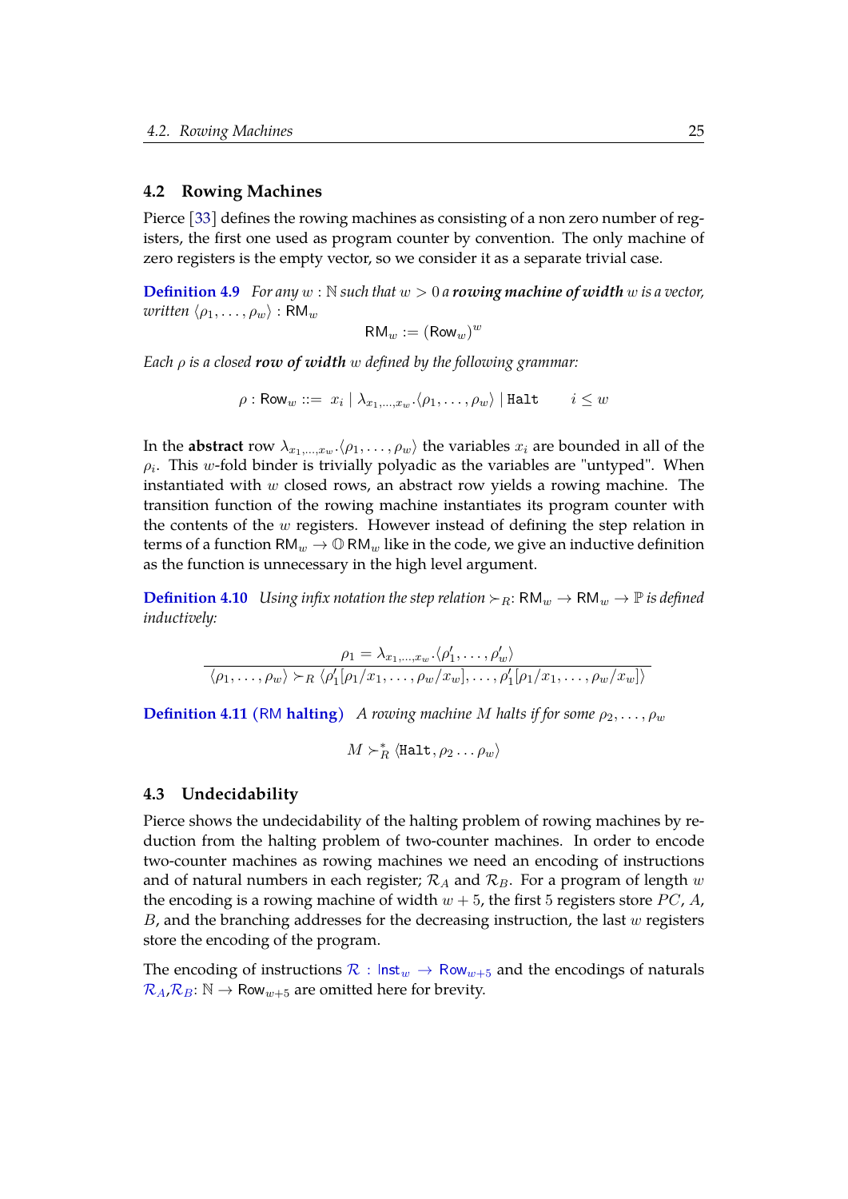## 4.2 Rowing Machines

Pierce [33] defines the rowing machines as consisting of a non zero number of registers, the first one used as program counter by convention. The only machine of zero registers is the empty vector, so we consider it as a separate trivial case.

**Definition 4.9** *For any $w : \mathbb{N}$ such that $w > 0$ a* ***rowing machine of width*** *$w$ is a vector, written $\langle \rho_1, \ldots, \rho_w \rangle : \mathsf{RM}_w$*

$$\mathsf{RM}_w := (\mathsf{Row}_w)^w$$

*Each $\rho$ is a closed* ***row of width*** *$w$ defined by the following grammar:*

$$\rho : \mathsf{Row}_w ::= x_i \mid \lambda_{x_1,\ldots,x_w}.\langle \rho_1, \ldots, \rho_w \rangle \mid \mathtt{Halt} \qquad i \leq w$$

In the **abstract** row $\lambda_{x_1,\ldots,x_w}.\langle \rho_1, \ldots, \rho_w \rangle$ the variables $x_i$ are bounded in all of the $\rho_i$. This $w$-fold binder is trivially polyadic as the variables are "untyped". When instantiated with $w$ closed rows, an abstract row yields a rowing machine. The transition function of the rowing machine instantiates its program counter with the contents of the $w$ registers. However instead of defining the step relation in terms of a function $\mathsf{RM}_w \to \mathbb{O}\,\mathsf{RM}_w$ like in the code, we give an inductive definition as the function is unnecessary in the high level argument.

**Definition 4.10** *Using infix notation the step relation $\succ_R$: $\mathsf{RM}_w \to \mathsf{RM}_w \to \mathbb{P}$ is defined inductively:*

$$\frac{\rho_1 = \lambda_{x_1,\ldots,x_w}.\langle \rho_1', \ldots, \rho_w' \rangle}{\langle \rho_1, \ldots, \rho_w \rangle \succ_R \langle \rho_1'[\rho_1/x_1, \ldots, \rho_w/x_w], \ldots, \rho_1'[\rho_1/x_1, \ldots, \rho_w/x_w] \rangle}$$

**Definition 4.11 (RM halting)** *A rowing machine $M$ halts if for some $\rho_2, \ldots, \rho_w$*

$$M \succ_R^* \langle \mathtt{Halt}, \rho_2 \ldots \rho_w \rangle$$

## 4.3 Undecidability

Pierce shows the undecidability of the halting problem of rowing machines by reduction from the halting problem of two-counter machines. In order to encode two-counter machines as rowing machines we need an encoding of instructions and of natural numbers in each register; $\mathcal{R}_A$ and $\mathcal{R}_B$. For a program of length $w$ the encoding is a rowing machine of width $w + 5$, the first 5 registers store $PC$, $A$, $B$, and the branching addresses for the decreasing instruction, the last $w$ registers store the encoding of the program.

The encoding of instructions $\mathcal{R} : \mathsf{Inst}_w \to \mathsf{Row}_{w+5}$ and the encodings of naturals $\mathcal{R}_A$,$\mathcal{R}_B$: $\mathbb{N} \to \mathsf{Row}_{w+5}$ are omitted here for brevity.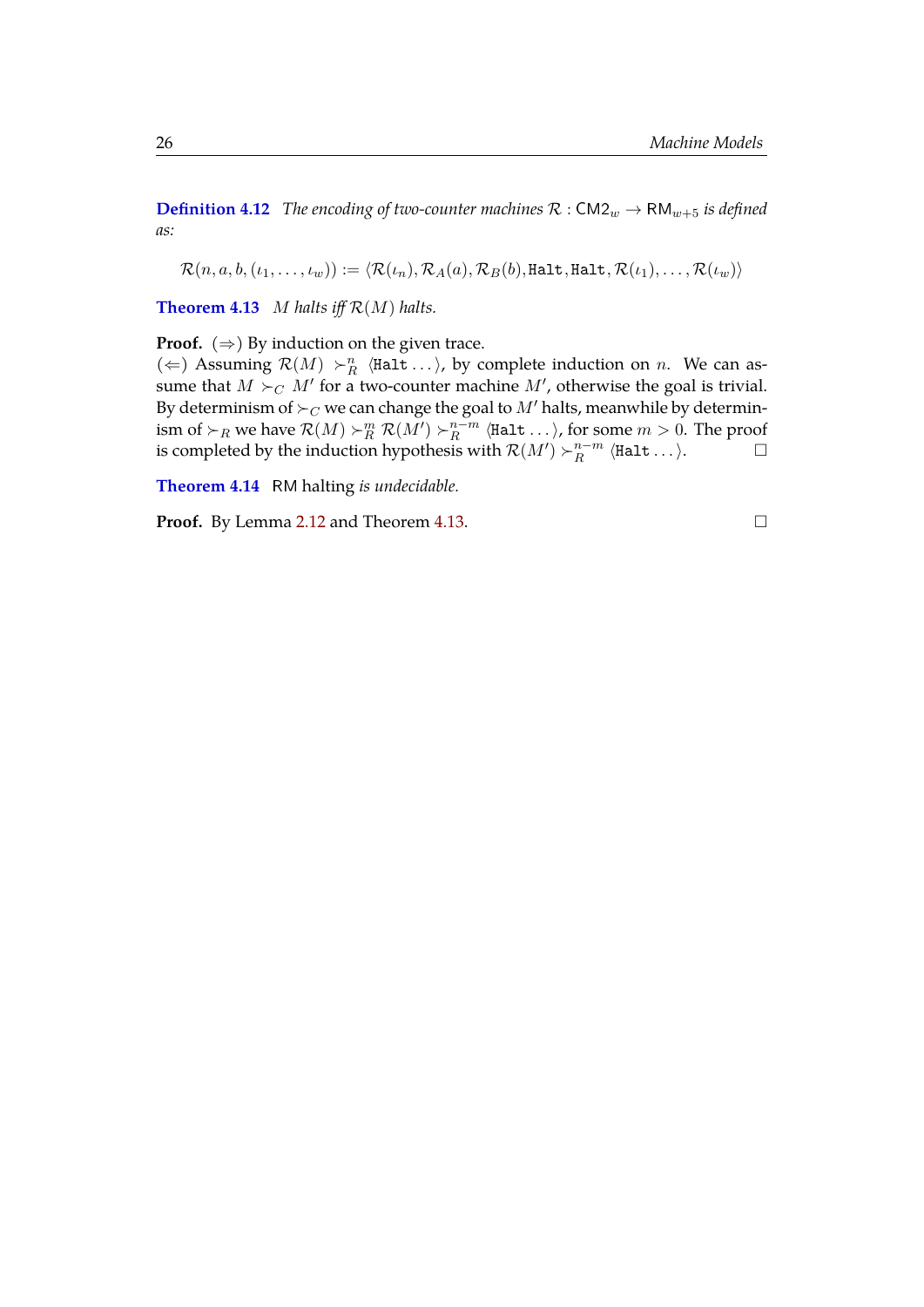**Definition 4.12** *The encoding of two-counter machines* $\mathcal{R} : \mathsf{CM2}_w \to \mathsf{RM}_{w+5}$ *is defined as:*

$$\mathcal{R}(n, a, b, (\iota_1, \ldots, \iota_w)) := \langle \mathcal{R}(\iota_n), \mathcal{R}_A(a), \mathcal{R}_B(b), \texttt{Halt}, \texttt{Halt}, \mathcal{R}(\iota_1), \ldots, \mathcal{R}(\iota_w) \rangle$$

**Theorem 4.13** *$M$ halts iff $\mathcal{R}(M)$ halts.*

**Proof.** ($\Rightarrow$) By induction on the given trace.
($\Leftarrow$) Assuming $\mathcal{R}(M) \succ_R^n \langle \texttt{Halt} \ldots \rangle$, by complete induction on $n$. We can assume that $M \succ_C M'$ for a two-counter machine $M'$, otherwise the goal is trivial. By determinism of $\succ_C$ we can change the goal to $M'$ halts, meanwhile by determinism of $\succ_R$ we have $\mathcal{R}(M) \succ_R^m \mathcal{R}(M') \succ_R^{n-m} \langle \texttt{Halt} \ldots \rangle$, for some $m > 0$. The proof is completed by the induction hypothesis with $\mathcal{R}(M') \succ_R^{n-m} \langle \texttt{Halt} \ldots \rangle$. □

**Theorem 4.14** RM halting *is undecidable.*

**Proof.** By Lemma 2.12 and Theorem 4.13. □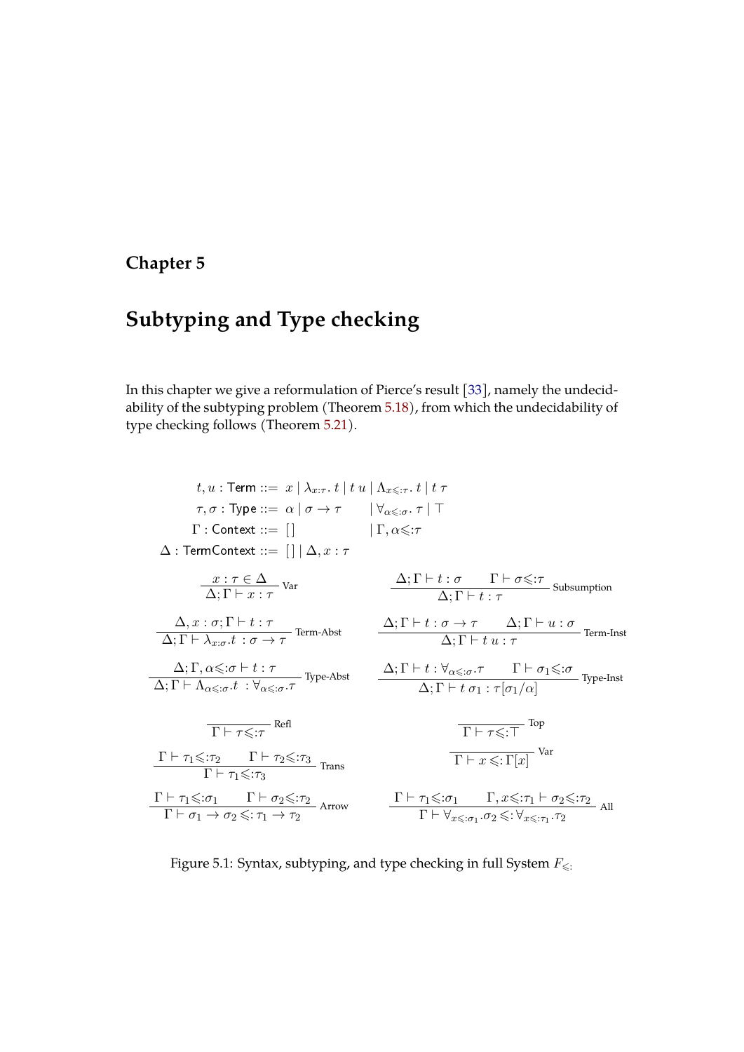# Chapter 5

# Subtyping and Type checking

In this chapter we give a reformulation of Pierce's result [33], namely the undecidability of the subtyping problem (Theorem 5.18), from which the undecidability of type checking follows (Theorem 5.21).

$$
\begin{aligned}
t, u : \mathsf{Term} &::= \; x \mid \lambda_{x:\tau}.\, t \mid t\; u \mid \Lambda_{x\leqslant:\tau}.\, t \mid t\; \tau \\
\tau, \sigma : \mathsf{Type} &::= \; \alpha \mid \sigma \to \tau \qquad \mid \forall_{\alpha\leqslant:\sigma}.\, \tau \mid \top \\
\Gamma : \mathsf{Context} &::= \; [\,] \qquad\qquad\;\; \mid \Gamma, \alpha\leqslant:\tau \\
\Delta : \mathsf{TermContext} &::= \; [\,] \mid \Delta, x : \tau
\end{aligned}
$$

$$
\frac{x : \tau \in \Delta}{\Delta; \Gamma \vdash x : \tau}\;\text{Var}
\qquad\qquad
\frac{\Delta; \Gamma \vdash t : \sigma \qquad \Gamma \vdash \sigma\leqslant:\tau}{\Delta; \Gamma \vdash t : \tau}\;\text{Subsumption}
$$

$$
\frac{\Delta, x : \sigma; \Gamma \vdash t : \tau}{\Delta; \Gamma \vdash \lambda_{x:\sigma}.t \;: \sigma \to \tau}\;\text{Term-Abst}
\qquad\qquad
\frac{\Delta; \Gamma \vdash t : \sigma \to \tau \qquad \Delta; \Gamma \vdash u : \sigma}{\Delta; \Gamma \vdash t\; u : \tau}\;\text{Term-Inst}
$$

$$
\frac{\Delta; \Gamma, \alpha\leqslant:\sigma \vdash t : \tau}{\Delta; \Gamma \vdash \Lambda_{\alpha\leqslant:\sigma}.t \;: \forall_{\alpha\leqslant:\sigma}.\tau}\;\text{Type-Abst}
\qquad\qquad
\frac{\Delta; \Gamma \vdash t : \forall_{\alpha\leqslant:\sigma}.\tau \qquad \Gamma \vdash \sigma_1\leqslant:\sigma}{\Delta; \Gamma \vdash t\; \sigma_1 : \tau[\sigma_1/\alpha]}\;\text{Type-Inst}
$$

$$
\frac{}{\Gamma \vdash \tau\leqslant:\tau}\;\text{Refl}
\qquad\qquad
\frac{}{\Gamma \vdash \tau\leqslant:\top}\;\text{Top}
$$

$$
\frac{\Gamma \vdash \tau_1\leqslant:\tau_2 \qquad \Gamma \vdash \tau_2\leqslant:\tau_3}{\Gamma \vdash \tau_1\leqslant:\tau_3}\;\text{Trans}
\qquad\qquad
\frac{}{\Gamma \vdash x \leqslant: \Gamma[x]}\;\text{Var}
$$

$$
\frac{\Gamma \vdash \tau_1\leqslant:\sigma_1 \qquad \Gamma \vdash \sigma_2\leqslant:\tau_2}{\Gamma \vdash \sigma_1 \to \sigma_2 \leqslant: \tau_1 \to \tau_2}\;\text{Arrow}
\qquad\qquad
\frac{\Gamma \vdash \tau_1\leqslant:\sigma_1 \qquad \Gamma, x\leqslant:\tau_1 \vdash \sigma_2\leqslant:\tau_2}{\Gamma \vdash \forall_{x\leqslant:\sigma_1}.\sigma_2 \leqslant: \forall_{x\leqslant:\tau_1}.\tau_2}\;\text{All}
$$

Figure 5.1: Syntax, subtyping, and type checking in full System $F_{\leqslant:}$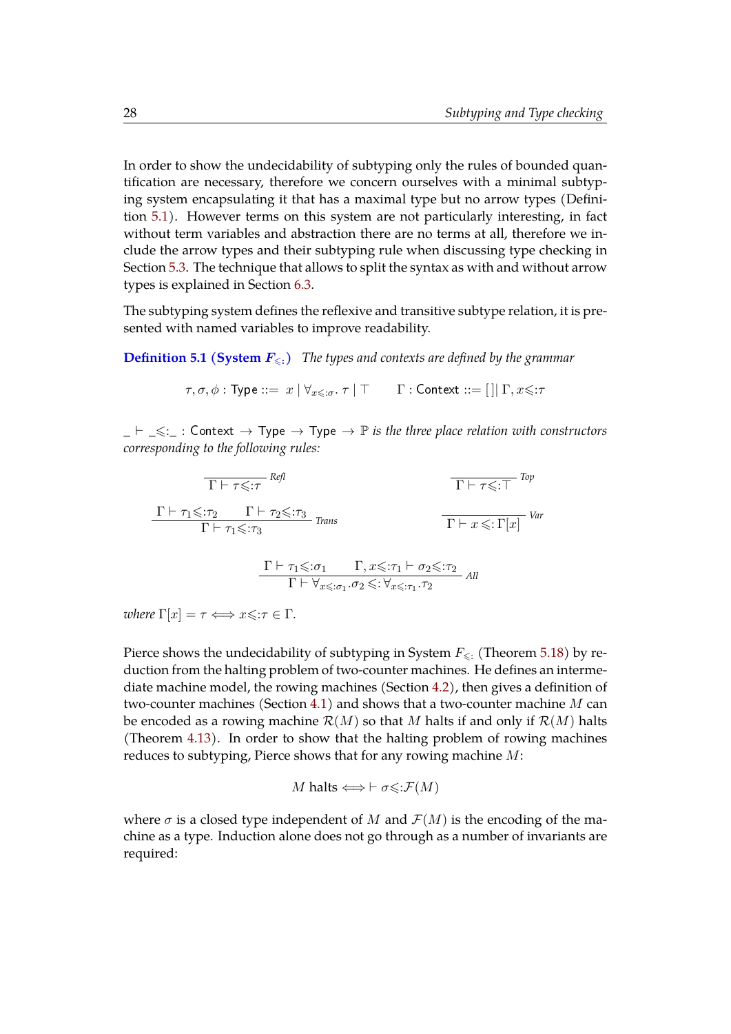In order to show the undecidability of subtyping only the rules of bounded quantification are necessary, therefore we concern ourselves with a minimal subtyping system encapsulating it that has a maximal type but no arrow types (Definition 5.1). However terms on this system are not particularly interesting, in fact without term variables and abstraction there are no terms at all, therefore we include the arrow types and their subtyping rule when discussing type checking in Section 5.3. The technique that allows to split the syntax as with and without arrow types is explained in Section 6.3.

The subtyping system defines the reflexive and transitive subtype relation, it is presented with named variables to improve readability.

**Definition 5.1 (System $F_{\leqslant:}$)** *The types and contexts are defined by the grammar*

$$\tau, \sigma, \phi : \mathsf{Type} ::= \ x \mid \forall_{x \leqslant : \sigma}.\ \tau \mid \top \qquad \Gamma : \mathsf{Context} ::= [\,] \mid \Gamma, x \leqslant : \tau$$

$\_ \vdash \_ \leqslant : \_ : \mathsf{Context} \to \mathsf{Type} \to \mathsf{Type} \to \mathbb{P}$ *is the three place relation with constructors corresponding to the following rules:*

$$\frac{}{\Gamma \vdash \tau \leqslant : \tau}\ \textit{Refl} \qquad\qquad \frac{}{\Gamma \vdash \tau \leqslant : \top}\ \textit{Top}$$

$$\frac{\Gamma \vdash \tau_1 \leqslant : \tau_2 \qquad \Gamma \vdash \tau_2 \leqslant : \tau_3}{\Gamma \vdash \tau_1 \leqslant : \tau_3}\ \textit{Trans} \qquad\qquad \frac{}{\Gamma \vdash x \leqslant : \Gamma[x]}\ \textit{Var}$$

$$\frac{\Gamma \vdash \tau_1 \leqslant : \sigma_1 \qquad \Gamma, x \leqslant : \tau_1 \vdash \sigma_2 \leqslant : \tau_2}{\Gamma \vdash \forall_{x \leqslant : \sigma_1}.\sigma_2 \leqslant : \forall_{x \leqslant : \tau_1}.\tau_2}\ \textit{All}$$

*where* $\Gamma[x] = \tau \iff x \leqslant : \tau \in \Gamma$.

Pierce shows the undecidability of subtyping in System $F_{\leqslant:}$ (Theorem 5.18) by reduction from the halting problem of two-counter machines. He defines an intermediate machine model, the rowing machines (Section 4.2), then gives a definition of two-counter machines (Section 4.1) and shows that a two-counter machine $M$ can be encoded as a rowing machine $\mathcal{R}(M)$ so that $M$ halts if and only if $\mathcal{R}(M)$ halts (Theorem 4.13). In order to show that the halting problem of rowing machines reduces to subtyping, Pierce shows that for any rowing machine $M$:

$$M \text{ halts} \iff \vdash \sigma \leqslant : \mathcal{F}(M)$$

where $\sigma$ is a closed type independent of $M$ and $\mathcal{F}(M)$ is the encoding of the machine as a type. Induction alone does not go through as a number of invariants are required: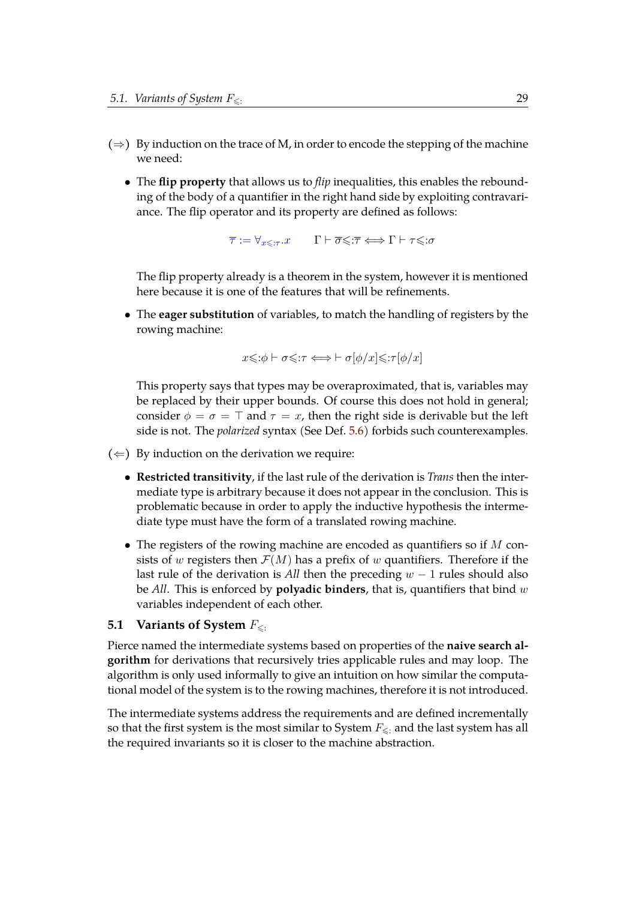- (⇒) By induction on the trace of M, in order to encode the stepping of the machine we need:

  - The **flip property** that allows us to *flip* inequalities, this enables the rebounding of the body of a quantifier in the right hand side by exploiting contravariance. The flip operator and its property are defined as follows:

    $$\overline{\tau} := \forall_{x \leqslant : \tau}.x \qquad \Gamma \vdash \overline{\sigma} \leqslant : \overline{\tau} \iff \Gamma \vdash \tau \leqslant : \sigma$$

    The flip property already is a theorem in the system, however it is mentioned here because it is one of the features that will be refinements.

  - The **eager substitution** of variables, to match the handling of registers by the rowing machine:

    $$x \leqslant : \phi \vdash \sigma \leqslant : \tau \iff \vdash \sigma[\phi/x] \leqslant : \tau[\phi/x]$$

    This property says that types may be overaproximated, that is, variables may be replaced by their upper bounds. Of course this does not hold in general; consider $\phi = \sigma = \top$ and $\tau = x$, then the right side is derivable but the left side is not. The *polarized* syntax (See Def. 5.6) forbids such counterexamples.

- (⇐) By induction on the derivation we require:

  - **Restricted transitivity**, if the last rule of the derivation is *Trans* then the intermediate type is arbitrary because it does not appear in the conclusion. This is problematic because in order to apply the inductive hypothesis the intermediate type must have the form of a translated rowing machine.

  - The registers of the rowing machine are encoded as quantifiers so if $M$ consists of $w$ registers then $\mathcal{F}(M)$ has a prefix of $w$ quantifiers. Therefore if the last rule of the derivation is *All* then the preceding $w - 1$ rules should also be *All*. This is enforced by **polyadic binders**, that is, quantifiers that bind $w$ variables independent of each other.

## 5.1 Variants of System $F_{\leqslant:}$

Pierce named the intermediate systems based on properties of the **naive search algorithm** for derivations that recursively tries applicable rules and may loop. The algorithm is only used informally to give an intuition on how similar the computational model of the system is to the rowing machines, therefore it is not introduced.

The intermediate systems address the requirements and are defined incrementally so that the first system is the most similar to System $F_{\leqslant:}$ and the last system has all the required invariants so it is closer to the machine abstraction.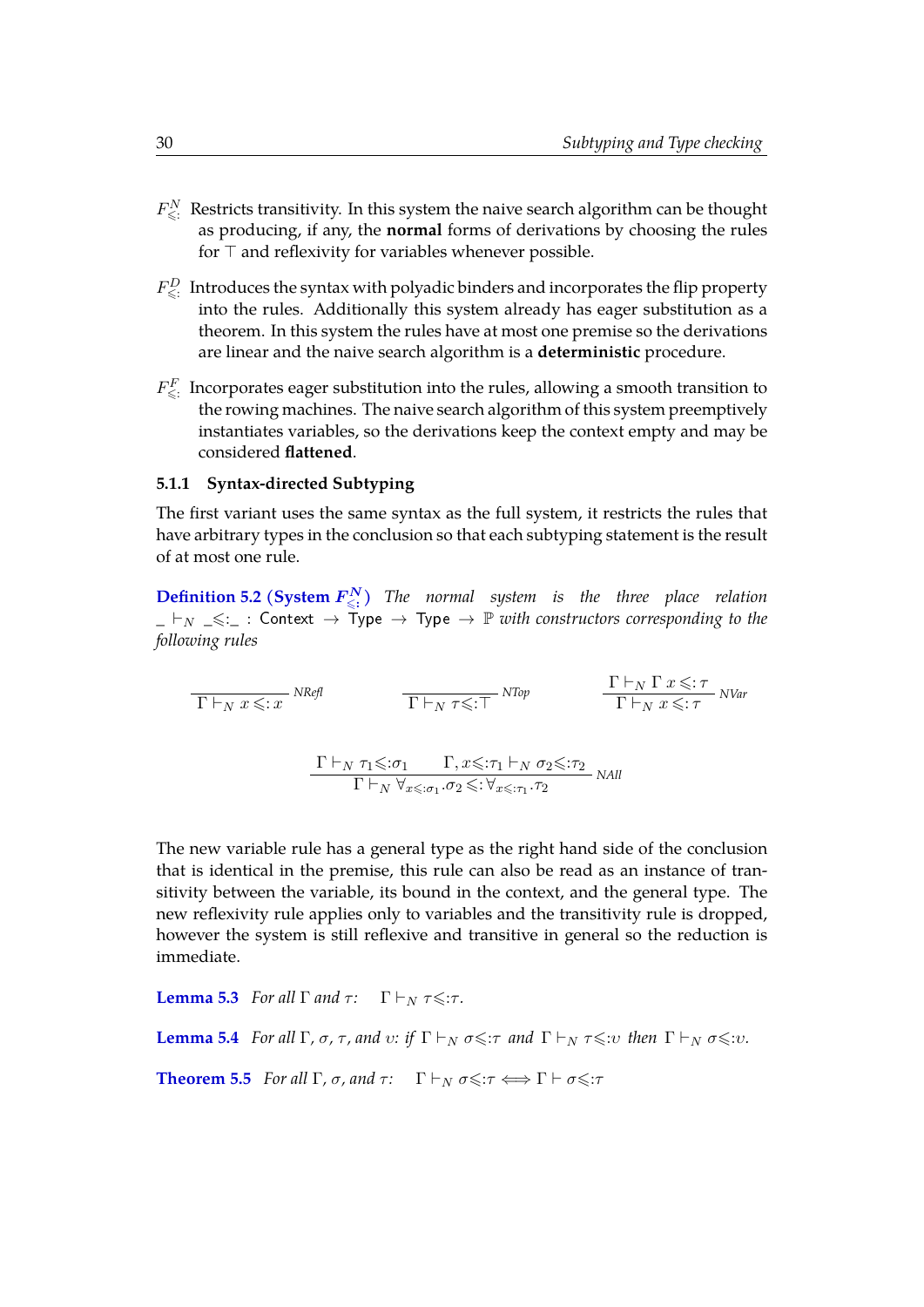$F^N_{\leqslant:}$ Restricts transitivity. In this system the naive search algorithm can be thought as producing, if any, the **normal** forms of derivations by choosing the rules for $\top$ and reflexivity for variables whenever possible.

$F^D_{\leqslant:}$ Introduces the syntax with polyadic binders and incorporates the flip property into the rules. Additionally this system already has eager substitution as a theorem. In this system the rules have at most one premise so the derivations are linear and the naive search algorithm is a **deterministic** procedure.

$F^F_{\leqslant:}$ Incorporates eager substitution into the rules, allowing a smooth transition to the rowing machines. The naive search algorithm of this system preemptively instantiates variables, so the derivations keep the context empty and may be considered **flattened**.

### 5.1.1 Syntax-directed Subtyping

The first variant uses the same syntax as the full system, it restricts the rules that have arbitrary types in the conclusion so that each subtyping statement is the result of at most one rule.

**Definition 5.2 (System $F^N_{\leqslant:}$)** *The normal system is the three place relation* $\_ \vdash_N \_ \leqslant: \_$ : $\mathsf{Context} \to \mathsf{Type} \to \mathsf{Type} \to \mathbb{P}$ *with constructors corresponding to the following rules*

$$\frac{}{\Gamma \vdash_N x \leqslant: x}\ \textit{NRefl} \qquad \frac{}{\Gamma \vdash_N \tau \leqslant: \top}\ \textit{NTop} \qquad \frac{\Gamma \vdash_N \Gamma\ x \leqslant: \tau}{\Gamma \vdash_N x \leqslant: \tau}\ \textit{NVar}$$

$$\frac{\Gamma \vdash_N \tau_1 \leqslant: \sigma_1 \qquad \Gamma, x \leqslant: \tau_1 \vdash_N \sigma_2 \leqslant: \tau_2}{\Gamma \vdash_N \forall_{x \leqslant: \sigma_1}.\sigma_2 \leqslant: \forall_{x \leqslant: \tau_1}.\tau_2}\ \textit{NAll}$$

The new variable rule has a general type as the right hand side of the conclusion that is identical in the premise, this rule can also be read as an instance of transitivity between the variable, its bound in the context, and the general type. The new reflexivity rule applies only to variables and the transitivity rule is dropped, however the system is still reflexive and transitive in general so the reduction is immediate.

**Lemma 5.3** *For all* $\Gamma$ *and* $\tau$*:* $\quad \Gamma \vdash_N \tau \leqslant: \tau$.

**Lemma 5.4** *For all* $\Gamma$, $\sigma$, $\tau$, *and* $\upsilon$*: if* $\Gamma \vdash_N \sigma \leqslant: \tau$ *and* $\Gamma \vdash_N \tau \leqslant: \upsilon$ *then* $\Gamma \vdash_N \sigma \leqslant: \upsilon$.

**Theorem 5.5** *For all* $\Gamma$, $\sigma$, *and* $\tau$*:* $\quad \Gamma \vdash_N \sigma \leqslant: \tau \iff \Gamma \vdash \sigma \leqslant: \tau$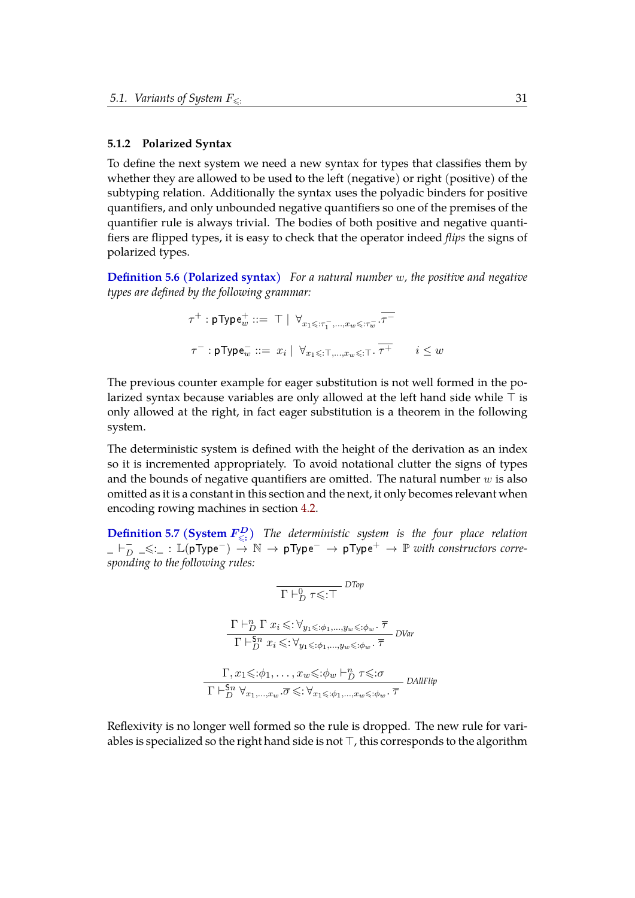### 5.1.2 Polarized Syntax

To define the next system we need a new syntax for types that classifies them by whether they are allowed to be used to the left (negative) or right (positive) of the subtyping relation. Additionally the syntax uses the polyadic binders for positive quantifiers, and only unbounded negative quantifiers so one of the premises of the quantifier rule is always trivial. The bodies of both positive and negative quantifiers are flipped types, it is easy to check that the operator indeed *flips* the signs of polarized types.

**Definition 5.6 (Polarized syntax)** *For a natural number $w$, the positive and negative types are defined by the following grammar:*

$$\tau^+ : \mathsf{pType}^+_w ::= \top \mid \forall_{x_1 \leqslant: \tau_1^-, \dots, x_w \leqslant: \tau_w^-} . \overline{\tau^-}$$

$$\tau^- : \mathsf{pType}^-_w ::= x_i \mid \forall_{x_1 \leqslant: \top, \dots, x_w \leqslant: \top} . \overline{\tau^+} \qquad i \leq w$$

The previous counter example for eager substitution is not well formed in the polarized syntax because variables are only allowed at the left hand side while $\top$ is only allowed at the right, in fact eager substitution is a theorem in the following system.

The deterministic system is defined with the height of the derivation as an index so it is incremented appropriately. To avoid notational clutter the signs of types and the bounds of negative quantifiers are omitted. The natural number $w$ is also omitted as it is a constant in this section and the next, it only becomes relevant when encoding rowing machines in section 4.2.

**Definition 5.7 (System $F^D_{\leqslant:}$)** *The deterministic system is the four place relation* $\_ \vdash^-_D \_ \leqslant: \_ : \mathbb{L}(\mathsf{pType}^-) \to \mathbb{N} \to \mathsf{pType}^- \to \mathsf{pType}^+ \to \mathbb{P}$ *with constructors corresponding to the following rules:*

$$\frac{}{\Gamma \vdash^0_D \tau \leqslant: \top}\ \textit{DTop}$$

$$\frac{\Gamma \vdash^n_D \Gamma\ x_i \leqslant: \forall_{y_1 \leqslant: \phi_1, \dots, y_w \leqslant: \phi_w} . \overline{\tau}}{\Gamma \vdash^{\mathsf{S}n}_D x_i \leqslant: \forall_{y_1 \leqslant: \phi_1, \dots, y_w \leqslant: \phi_w} . \overline{\tau}}\ \textit{DVar}$$

$$\frac{\Gamma, x_1 \leqslant: \phi_1, \dots, x_w \leqslant: \phi_w \vdash^n_D \tau \leqslant: \sigma}{\Gamma \vdash^{\mathsf{S}n}_D \forall_{x_1, \dots, x_w} . \overline{\sigma} \leqslant: \forall_{x_1 \leqslant: \phi_1, \dots, x_w \leqslant: \phi_w} . \overline{\tau}}\ \textit{DAllFlip}$$

Reflexivity is no longer well formed so the rule is dropped. The new rule for variables is specialized so the right hand side is not $\top$, this corresponds to the algorithm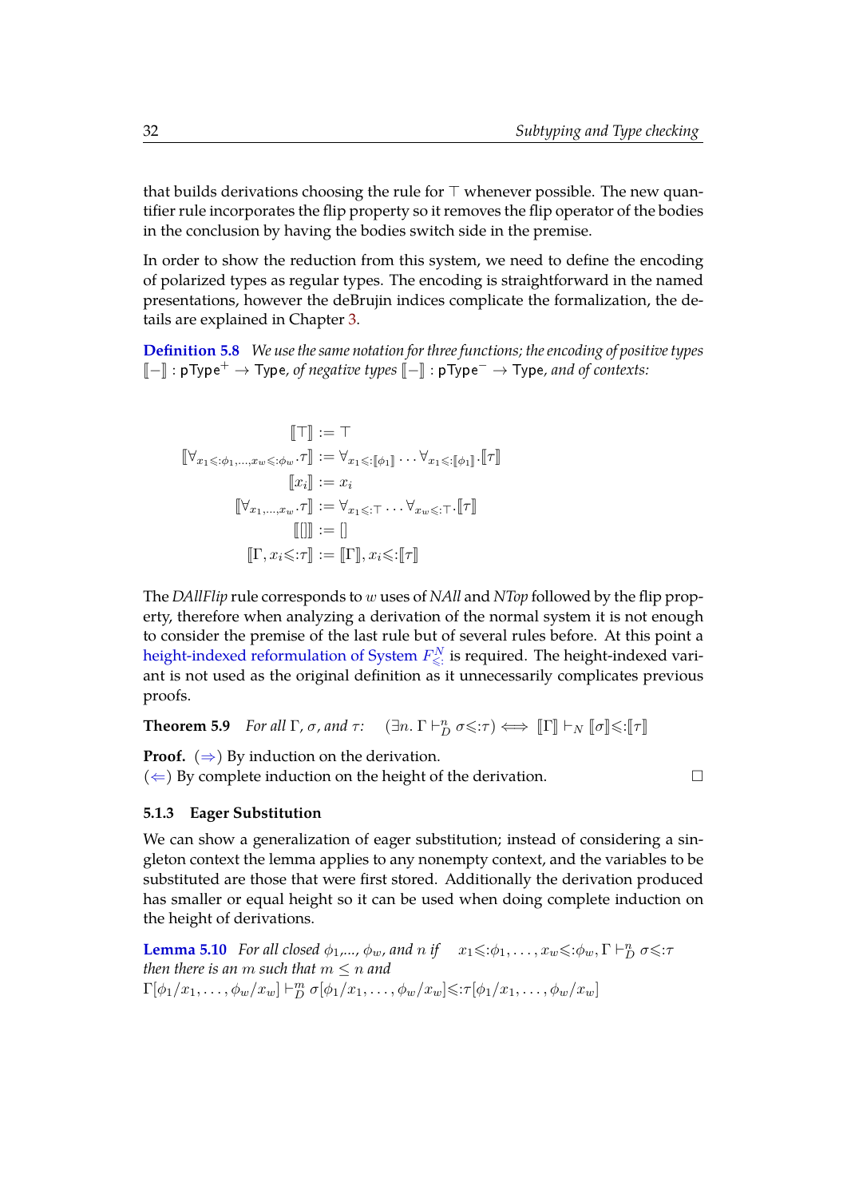that builds derivations choosing the rule for $\top$ whenever possible. The new quantifier rule incorporates the flip property so it removes the flip operator of the bodies in the conclusion by having the bodies switch side in the premise.

In order to show the reduction from this system, we need to define the encoding of polarized types as regular types. The encoding is straightforward in the named presentations, however the deBrujin indices complicate the formalization, the details are explained in Chapter 3.

**Definition 5.8** *We use the same notation for three functions; the encoding of positive types* $[\![-]\!] : \mathsf{pType}^+ \to \mathsf{Type}$*, of negative types* $[\![-]\!] : \mathsf{pType}^- \to \mathsf{Type}$*, and of contexts:*

$$
\begin{aligned}
[\![\top]\!] &:= \top \\
[\![\forall_{x_1 \leqslant: \phi_1, \ldots, x_w \leqslant: \phi_w} . \tau]\!] &:= \forall_{x_1 \leqslant: [\![\phi_1]\!]} \ldots \forall_{x_1 \leqslant: [\![\phi_1]\!]} . [\![\tau]\!] \\
[\![x_i]\!] &:= x_i \\
[\![\forall_{x_1, \ldots, x_w} . \tau]\!] &:= \forall_{x_1 \leqslant: \top} \ldots \forall_{x_w \leqslant: \top} . [\![\tau]\!] \\
[\![[]]\!] &:= [] \\
[\![\Gamma, x_i \leqslant: \tau]\!] &:= [\![\Gamma]\!], x_i \leqslant: [\![\tau]\!]
\end{aligned}
$$

The *DAllFlip* rule corresponds to $w$ uses of *NAll* and *NTop* followed by the flip property, therefore when analyzing a derivation of the normal system it is not enough to consider the premise of the last rule but of several rules before. At this point a height-indexed reformulation of System $F^N_{\leqslant:}$ is required. The height-indexed variant is not used as the original definition as it unnecessarily complicates previous proofs.

**Theorem 5.9** *For all* $\Gamma$*,* $\sigma$*, and* $\tau$*:* $\quad (\exists n.\ \Gamma \vdash^n_D \sigma \leqslant: \tau) \iff [\![\Gamma]\!] \vdash_N [\![\sigma]\!] \leqslant: [\![\tau]\!]$

**Proof.** ($\Rightarrow$) By induction on the derivation.
($\Leftarrow$) By complete induction on the height of the derivation. $\square$

### 5.1.3 Eager Substitution

We can show a generalization of eager substitution; instead of considering a singleton context the lemma applies to any nonempty context, and the variables to be substituted are those that were first stored. Additionally the derivation produced has smaller or equal height so it can be used when doing complete induction on the height of derivations.

**Lemma 5.10** *For all closed* $\phi_1$*,...,* $\phi_w$*, and* $n$ *if* $\quad x_1 \leqslant: \phi_1, \ldots, x_w \leqslant: \phi_w, \Gamma \vdash^n_D \sigma \leqslant: \tau$ *then there is an* $m$ *such that* $m \leq n$ *and*
$\Gamma[\phi_1/x_1, \ldots, \phi_w/x_w] \vdash^m_D \sigma[\phi_1/x_1, \ldots, \phi_w/x_w] \leqslant: \tau[\phi_1/x_1, \ldots, \phi_w/x_w]$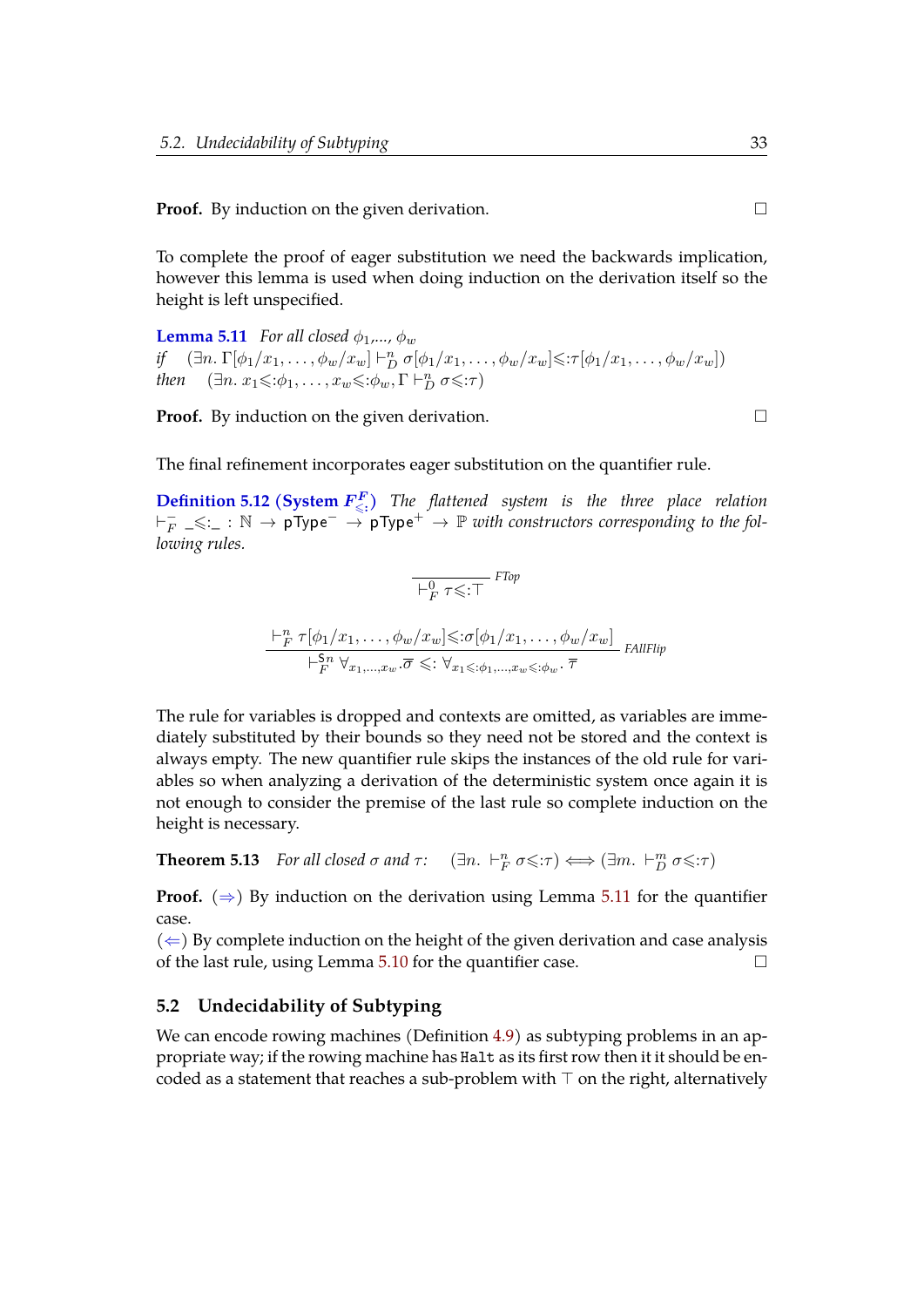**Proof.** By induction on the given derivation. □

To complete the proof of eager substitution we need the backwards implication, however this lemma is used when doing induction on the derivation itself so the height is left unspecified.

**Lemma 5.11** *For all closed* $\phi_1,\ldots,\phi_w$
*if* $\quad (\exists n.\ \Gamma[\phi_1/x_1,\ldots,\phi_w/x_w] \vdash^n_D \sigma[\phi_1/x_1,\ldots,\phi_w/x_w]{\leqslant:}\tau[\phi_1/x_1,\ldots,\phi_w/x_w])$
*then* $\quad (\exists n.\ x_1{\leqslant:}\phi_1,\ldots,x_w{\leqslant:}\phi_w,\Gamma \vdash^n_D \sigma{\leqslant:}\tau)$

**Proof.** By induction on the given derivation. □

The final refinement incorporates eager substitution on the quantifier rule.

**Definition 5.12 (System $F^F_{\leqslant:}$)** *The flattened system is the three place relation* $\vdash^-_F \_{\leqslant:}\_ : \mathbb{N} \to \mathsf{pType}^- \to \mathsf{pType}^+ \to \mathbb{P}$ *with constructors corresponding to the following rules.*

$$\frac{}{\vdash^0_F \tau{\leqslant:}\top}\ \textit{FTop}$$

$$\frac{\vdash^n_F \tau[\phi_1/x_1,\ldots,\phi_w/x_w]{\leqslant:}\sigma[\phi_1/x_1,\ldots,\phi_w/x_w]}{\vdash^{\mathsf{S}n}_F \forall_{x_1,\ldots,x_w}.\overline{\sigma} \leqslant: \forall_{x_1\leqslant:\phi_1,\ldots,x_w\leqslant:\phi_w}.\ \overline{\tau}}\ \textit{FAllFlip}$$

The rule for variables is dropped and contexts are omitted, as variables are immediately substituted by their bounds so they need not be stored and the context is always empty. The new quantifier rule skips the instances of the old rule for variables so when analyzing a derivation of the deterministic system once again it is not enough to consider the premise of the last rule so complete induction on the height is necessary.

**Theorem 5.13** *For all closed* $\sigma$ *and* $\tau$*:* $\quad (\exists n.\ \vdash^n_F \sigma{\leqslant:}\tau) \iff (\exists m.\ \vdash^m_D \sigma{\leqslant:}\tau)$

**Proof.** ($\Rightarrow$) By induction on the derivation using Lemma 5.11 for the quantifier case.
($\Leftarrow$) By complete induction on the height of the given derivation and case analysis of the last rule, using Lemma 5.10 for the quantifier case. □

## 5.2 Undecidability of Subtyping

We can encode rowing machines (Definition 4.9) as subtyping problems in an appropriate way; if the rowing machine has `Halt` as its first row then it it should be encoded as a statement that reaches a sub-problem with $\top$ on the right, alternatively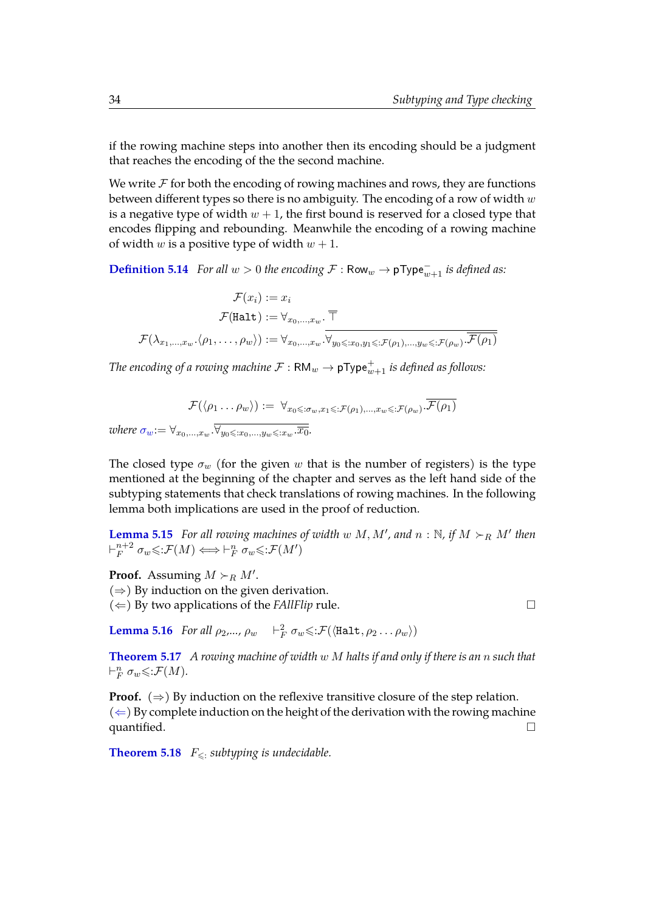if the rowing machine steps into another then its encoding should be a judgment that reaches the encoding of the the second machine.

We write $\mathcal{F}$ for both the encoding of rowing machines and rows, they are functions between different types so there is no ambiguity. The encoding of a row of width $w$ is a negative type of width $w+1$, the first bound is reserved for a closed type that encodes flipping and rebounding. Meanwhile the encoding of a rowing machine of width $w$ is a positive type of width $w+1$.

**Definition 5.14** *For all $w > 0$ the encoding $\mathcal{F} : \mathsf{Row}_w \to \mathsf{pType}^-_{w+1}$ is defined as:*

$$\mathcal{F}(x_i) := x_i$$

$$\mathcal{F}(\texttt{Halt}) := \forall_{x_0,\ldots,x_w}.\,\overline{\top}$$

$$\mathcal{F}(\lambda_{x_1,\ldots,x_w}.\langle\rho_1,\ldots,\rho_w\rangle) := \forall_{x_0,\ldots,x_w}.\,\overline{\forall_{y_0\leqslant:x_0,y_1\leqslant:\mathcal{F}(\rho_1),\ldots,y_w\leqslant:\mathcal{F}(\rho_w)}.\overline{\mathcal{F}(\rho_1)}}$$

*The encoding of a rowing machine $\mathcal{F} : \mathsf{RM}_w \to \mathsf{pType}^+_{w+1}$ is defined as follows:*

$$\mathcal{F}(\langle\rho_1\ldots\rho_w\rangle) := \forall_{x_0\leqslant:\sigma_w,x_1\leqslant:\mathcal{F}(\rho_1),\ldots,x_w\leqslant:\mathcal{F}(\rho_w)}.\overline{\mathcal{F}(\rho_1)}$$

*where $\sigma_w := \forall_{x_0,\ldots,x_w}.\overline{\forall_{y_0\leqslant:x_0,\ldots,y_w\leqslant:x_w}.\overline{x_0}}$.*

The closed type $\sigma_w$ (for the given $w$ that is the number of registers) is the type mentioned at the beginning of the chapter and serves as the left hand side of the subtyping statements that check translations of rowing machines. In the following lemma both implications are used in the proof of reduction.

**Lemma 5.15** *For all rowing machines of width $w$ $M, M'$, and $n : \mathbb{N}$, if $M \succ_R M'$ then $\vdash^{n+2}_F \sigma_w \leqslant: \mathcal{F}(M) \iff \vdash^n_F \sigma_w \leqslant: \mathcal{F}(M')$*

**Proof.** Assuming $M \succ_R M'$.
($\Rightarrow$) By induction on the given derivation.
($\Leftarrow$) By two applications of the *FAllFlip* rule. □

**Lemma 5.16** *For all $\rho_2$,..., $\rho_w$* $\quad \vdash^2_F \sigma_w \leqslant: \mathcal{F}(\langle\texttt{Halt}, \rho_2\ldots\rho_w\rangle)$

**Theorem 5.17** *A rowing machine of width $w$ $M$ halts if and only if there is an $n$ such that $\vdash^n_F \sigma_w \leqslant: \mathcal{F}(M)$.*

**Proof.** ($\Rightarrow$) By induction on the reflexive transitive closure of the step relation.
($\Leftarrow$) By complete induction on the height of the derivation with the rowing machine quantified. □

**Theorem 5.18** *$F_{\leqslant:}$ subtyping is undecidable.*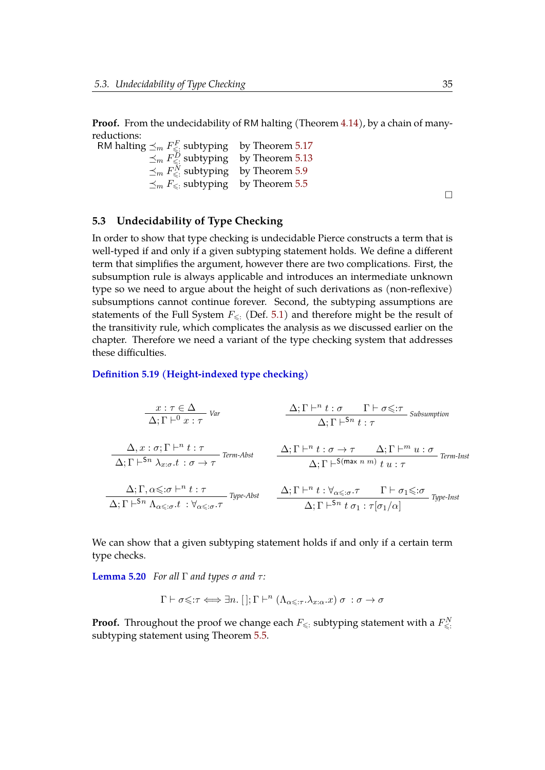**Proof.** From the undecidability of RM halting (Theorem 4.14), by a chain of many-reductions:

$$
\begin{array}{lll}
\textsf{RM halting} & \preceq_m F^F_{\leqslant:} \text{ subtyping} & \text{by Theorem 5.17} \\
 & \preceq_m F^D_{\leqslant:} \text{ subtyping} & \text{by Theorem 5.13} \\
 & \preceq_m F^N_{\leqslant:} \text{ subtyping} & \text{by Theorem 5.9} \\
 & \preceq_m F_{\leqslant:} \text{ subtyping} & \text{by Theorem 5.5}
\end{array}
$$

□

## 5.3 Undecidability of Type Checking

In order to show that type checking is undecidable Pierce constructs a term that is well-typed if and only if a given subtyping statement holds. We define a different term that simplifies the argument, however there are two complications. First, the subsumption rule is always applicable and introduces an intermediate unknown type so we need to argue about the height of such derivations as (non-reflexive) subsumptions cannot continue forever. Second, the subtyping assumptions are statements of the Full System $F_{\leqslant:}$ (Def. 5.1) and therefore might be the result of the transitivity rule, which complicates the analysis as we discussed earlier on the chapter. Therefore we need a variant of the type checking system that addresses these difficulties.

**Definition 5.19 (Height-indexed type checking)**

$$
\frac{x : \tau \in \Delta}{\Delta; \Gamma \vdash^0 x : \tau}\ \textit{Var}
\qquad
\frac{\Delta; \Gamma \vdash^n t : \sigma \qquad \Gamma \vdash \sigma \leqslant: \tau}{\Delta; \Gamma \vdash^{\mathsf{S}n} t : \tau}\ \textit{Subsumption}
$$

$$
\frac{\Delta, x : \sigma; \Gamma \vdash^n t : \tau}{\Delta; \Gamma \vdash^{\mathsf{S}n} \lambda_{x:\sigma}.t\ : \sigma \to \tau}\ \textit{Term-Abst}
\qquad
\frac{\Delta; \Gamma \vdash^n t : \sigma \to \tau \qquad \Delta; \Gamma \vdash^m u : \sigma}{\Delta; \Gamma \vdash^{\mathsf{S}(\max\ n\ m)} t\ u : \tau}\ \textit{Term-Inst}
$$

$$
\frac{\Delta; \Gamma, \alpha \leqslant: \sigma \vdash^n t : \tau}{\Delta; \Gamma \vdash^{\mathsf{S}n} \Lambda_{\alpha \leqslant: \sigma}.t\ : \forall_{\alpha \leqslant: \sigma}.\tau}\ \textit{Type-Abst}
\qquad
\frac{\Delta; \Gamma \vdash^n t : \forall_{\alpha \leqslant: \sigma}.\tau \qquad \Gamma \vdash \sigma_1 \leqslant: \sigma}{\Delta; \Gamma \vdash^{\mathsf{S}n} t\ \sigma_1 : \tau[\sigma_1/\alpha]}\ \textit{Type-Inst}
$$

We can show that a given subtyping statement holds if and only if a certain term type checks.

**Lemma 5.20** *For all* $\Gamma$ *and types* $\sigma$ *and* $\tau$*:*

$$\Gamma \vdash \sigma \leqslant: \tau \iff \exists n.\ [\,]; \Gamma \vdash^n (\Lambda_{\alpha \leqslant: \tau}.\lambda_{x:\alpha}.x)\ \sigma\ : \sigma \to \sigma$$

**Proof.** Throughout the proof we change each $F_{\leqslant:}$ subtyping statement with a $F^N_{\leqslant:}$ subtyping statement using Theorem 5.5.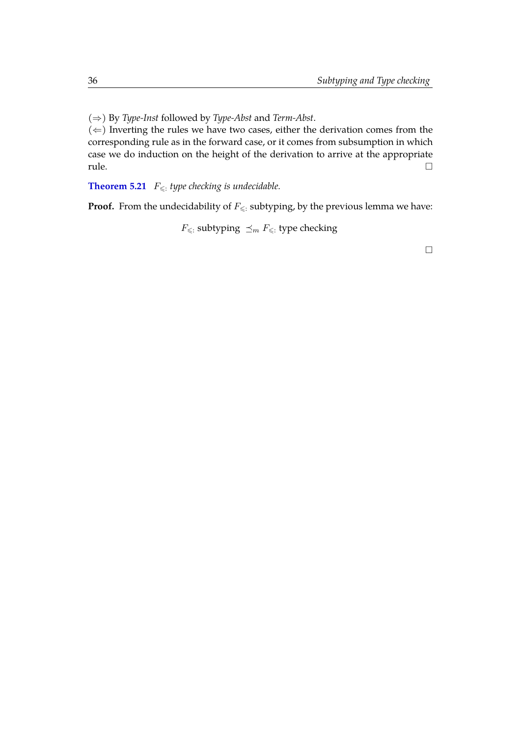($\Rightarrow$) By *Type-Inst* followed by *Type-Abst* and *Term-Abst*.
($\Leftarrow$) Inverting the rules we have two cases, either the derivation comes from the corresponding rule as in the forward case, or it comes from subsumption in which case we do induction on the height of the derivation to arrive at the appropriate rule. $\square$

**Theorem 5.21** *$F_{\leqslant:}$ type checking is undecidable.*

**Proof.** From the undecidability of $F_{\leqslant:}$ subtyping, by the previous lemma we have:

$$F_{\leqslant:} \text{ subtyping } \preceq_m F_{\leqslant:} \text{ type checking}$$

$\square$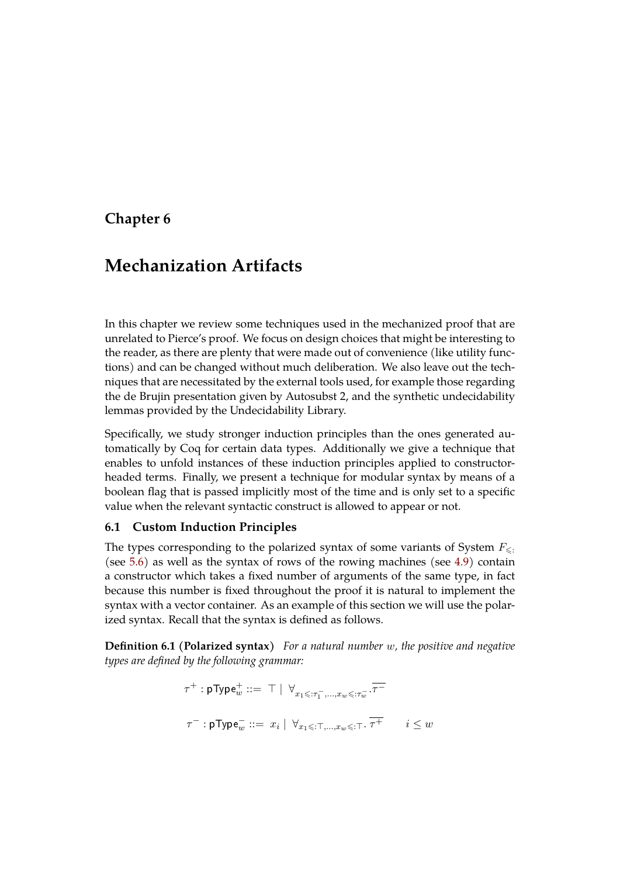# Chapter 6

# Mechanization Artifacts

In this chapter we review some techniques used in the mechanized proof that are unrelated to Pierce's proof. We focus on design choices that might be interesting to the reader, as there are plenty that were made out of convenience (like utility functions) and can be changed without much deliberation. We also leave out the techniques that are necessitated by the external tools used, for example those regarding the de Brujin presentation given by Autosubst 2, and the synthetic undecidability lemmas provided by the Undecidability Library.

Specifically, we study stronger induction principles than the ones generated automatically by Coq for certain data types. Additionally we give a technique that enables to unfold instances of these induction principles applied to constructor-headed terms. Finally, we present a technique for modular syntax by means of a boolean flag that is passed implicitly most of the time and is only set to a specific value when the relevant syntactic construct is allowed to appear or not.

## 6.1 Custom Induction Principles

The types corresponding to the polarized syntax of some variants of System $F_{\leqslant:}$ (see 5.6) as well as the syntax of rows of the rowing machines (see 4.9) contain a constructor which takes a fixed number of arguments of the same type, in fact because this number is fixed throughout the proof it is natural to implement the syntax with a vector container. As an example of this section we will use the polarized syntax. Recall that the syntax is defined as follows.

**Definition 6.1 (Polarized syntax)** *For a natural number $w$, the positive and negative types are defined by the following grammar:*

$$\tau^+ : \mathsf{pType}^+_w ::= \top \mid \forall_{x_1 \leqslant: \tau_1^-, \ldots, x_w \leqslant: \tau_w^-} . \overline{\tau^-}$$

$$\tau^- : \mathsf{pType}^-_w ::= x_i \mid \forall_{x_1 \leqslant: \top, \ldots, x_w \leqslant: \top} . \overline{\tau^+} \qquad i \leq w$$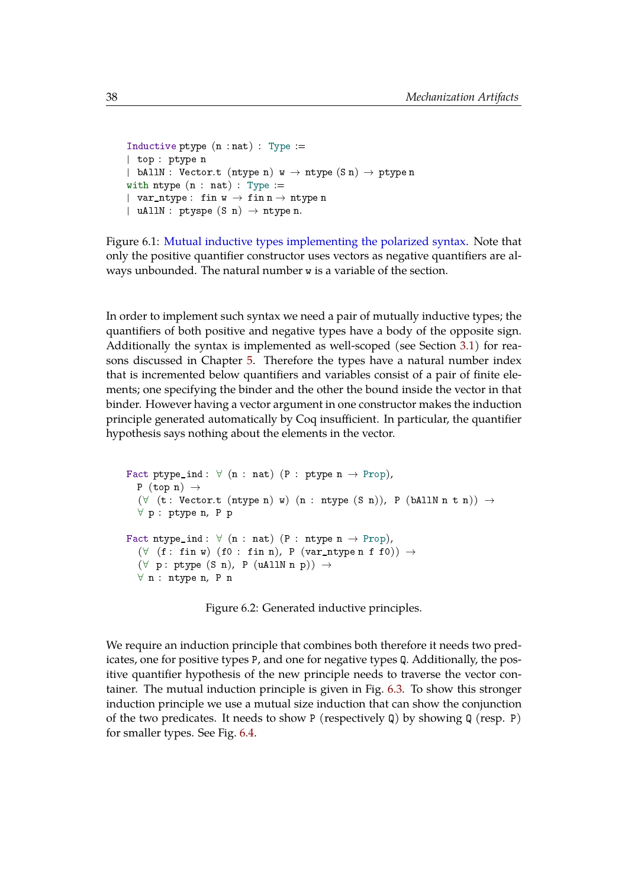```
Inductive ptype (n : nat) : Type :=
| top : ptype n
| bAllN : Vector.t (ntype n) w → ntype (S n) → ptype n
with ntype (n : nat) : Type :=
| var_ntype : fin w → fin n → ntype n
| uAllN : ptyspe (S n) → ntype n.
```

Figure 6.1: Mutual inductive types implementing the polarized syntax. Note that only the positive quantifier constructor uses vectors as negative quantifiers are always unbounded. The natural number `w` is a variable of the section.

In order to implement such syntax we need a pair of mutually inductive types; the quantifiers of both positive and negative types have a body of the opposite sign. Additionally the syntax is implemented as well-scoped (see Section 3.1) for reasons discussed in Chapter 5. Therefore the types have a natural number index that is incremented below quantifiers and variables consist of a pair of finite elements; one specifying the binder and the other the bound inside the vector in that binder. However having a vector argument in one constructor makes the induction principle generated automatically by Coq insufficient. In particular, the quantifier hypothesis says nothing about the elements in the vector.

```
Fact ptype_ind : ∀ (n : nat) (P : ptype n → Prop),
  P (top n) →
  (∀ (t : Vector.t (ntype n) w) (n : ntype (S n)), P (bAllN n t n)) →
  ∀ p : ptype n, P p

Fact ntype_ind : ∀ (n : nat) (P : ntype n → Prop),
  (∀ (f : fin w) (f0 : fin n), P (var_ntype n f f0)) →
  (∀ p : ptype (S n), P (uAllN n p)) →
  ∀ n : ntype n, P n
```

Figure 6.2: Generated inductive principles.

We require an induction principle that combines both therefore it needs two predicates, one for positive types `P`, and one for negative types `Q`. Additionally, the positive quantifier hypothesis of the new principle needs to traverse the vector container. The mutual induction principle is given in Fig. 6.3. To show this stronger induction principle we use a mutual size induction that can show the conjunction of the two predicates. It needs to show `P` (respectively `Q`) by showing `Q` (resp. `P`) for smaller types. See Fig. 6.4.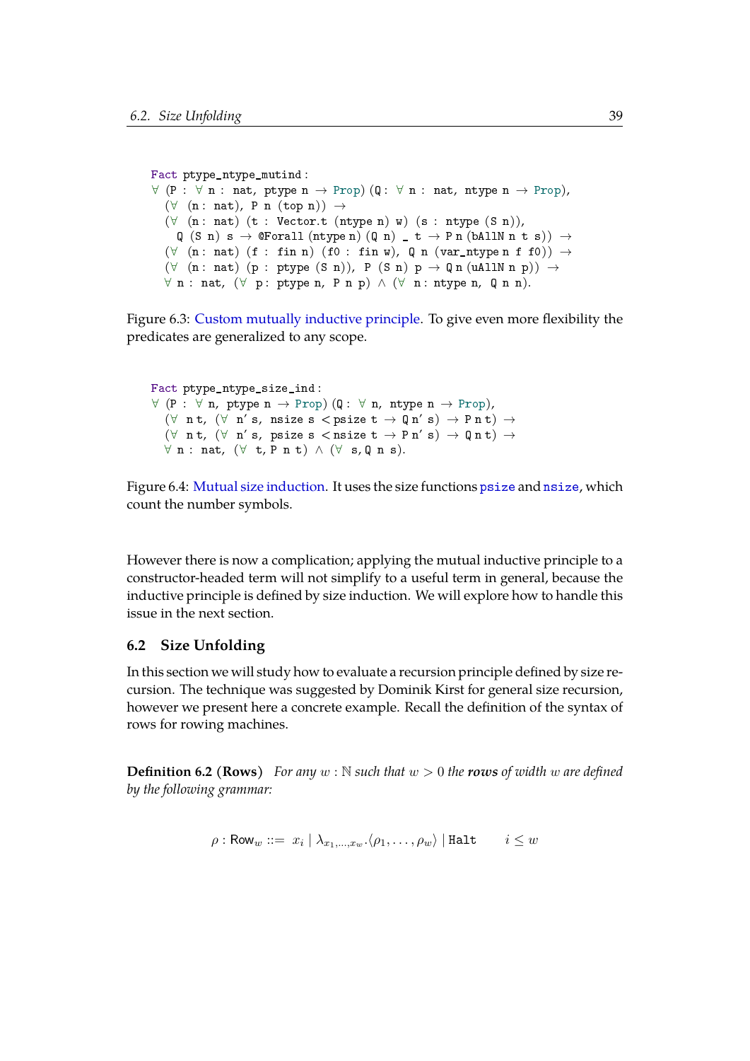```
Fact ptype_ntype_mutind :
∀ (P : ∀ n : nat, ptype n → Prop) (Q : ∀ n : nat, ntype n → Prop),
  (∀ (n : nat), P n (top n)) →
  (∀ (n : nat) (t : Vector.t (ntype n) w) (s : ntype (S n)),
    Q (S n) s → @Forall (ntype n) (Q n) _ t → P n (bAllN n t s)) →
  (∀ (n : nat) (f : fin n) (f0 : fin w), Q n (var_ntype n f f0)) →
  (∀ (n : nat) (p : ptype (S n)), P (S n) p → Q n (uAllN n p)) →
  ∀ n : nat, (∀ p : ptype n, P n p) ∧ (∀ n : ntype n, Q n n).
```

Figure 6.3: Custom mutually inductive principle. To give even more flexibility the predicates are generalized to any scope.

```
Fact ptype_ntype_size_ind :
∀ (P : ∀ n, ptype n → Prop) (Q : ∀ n, ntype n → Prop),
  (∀ n t, (∀ n' s, nsize s < psize t → Q n' s) → P n t) →
  (∀ n t, (∀ n' s, psize s < nsize t → P n' s) → Q n t) →
  ∀ n : nat, (∀ t, P n t) ∧ (∀ s, Q n s).
```

Figure 6.4: Mutual size induction. It uses the size functions `psize` and `nsize`, which count the number symbols.

However there is now a complication; applying the mutual inductive principle to a constructor-headed term will not simplify to a useful term in general, because the inductive principle is defined by size induction. We will explore how to handle this issue in the next section.

## 6.2 Size Unfolding

In this section we will study how to evaluate a recursion principle defined by size recursion. The technique was suggested by Dominik Kirst for general size recursion, however we present here a concrete example. Recall the definition of the syntax of rows for rowing machines.

**Definition 6.2 (Rows)** *For any $w : \mathbb{N}$ such that $w > 0$ the **rows** of width $w$ are defined by the following grammar:*

$$\rho : \mathsf{Row}_w ::= x_i \mid \lambda_{x_1,\ldots,x_w}.\langle \rho_1, \ldots, \rho_w \rangle \mid \mathtt{Halt} \qquad i \leq w$$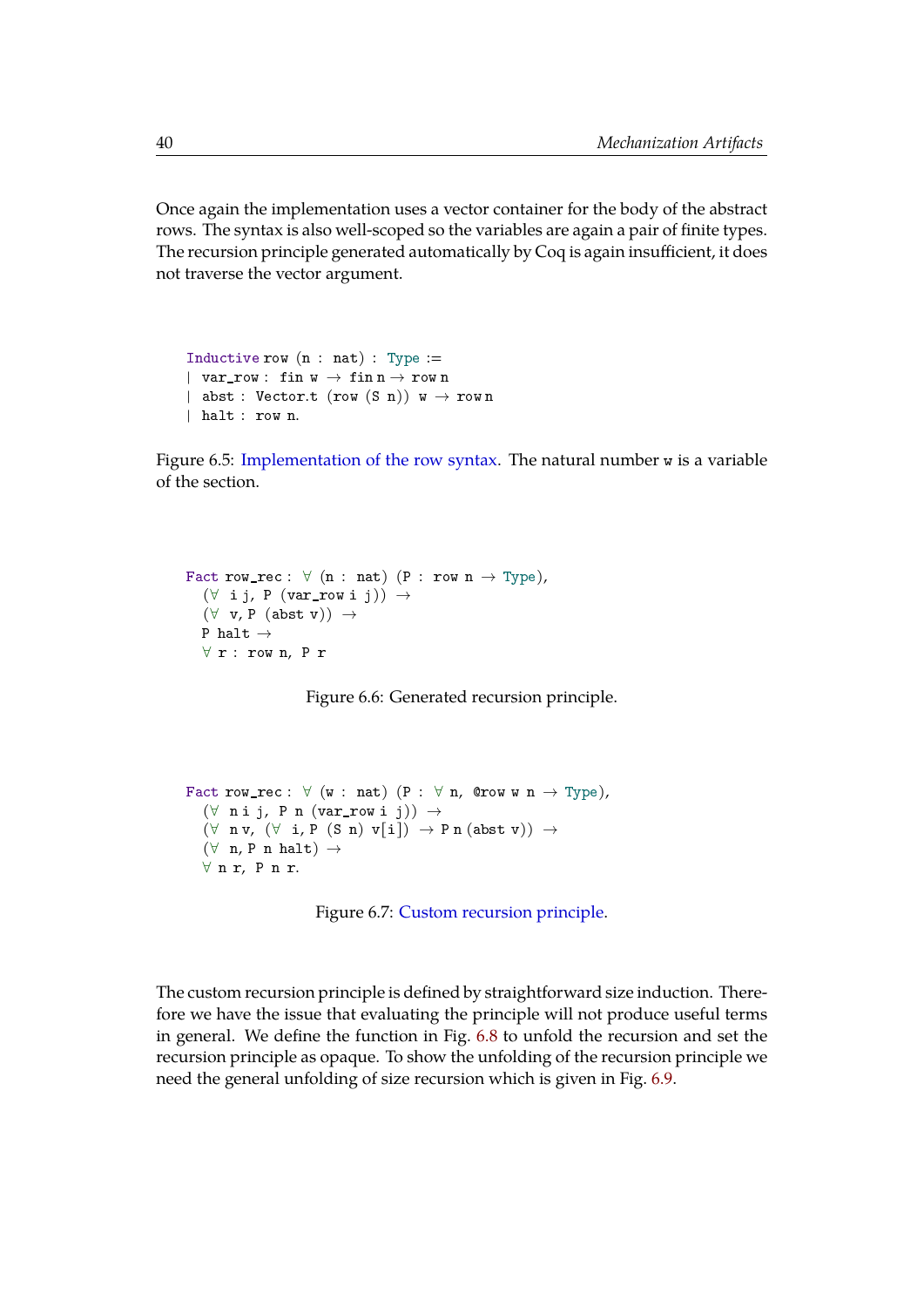Once again the implementation uses a vector container for the body of the abstract rows. The syntax is also well-scoped so the variables are again a pair of finite types. The recursion principle generated automatically by Coq is again insufficient, it does not traverse the vector argument.

```
Inductive row (n : nat) : Type :=
| var_row : fin w → fin n → row n
| abst : Vector.t (row (S n)) w → row n
| halt : row n.
```

Figure 6.5: Implementation of the row syntax. The natural number `w` is a variable of the section.

```
Fact row_rec : ∀ (n : nat) (P : row n → Type),
  (∀ i j, P (var_row i j)) →
  (∀ v, P (abst v)) →
  P halt →
  ∀ r : row n, P r
```

Figure 6.6: Generated recursion principle.

```
Fact row_rec : ∀ (w : nat) (P : ∀ n, @row w n → Type),
  (∀ n i j, P n (var_row i j)) →
  (∀ n v, (∀ i, P (S n) v[i]) → P n (abst v)) →
  (∀ n, P n halt) →
  ∀ n r, P n r.
```

Figure 6.7: Custom recursion principle.

The custom recursion principle is defined by straightforward size induction. Therefore we have the issue that evaluating the principle will not produce useful terms in general. We define the function in Fig. 6.8 to unfold the recursion and set the recursion principle as opaque. To show the unfolding of the recursion principle we need the general unfolding of size recursion which is given in Fig. 6.9.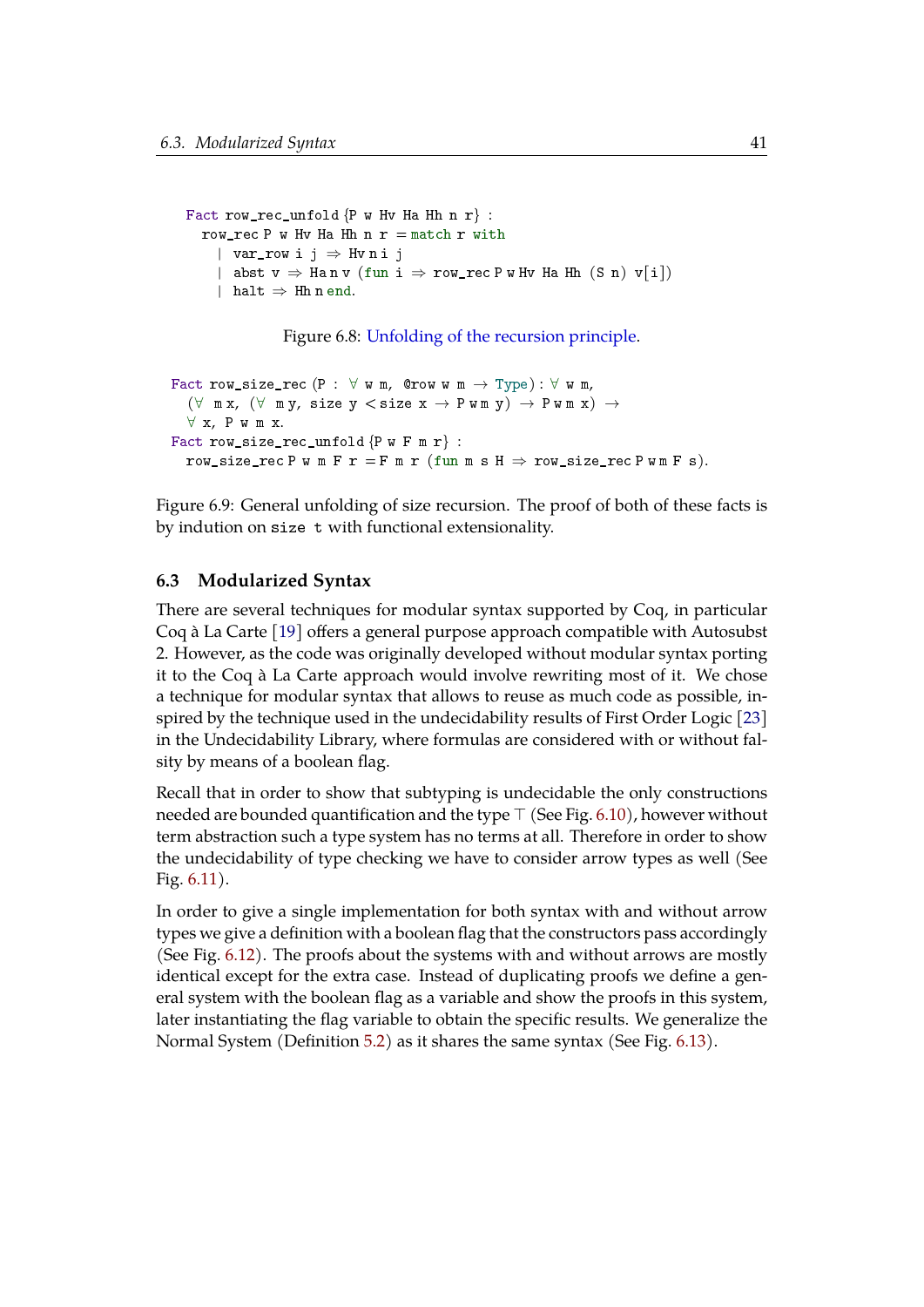```
Fact row_rec_unfold {P w Hv Ha Hh n r} :
  row_rec P w Hv Ha Hh n r = match r with
    | var_row i j ⇒ Hv n i j
    | abst v ⇒ Ha n v (fun i ⇒ row_rec P w Hv Ha Hh (S n) v[i])
    | halt ⇒ Hh n end.
```

Figure 6.8: Unfolding of the recursion principle.

```
Fact row_size_rec (P : ∀ w m, @row w m → Type) : ∀ w m,
  (∀ m x, (∀ m y, size y < size x → P w m y) → P w m x) →
  ∀ x, P w m x.
Fact row_size_rec_unfold {P w F m r} :
  row_size_rec P w m F r = F m r (fun m s H ⇒ row_size_rec P w m F s).
```

Figure 6.9: General unfolding of size recursion. The proof of both of these facts is by indution on `size t` with functional extensionality.

## 6.3 Modularized Syntax

There are several techniques for modular syntax supported by Coq, in particular Coq à La Carte [19] offers a general purpose approach compatible with Autosubst 2. However, as the code was originally developed without modular syntax porting it to the Coq à La Carte approach would involve rewriting most of it. We chose a technique for modular syntax that allows to reuse as much code as possible, inspired by the technique used in the undecidability results of First Order Logic [23] in the Undecidability Library, where formulas are considered with or without falsity by means of a boolean flag.

Recall that in order to show that subtyping is undecidable the only constructions needed are bounded quantification and the type $\top$ (See Fig. 6.10), however without term abstraction such a type system has no terms at all. Therefore in order to show the undecidability of type checking we have to consider arrow types as well (See Fig. 6.11).

In order to give a single implementation for both syntax with and without arrow types we give a definition with a boolean flag that the constructors pass accordingly (See Fig. 6.12). The proofs about the systems with and without arrows are mostly identical except for the extra case. Instead of duplicating proofs we define a general system with the boolean flag as a variable and show the proofs in this system, later instantiating the flag variable to obtain the specific results. We generalize the Normal System (Definition 5.2) as it shares the same syntax (See Fig. 6.13).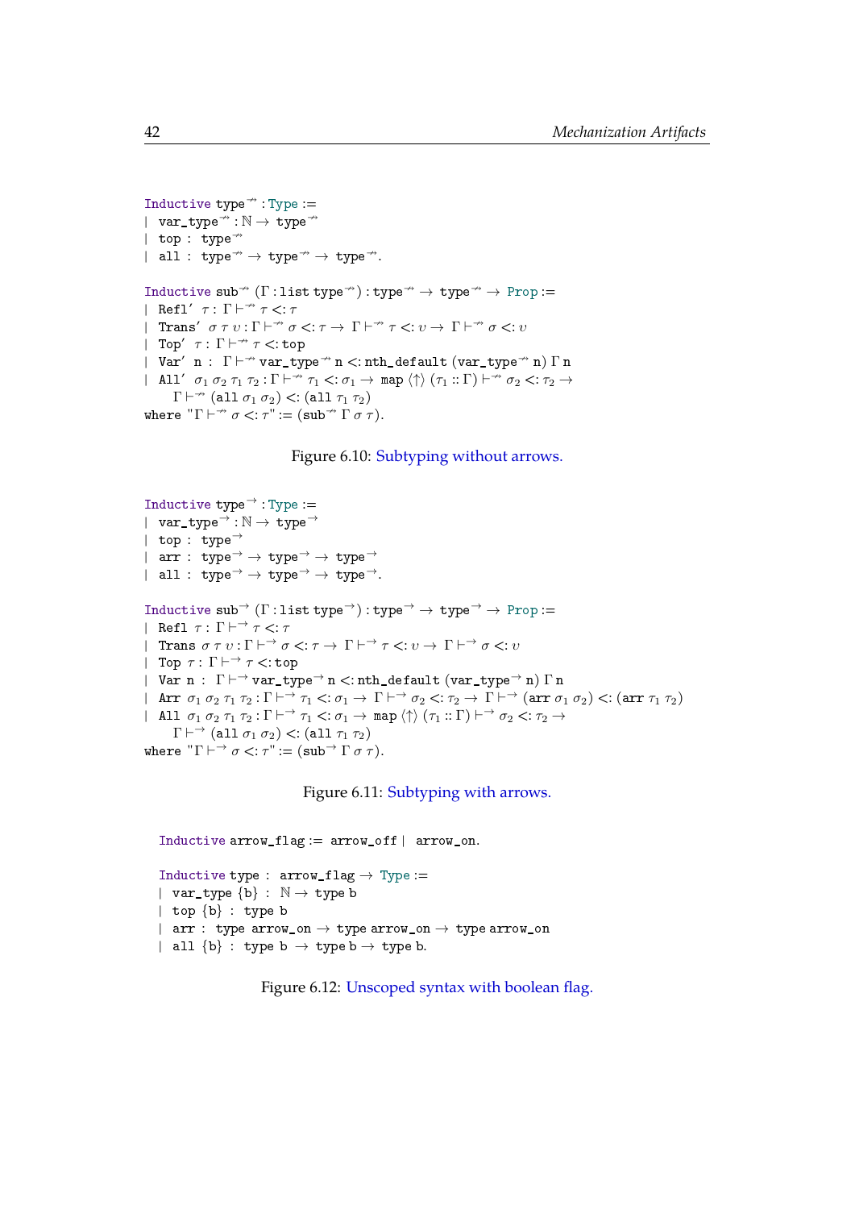```
Inductive type↛ : Type :=
| var_type↛ : ℕ → type↛
| top : type↛
| all : type↛ → type↛ → type↛.

Inductive sub↛ (Γ : list type↛) : type↛ → type↛ → Prop :=
| Refl′ τ : Γ ⊢↛ τ <: τ
| Trans′ σ τ υ : Γ ⊢↛ σ <: τ → Γ ⊢↛ τ <: υ → Γ ⊢↛ σ <: υ
| Top′ τ : Γ ⊢↛ τ <: top
| Var′ n : Γ ⊢↛ var_type↛ n <: nth_default (var_type↛ n) Γ n
| All′ σ1 σ2 τ1 τ2 : Γ ⊢↛ τ1 <: σ1 → map ⟨↑⟩ (τ1 :: Γ) ⊢↛ σ2 <: τ2 →
    Γ ⊢↛ (all σ1 σ2) <: (all τ1 τ2)
where "Γ ⊢↛ σ <: τ" := (sub↛ Γ σ τ).
```

Figure 6.10: Subtyping without arrows.

```
Inductive type→ : Type :=
| var_type→ : ℕ → type→
| top : type→
| arr : type→ → type→ → type→
| all : type→ → type→ → type→.

Inductive sub→ (Γ : list type→) : type→ → type→ → Prop :=
| Refl τ : Γ ⊢→ τ <: τ
| Trans σ τ υ : Γ ⊢→ σ <: τ → Γ ⊢→ τ <: υ → Γ ⊢→ σ <: υ
| Top τ : Γ ⊢→ τ <: top
| Var n : Γ ⊢→ var_type→ n <: nth_default (var_type→ n) Γ n
| Arr σ1 σ2 τ1 τ2 : Γ ⊢→ τ1 <: σ1 → Γ ⊢→ σ2 <: τ2 → Γ ⊢→ (arr σ1 σ2) <: (arr τ1 τ2)
| All σ1 σ2 τ1 τ2 : Γ ⊢→ τ1 <: σ1 → map ⟨↑⟩ (τ1 :: Γ) ⊢→ σ2 <: τ2 →
    Γ ⊢→ (all σ1 σ2) <: (all τ1 τ2)
where "Γ ⊢→ σ <: τ" := (sub→ Γ σ τ).
```

Figure 6.11: Subtyping with arrows.

```
Inductive arrow_flag := arrow_off | arrow_on.

Inductive type : arrow_flag → Type :=
| var_type {b} : ℕ → type b
| top {b} : type b
| arr : type arrow_on → type arrow_on → type arrow_on
| all {b} : type b → type b → type b.
```

Figure 6.12: Unscoped syntax with boolean flag.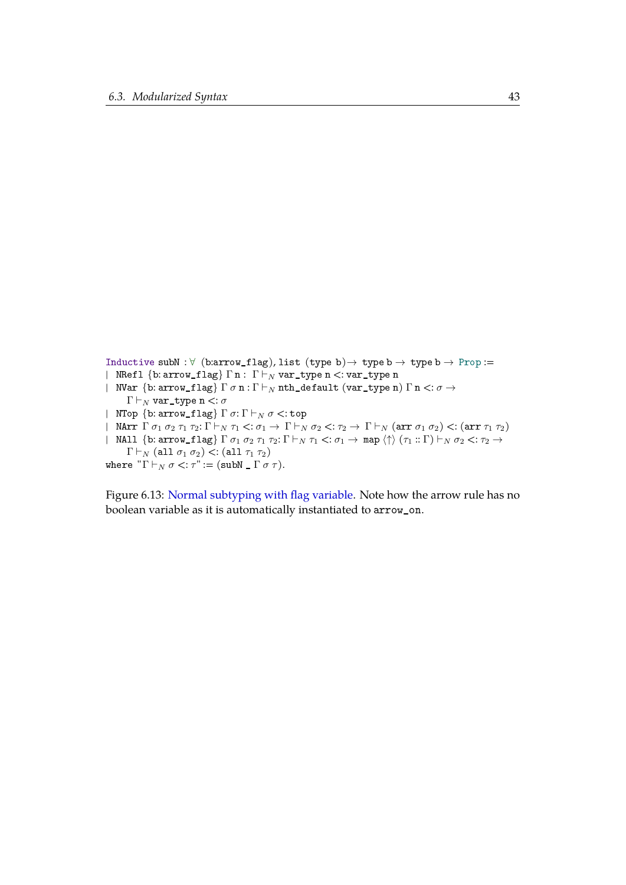```
Inductive subN : ∀ (b:arrow_flag), list (type b)→ type b → type b → Prop :=
| NRefl {b: arrow_flag} Γ n : Γ ⊢N var_type n <: var_type n
| NVar {b: arrow_flag} Γ σ n : Γ ⊢N nth_default (var_type n) Γ n <: σ →
    Γ ⊢N var_type n <: σ
| NTop {b: arrow_flag} Γ σ: Γ ⊢N σ <: top
| NArr Γ σ1 σ2 τ1 τ2: Γ ⊢N τ1 <: σ1 → Γ ⊢N σ2 <: τ2 → Γ ⊢N (arr σ1 σ2) <: (arr τ1 τ2)
| NAll {b: arrow_flag} Γ σ1 σ2 τ1 τ2: Γ ⊢N τ1 <: σ1 → map ⟨↑⟩ (τ1 :: Γ) ⊢N σ2 <: τ2 →
    Γ ⊢N (all σ1 σ2) <: (all τ1 τ2)
where "Γ ⊢N σ <: τ" := (subN _ Γ σ τ).
```

Figure 6.13: Normal subtyping with flag variable. Note how the arrow rule has no boolean variable as it is automatically instantiated to `arrow_on`.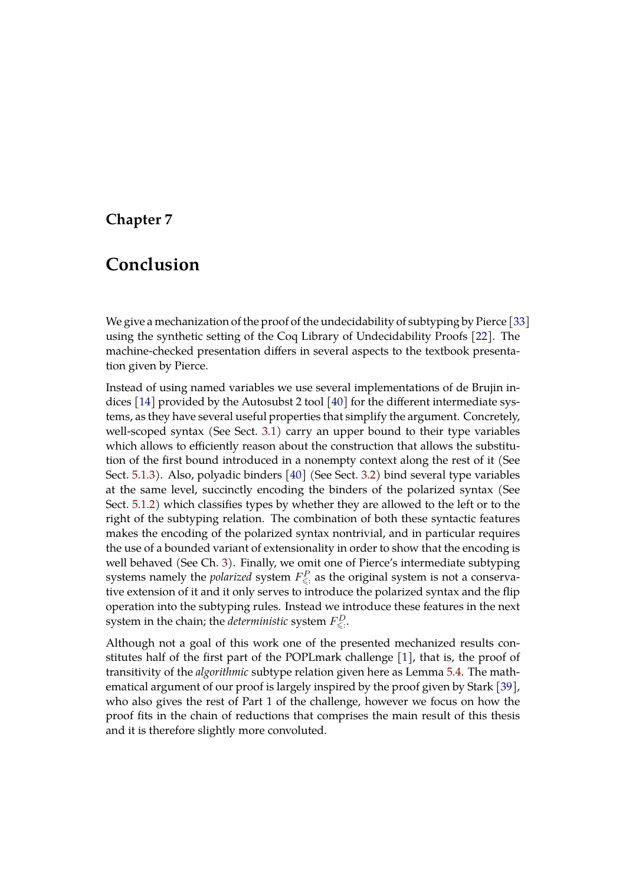# Chapter 7

# Conclusion

We give a mechanization of the proof of the undecidability of subtyping by Pierce [33] using the synthetic setting of the Coq Library of Undecidability Proofs [22]. The machine-checked presentation differs in several aspects to the textbook presentation given by Pierce.

Instead of using named variables we use several implementations of de Brujin indices [14] provided by the Autosubst 2 tool [40] for the different intermediate systems, as they have several useful properties that simplify the argument. Concretely, well-scoped syntax (See Sect. 3.1) carry an upper bound to their type variables which allows to efficiently reason about the construction that allows the substitution of the first bound introduced in a nonempty context along the rest of it (See Sect. 5.1.3). Also, polyadic binders [40] (See Sect. 3.2) bind several type variables at the same level, succinctly encoding the binders of the polarized syntax (See Sect. 5.1.2) which classifies types by whether they are allowed to the left or to the right of the subtyping relation. The combination of both these syntactic features makes the encoding of the polarized syntax nontrivial, and in particular requires the use of a bounded variant of extensionality in order to show that the encoding is well behaved (See Ch. 3). Finally, we omit one of Pierce's intermediate subtyping systems namely the *polarized* system $F^{P}_{\leqslant:}$ as the original system is not a conservative extension of it and it only serves to introduce the polarized syntax and the flip operation into the subtyping rules. Instead we introduce these features in the next system in the chain; the *deterministic* system $F^{D}_{\leqslant:}$.

Although not a goal of this work one of the presented mechanized results constitutes half of the first part of the POPLmark challenge [1], that is, the proof of transitivity of the *algorithmic* subtype relation given here as Lemma 5.4. The mathematical argument of our proof is largely inspired by the proof given by Stark [39], who also gives the rest of Part 1 of the challenge, however we focus on how the proof fits in the chain of reductions that comprises the main result of this thesis and it is therefore slightly more convoluted.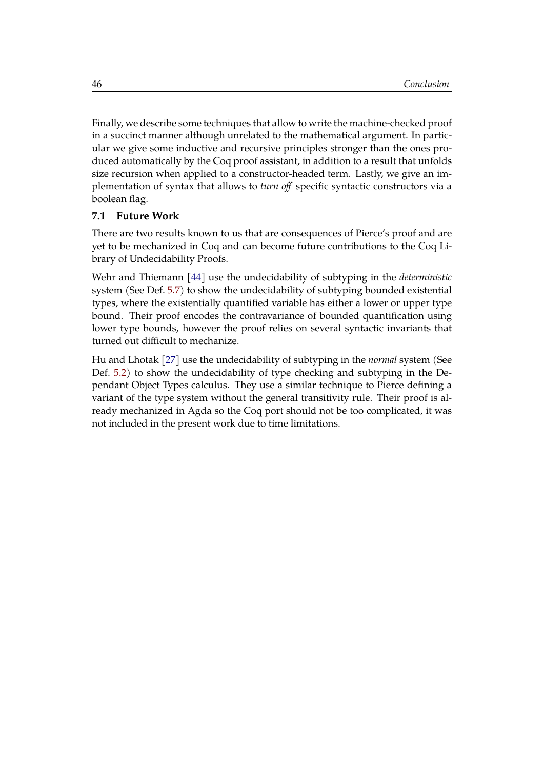Finally, we describe some techniques that allow to write the machine-checked proof in a succinct manner although unrelated to the mathematical argument. In particular we give some inductive and recursive principles stronger than the ones produced automatically by the Coq proof assistant, in addition to a result that unfolds size recursion when applied to a constructor-headed term. Lastly, we give an implementation of syntax that allows to *turn off* specific syntactic constructors via a boolean flag.

## 7.1 Future Work

There are two results known to us that are consequences of Pierce's proof and are yet to be mechanized in Coq and can become future contributions to the Coq Library of Undecidability Proofs.

Wehr and Thiemann [44] use the undecidability of subtyping in the *deterministic* system (See Def. 5.7) to show the undecidability of subtyping bounded existential types, where the existentially quantified variable has either a lower or upper type bound. Their proof encodes the contravariance of bounded quantification using lower type bounds, however the proof relies on several syntactic invariants that turned out difficult to mechanize.

Hu and Lhotak [27] use the undecidability of subtyping in the *normal* system (See Def. 5.2) to show the undecidability of type checking and subtyping in the Dependant Object Types calculus. They use a similar technique to Pierce defining a variant of the type system without the general transitivity rule. Their proof is already mechanized in Agda so the Coq port should not be too complicated, it was not included in the present work due to time limitations.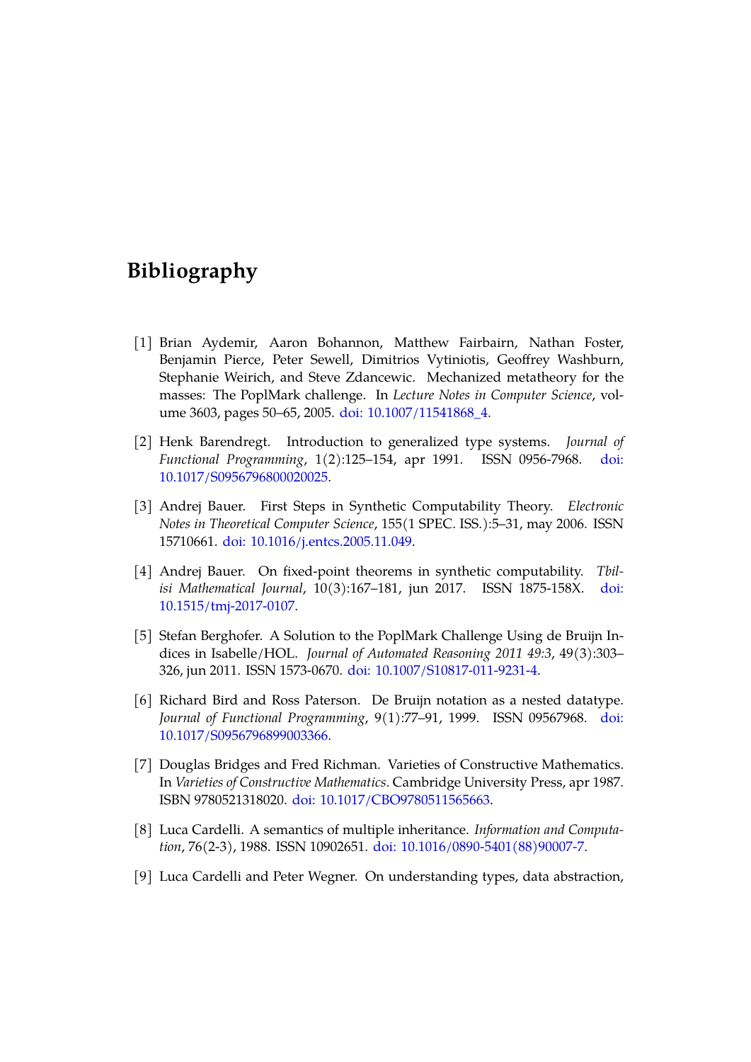# Bibliography

[1] Brian Aydemir, Aaron Bohannon, Matthew Fairbairn, Nathan Foster, Benjamin Pierce, Peter Sewell, Dimitrios Vytiniotis, Geoffrey Washburn, Stephanie Weirich, and Steve Zdancewic. Mechanized metatheory for the masses: The PoplMark challenge. In *Lecture Notes in Computer Science*, volume 3603, pages 50–65, 2005. doi: 10.1007/11541868_4.

[2] Henk Barendregt. Introduction to generalized type systems. *Journal of Functional Programming*, 1(2):125–154, apr 1991. ISSN 0956-7968. doi: 10.1017/S0956796800020025.

[3] Andrej Bauer. First Steps in Synthetic Computability Theory. *Electronic Notes in Theoretical Computer Science*, 155(1 SPEC. ISS.):5–31, may 2006. ISSN 15710661. doi: 10.1016/j.entcs.2005.11.049.

[4] Andrej Bauer. On fixed-point theorems in synthetic computability. *Tbilisi Mathematical Journal*, 10(3):167–181, jun 2017. ISSN 1875-158X. doi: 10.1515/tmj-2017-0107.

[5] Stefan Berghofer. A Solution to the PoplMark Challenge Using de Bruijn Indices in Isabelle/HOL. *Journal of Automated Reasoning 2011 49:3*, 49(3):303–326, jun 2011. ISSN 1573-0670. doi: 10.1007/S10817-011-9231-4.

[6] Richard Bird and Ross Paterson. De Bruijn notation as a nested datatype. *Journal of Functional Programming*, 9(1):77–91, 1999. ISSN 09567968. doi: 10.1017/S0956796899003366.

[7] Douglas Bridges and Fred Richman. Varieties of Constructive Mathematics. In *Varieties of Constructive Mathematics*. Cambridge University Press, apr 1987. ISBN 9780521318020. doi: 10.1017/CBO9780511565663.

[8] Luca Cardelli. A semantics of multiple inheritance. *Information and Computation*, 76(2-3), 1988. ISSN 10902651. doi: 10.1016/0890-5401(88)90007-7.

[9] Luca Cardelli and Peter Wegner. On understanding types, data abstraction,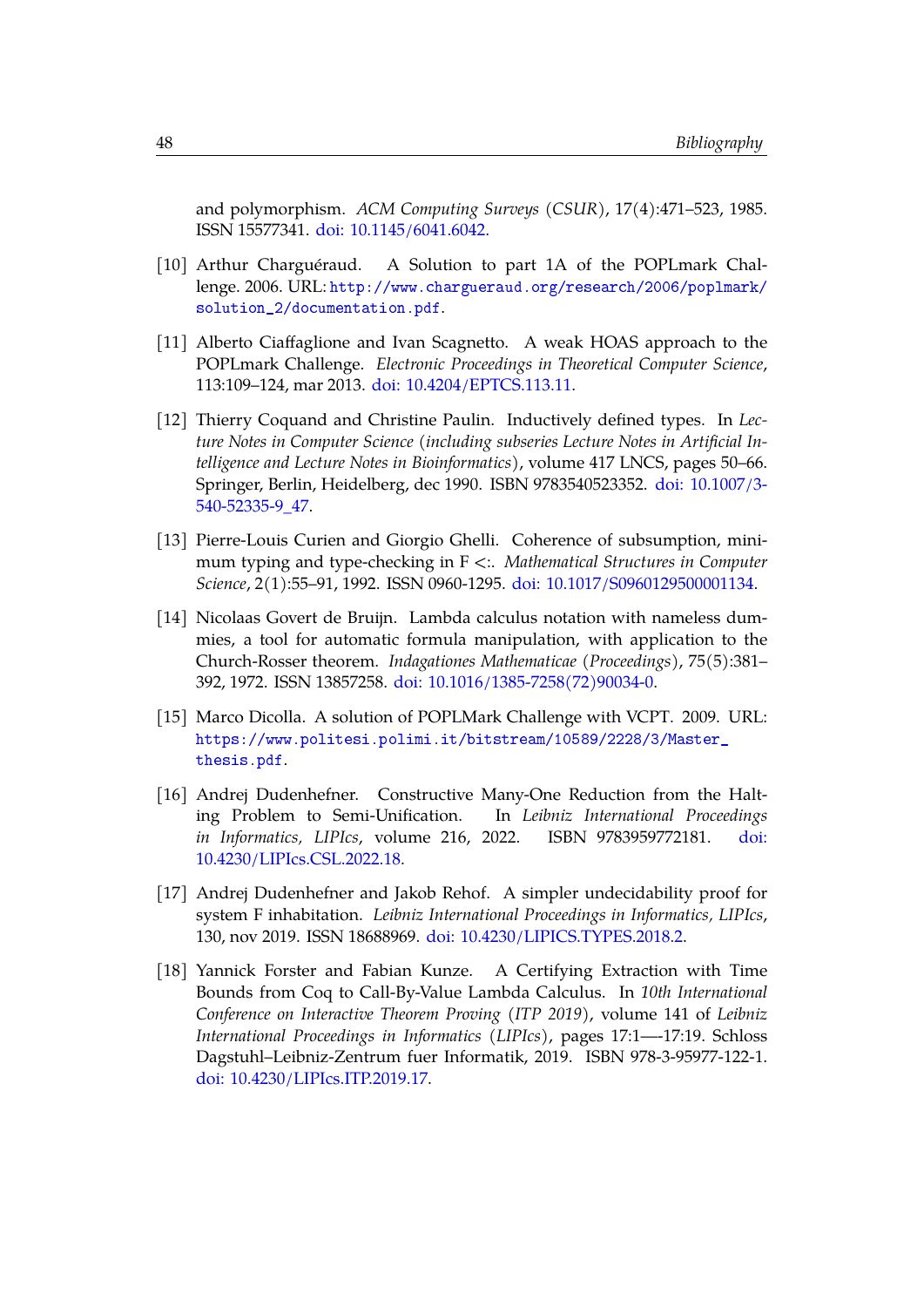and polymorphism. *ACM Computing Surveys (CSUR)*, 17(4):471–523, 1985. ISSN 15577341. doi: 10.1145/6041.6042.

[10] Arthur Charguéraud. A Solution to part 1A of the POPLmark Challenge. 2006. URL: `http://www.chargueraud.org/research/2006/poplmark/solution_2/documentation.pdf`.

[11] Alberto Ciaffaglione and Ivan Scagnetto. A weak HOAS approach to the POPLmark Challenge. *Electronic Proceedings in Theoretical Computer Science*, 113:109–124, mar 2013. doi: 10.4204/EPTCS.113.11.

[12] Thierry Coquand and Christine Paulin. Inductively defined types. In *Lecture Notes in Computer Science (including subseries Lecture Notes in Artificial Intelligence and Lecture Notes in Bioinformatics)*, volume 417 LNCS, pages 50–66. Springer, Berlin, Heidelberg, dec 1990. ISBN 9783540523352. doi: 10.1007/3-540-52335-9_47.

[13] Pierre-Louis Curien and Giorgio Ghelli. Coherence of subsumption, minimum typing and type-checking in F <:. *Mathematical Structures in Computer Science*, 2(1):55–91, 1992. ISSN 0960-1295. doi: 10.1017/S0960129500001134.

[14] Nicolaas Govert de Bruijn. Lambda calculus notation with nameless dummies, a tool for automatic formula manipulation, with application to the Church-Rosser theorem. *Indagationes Mathematicae (Proceedings)*, 75(5):381–392, 1972. ISSN 13857258. doi: 10.1016/1385-7258(72)90034-0.

[15] Marco Dicolla. A solution of POPLMark Challenge with VCPT. 2009. URL: `https://www.politesi.polimi.it/bitstream/10589/2228/3/Master_thesis.pdf`.

[16] Andrej Dudenhefner. Constructive Many-One Reduction from the Halting Problem to Semi-Unification. In *Leibniz International Proceedings in Informatics, LIPIcs*, volume 216, 2022. ISBN 9783959772181. doi: 10.4230/LIPIcs.CSL.2022.18.

[17] Andrej Dudenhefner and Jakob Rehof. A simpler undecidability proof for system F inhabitation. *Leibniz International Proceedings in Informatics, LIPIcs*, 130, nov 2019. ISSN 18688969. doi: 10.4230/LIPICS.TYPES.2018.2.

[18] Yannick Forster and Fabian Kunze. A Certifying Extraction with Time Bounds from Coq to Call-By-Value Lambda Calculus. In *10th International Conference on Interactive Theorem Proving (ITP 2019)*, volume 141 of *Leibniz International Proceedings in Informatics (LIPIcs)*, pages 17:1—-17:19. Schloss Dagstuhl–Leibniz-Zentrum fuer Informatik, 2019. ISBN 978-3-95977-122-1. doi: 10.4230/LIPIcs.ITP.2019.17.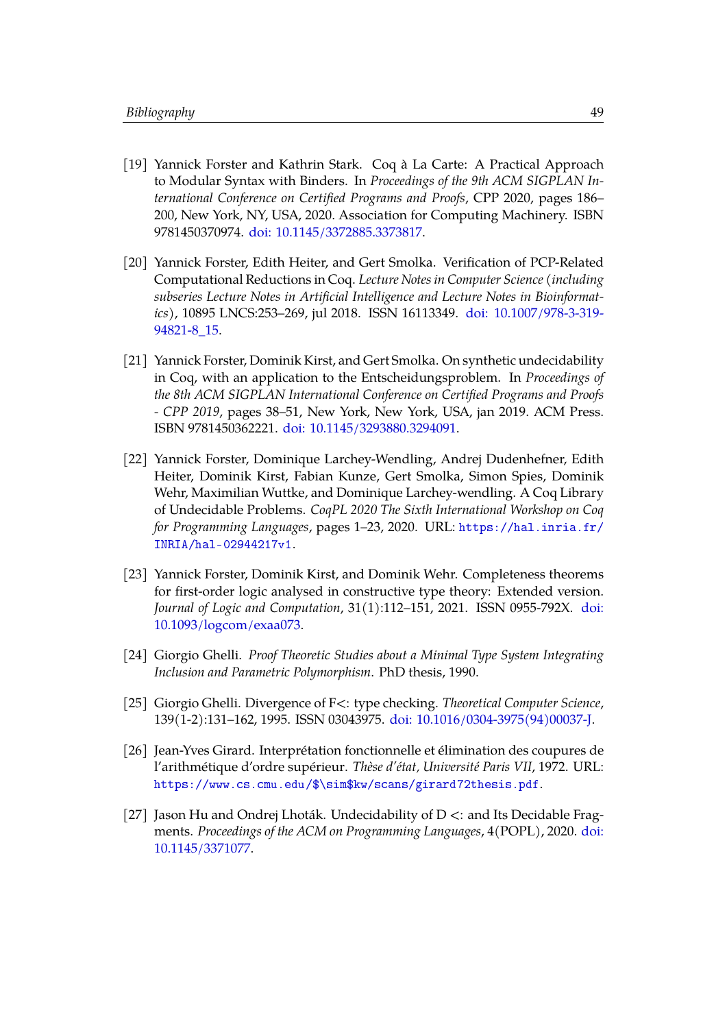[19] Yannick Forster and Kathrin Stark. Coq à La Carte: A Practical Approach to Modular Syntax with Binders. In *Proceedings of the 9th ACM SIGPLAN International Conference on Certified Programs and Proofs*, CPP 2020, pages 186–200, New York, NY, USA, 2020. Association for Computing Machinery. ISBN 9781450370974. doi: 10.1145/3372885.3373817.

[20] Yannick Forster, Edith Heiter, and Gert Smolka. Verification of PCP-Related Computational Reductions in Coq. *Lecture Notes in Computer Science (including subseries Lecture Notes in Artificial Intelligence and Lecture Notes in Bioinformatics)*, 10895 LNCS:253–269, jul 2018. ISSN 16113349. doi: 10.1007/978-3-319-94821-8_15.

[21] Yannick Forster, Dominik Kirst, and Gert Smolka. On synthetic undecidability in Coq, with an application to the Entscheidungsproblem. In *Proceedings of the 8th ACM SIGPLAN International Conference on Certified Programs and Proofs - CPP 2019*, pages 38–51, New York, New York, USA, jan 2019. ACM Press. ISBN 9781450362221. doi: 10.1145/3293880.3294091.

[22] Yannick Forster, Dominique Larchey-Wendling, Andrej Dudenhefner, Edith Heiter, Dominik Kirst, Fabian Kunze, Gert Smolka, Simon Spies, Dominik Wehr, Maximilian Wuttke, and Dominique Larchey-wendling. A Coq Library of Undecidable Problems. *CoqPL 2020 The Sixth International Workshop on Coq for Programming Languages*, pages 1–23, 2020. URL: `https://hal.inria.fr/INRIA/hal-02944217v1`.

[23] Yannick Forster, Dominik Kirst, and Dominik Wehr. Completeness theorems for first-order logic analysed in constructive type theory: Extended version. *Journal of Logic and Computation*, 31(1):112–151, 2021. ISSN 0955-792X. doi: 10.1093/logcom/exaa073.

[24] Giorgio Ghelli. *Proof Theoretic Studies about a Minimal Type System Integrating Inclusion and Parametric Polymorphism*. PhD thesis, 1990.

[25] Giorgio Ghelli. Divergence of F<: type checking. *Theoretical Computer Science*, 139(1-2):131–162, 1995. ISSN 03043975. doi: 10.1016/0304-3975(94)00037-J.

[26] Jean-Yves Girard. Interprétation fonctionnelle et élimination des coupures de l'arithmétique d'ordre supérieur. *Thèse d'état, Université Paris VII*, 1972. URL: `https://www.cs.cmu.edu/$\sim$kw/scans/girard72thesis.pdf`.

[27] Jason Hu and Ondrej Lhoták. Undecidability of D <: and Its Decidable Fragments. *Proceedings of the ACM on Programming Languages*, 4(POPL), 2020. doi: 10.1145/3371077.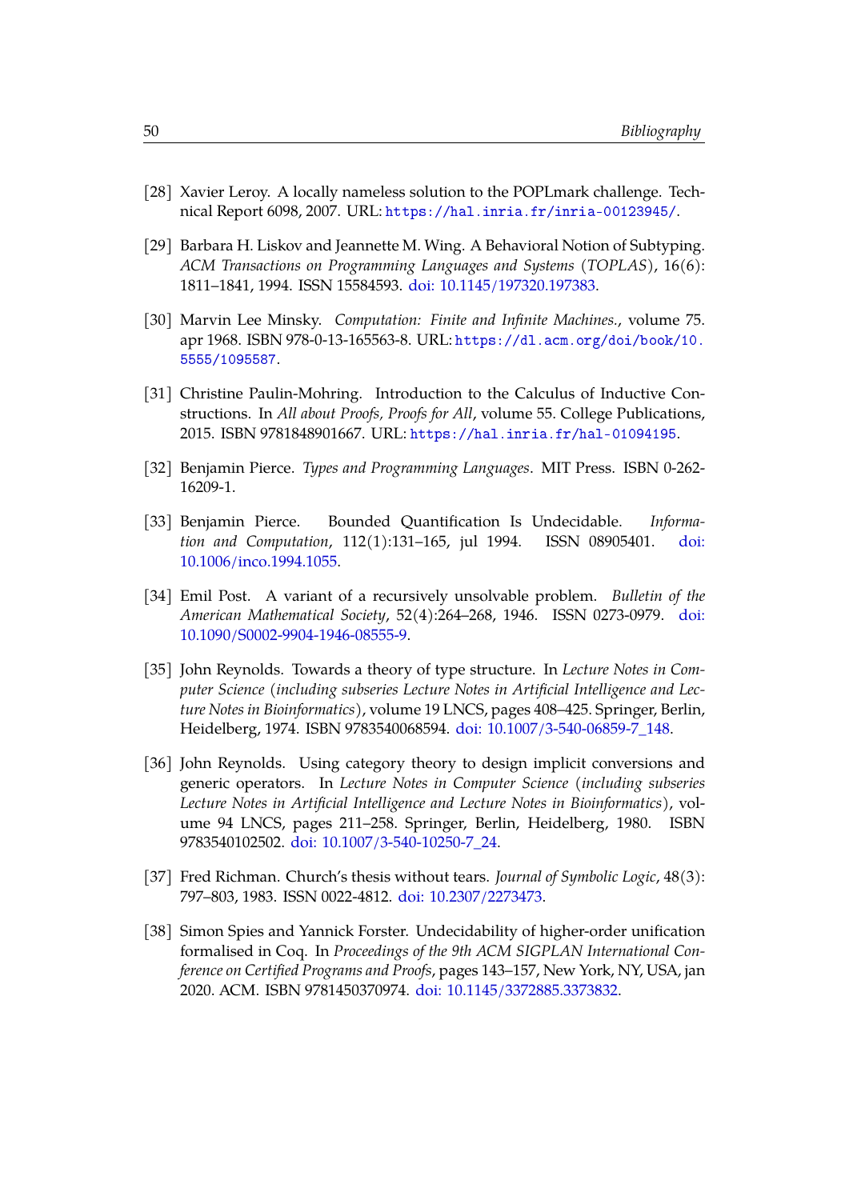[28] Xavier Leroy. A locally nameless solution to the POPLmark challenge. Technical Report 6098, 2007. URL: https://hal.inria.fr/inria-00123945/.

[29] Barbara H. Liskov and Jeannette M. Wing. A Behavioral Notion of Subtyping. *ACM Transactions on Programming Languages and Systems (TOPLAS)*, 16(6): 1811–1841, 1994. ISSN 15584593. doi: 10.1145/197320.197383.

[30] Marvin Lee Minsky. *Computation: Finite and Infinite Machines.*, volume 75. apr 1968. ISBN 978-0-13-165563-8. URL: https://dl.acm.org/doi/book/10.5555/1095587.

[31] Christine Paulin-Mohring. Introduction to the Calculus of Inductive Constructions. In *All about Proofs, Proofs for All*, volume 55. College Publications, 2015. ISBN 9781848901667. URL: https://hal.inria.fr/hal-01094195.

[32] Benjamin Pierce. *Types and Programming Languages*. MIT Press. ISBN 0-262-16209-1.

[33] Benjamin Pierce. Bounded Quantification Is Undecidable. *Information and Computation*, 112(1):131–165, jul 1994. ISSN 08905401. doi: 10.1006/inco.1994.1055.

[34] Emil Post. A variant of a recursively unsolvable problem. *Bulletin of the American Mathematical Society*, 52(4):264–268, 1946. ISSN 0273-0979. doi: 10.1090/S0002-9904-1946-08555-9.

[35] John Reynolds. Towards a theory of type structure. In *Lecture Notes in Computer Science (including subseries Lecture Notes in Artificial Intelligence and Lecture Notes in Bioinformatics)*, volume 19 LNCS, pages 408–425. Springer, Berlin, Heidelberg, 1974. ISBN 9783540068594. doi: 10.1007/3-540-06859-7_148.

[36] John Reynolds. Using category theory to design implicit conversions and generic operators. In *Lecture Notes in Computer Science (including subseries Lecture Notes in Artificial Intelligence and Lecture Notes in Bioinformatics)*, volume 94 LNCS, pages 211–258. Springer, Berlin, Heidelberg, 1980. ISBN 9783540102502. doi: 10.1007/3-540-10250-7_24.

[37] Fred Richman. Church's thesis without tears. *Journal of Symbolic Logic*, 48(3): 797–803, 1983. ISSN 0022-4812. doi: 10.2307/2273473.

[38] Simon Spies and Yannick Forster. Undecidability of higher-order unification formalised in Coq. In *Proceedings of the 9th ACM SIGPLAN International Conference on Certified Programs and Proofs*, pages 143–157, New York, NY, USA, jan 2020. ACM. ISBN 9781450370974. doi: 10.1145/3372885.3373832.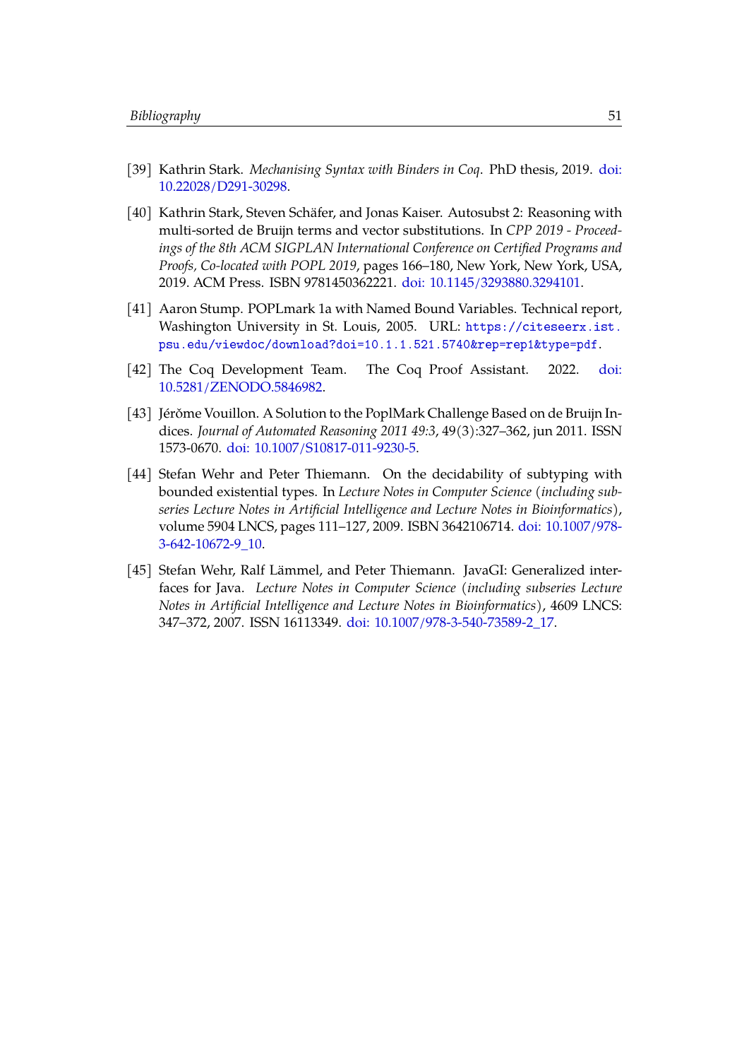[39] Kathrin Stark. *Mechanising Syntax with Binders in Coq*. PhD thesis, 2019. doi: 10.22028/D291-30298.

[40] Kathrin Stark, Steven Schäfer, and Jonas Kaiser. Autosubst 2: Reasoning with multi-sorted de Bruijn terms and vector substitutions. In *CPP 2019 - Proceedings of the 8th ACM SIGPLAN International Conference on Certified Programs and Proofs, Co-located with POPL 2019*, pages 166–180, New York, New York, USA, 2019. ACM Press. ISBN 9781450362221. doi: 10.1145/3293880.3294101.

[41] Aaron Stump. POPLmark 1a with Named Bound Variables. Technical report, Washington University in St. Louis, 2005. URL: `https://citeseerx.ist.psu.edu/viewdoc/download?doi=10.1.1.521.5740&rep=rep1&type=pdf`.

[42] The Coq Development Team. The Coq Proof Assistant. 2022. doi: 10.5281/ZENODO.5846982.

[43] Jérǒme Vouillon. A Solution to the PoplMark Challenge Based on de Bruijn Indices. *Journal of Automated Reasoning 2011 49:3*, 49(3):327–362, jun 2011. ISSN 1573-0670. doi: 10.1007/S10817-011-9230-5.

[44] Stefan Wehr and Peter Thiemann. On the decidability of subtyping with bounded existential types. In *Lecture Notes in Computer Science (including subseries Lecture Notes in Artificial Intelligence and Lecture Notes in Bioinformatics)*, volume 5904 LNCS, pages 111–127, 2009. ISBN 3642106714. doi: 10.1007/978-3-642-10672-9_10.

[45] Stefan Wehr, Ralf Lämmel, and Peter Thiemann. JavaGI: Generalized interfaces for Java. *Lecture Notes in Computer Science (including subseries Lecture Notes in Artificial Intelligence and Lecture Notes in Bioinformatics)*, 4609 LNCS: 347–372, 2007. ISSN 16113349. doi: 10.1007/978-3-540-73589-2_17.